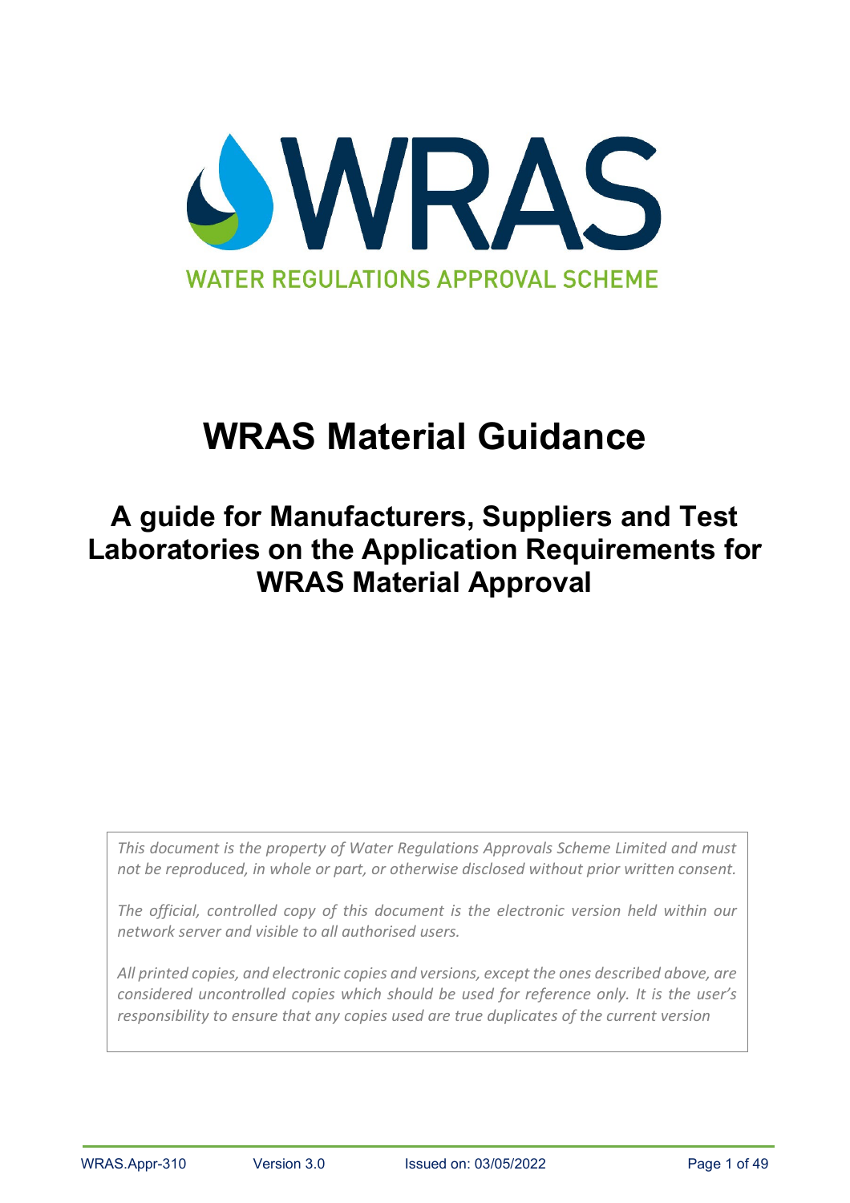WRAS

WATER REGULATIONS APPROVAL SCHEME

# WRAS Material Guidance

## A guide for Manufacturers, Suppliers and Test Laboratories on the Application Requirements for WRAS Material Approval

*This document is the property of Water Regulations Approvals Scheme Limited and must not be reproduced, in whole or part, or otherwise disclosed without prior written consent.*

*The official, controlled copy of this document is the electronic version held within our network server and visible to all authorised users.*

*All printed copies, and electronic copies and versions, except the ones described above, are considered uncontrolled copies which should be used for reference only. It is the user's responsibility to ensure that any copies used are true duplicates of the current version*

WRAS.Appr-310 Version 3.0 Issued on: 03/05/2022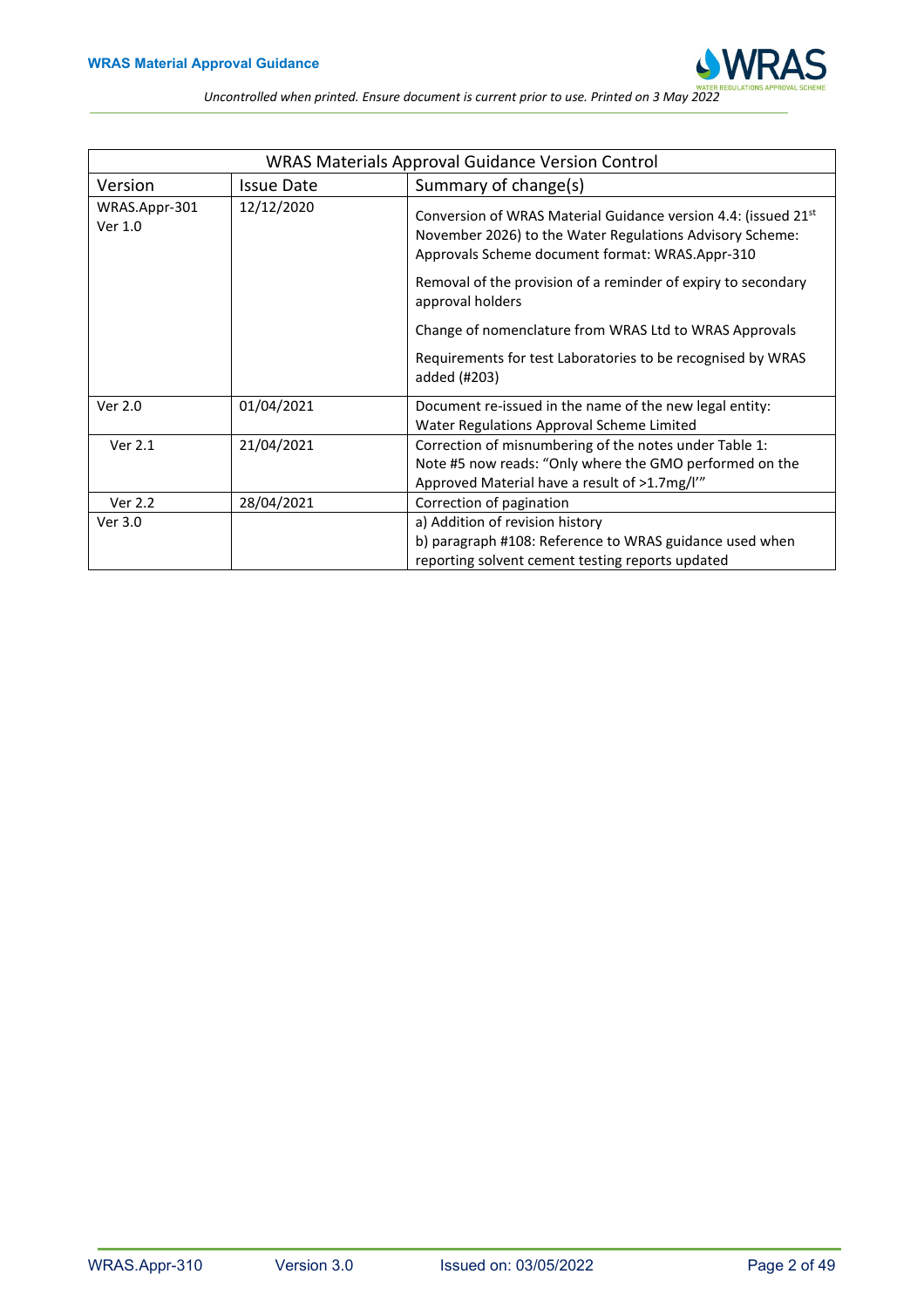| WRAS Materials Approval Guidance Version Control | | |
|---|---|---|
| Version | Issue Date | Summary of change(s) |
| WRAS.Appr-301 Ver 1.0 | 12/12/2020 | Conversion of WRAS Material Guidance version 4.4: (issued 21st November 2026) to the Water Regulations Advisory Scheme: Approvals Scheme document format: WRAS.Appr-310<br><br>Removal of the provision of a reminder of expiry to secondary approval holders<br><br>Change of nomenclature from WRAS Ltd to WRAS Approvals<br><br>Requirements for test Laboratories to be recognised by WRAS added (#203) |
| Ver 2.0 | 01/04/2021 | Document re-issued in the name of the new legal entity: Water Regulations Approval Scheme Limited |
| Ver 2.1 | 21/04/2021 | Correction of misnumbering of the notes under Table 1: Note #5 now reads: “Only where the GMO performed on the Approved Material have a result of >1.7mg/l” |
| Ver 2.2 | 28/04/2021 | Correction of pagination |
| Ver 3.0 | | a) Addition of revision history<br>b) paragraph #108: Reference to WRAS guidance used when reporting solvent cement testing reports updated |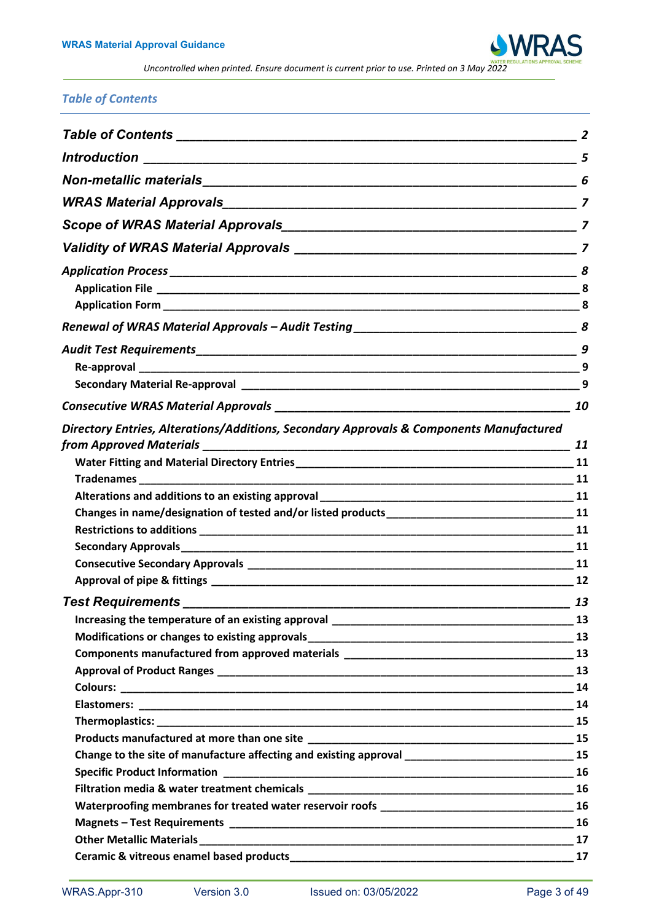## *Table of Contents*

| | |
|---|---|
| ***Table of Contents*** | ***2*** |
| ***Introduction*** | ***5*** |
| ***Non-metallic materials*** | ***6*** |
| ***WRAS Material Approvals*** | ***7*** |
| ***Scope of WRAS Material Approvals*** | ***7*** |
| ***Validity of WRAS Material Approvals*** | ***7*** |
| ***Application Process*** | ***8*** |
| **Application File** | **8** |
| **Application Form** | **8** |
| ***Renewal of WRAS Material Approvals – Audit Testing*** | ***8*** |
| ***Audit Test Requirements*** | ***9*** |
| **Re-approval** | **9** |
| **Secondary Material Re-approval** | **9** |
| ***Consecutive WRAS Material Approvals*** | ***10*** |
| ***Directory Entries, Alterations/Additions, Secondary Approvals & Components Manufactured from Approved Materials*** | ***11*** |
| **Water Fitting and Material Directory Entries** | **11** |
| **Tradenames** | **11** |
| **Alterations and additions to an existing approval** | **11** |
| **Changes in name/designation of tested and/or listed products** | **11** |
| **Restrictions to additions** | **11** |
| **Secondary Approvals** | **11** |
| **Consecutive Secondary Approvals** | **11** |
| **Approval of pipe & fittings** | **12** |
| ***Test Requirements*** | ***13*** |
| **Increasing the temperature of an existing approval** | **13** |
| **Modifications or changes to existing approvals** | **13** |
| **Components manufactured from approved materials** | **13** |
| **Approval of Product Ranges** | **13** |
| **Colours:** | **14** |
| **Elastomers:** | **14** |
| **Thermoplastics:** | **15** |
| **Products manufactured at more than one site** | **15** |
| **Change to the site of manufacture affecting and existing approval** | **15** |
| **Specific Product Information** | **16** |
| **Filtration media & water treatment chemicals** | **16** |
| **Waterproofing membranes for treated water reservoir roofs** | **16** |
| **Magnets – Test Requirements** | **16** |
| **Other Metallic Materials** | **17** |
| **Ceramic & vitreous enamel based products** | **17** |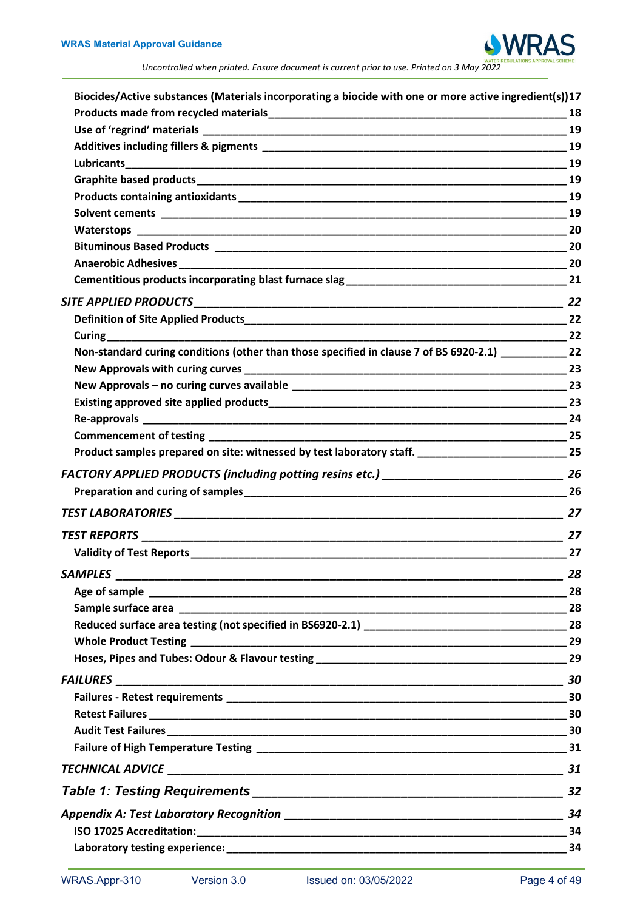**Biocides/Active substances (Materials incorporating a biocide with one or more active ingredient(s)) 17**
**Products made from recycled materials ___ 18**
**Use of 'regrind' materials ___ 19**
**Additives including fillers & pigments ___ 19**
**Lubricants ___ 19**
**Graphite based products ___ 19**
**Products containing antioxidants ___ 19**
**Solvent cements ___ 19**
**Waterstops ___ 20**
**Bituminous Based Products ___ 20**
**Anaerobic Adhesives ___ 20**
**Cementitious products incorporating blast furnace slag ___ 21**

***SITE APPLIED PRODUCTS ___ 22***

**Definition of Site Applied Products ___ 22**
**Curing ___ 22**
**Non-standard curing conditions (other than those specified in clause 7 of BS 6920-2.1) ___ 22**
**New Approvals with curing curves ___ 23**
**New Approvals – no curing curves available ___ 23**
**Existing approved site applied products ___ 23**
**Re-approvals ___ 24**
**Commencement of testing ___ 25**
**Product samples prepared on site: witnessed by test laboratory staff. ___ 25**

***FACTORY APPLIED PRODUCTS (including potting resins etc.) ___ 26***

**Preparation and curing of samples ___ 26**

***TEST LABORATORIES ___ 27***

***TEST REPORTS ___ 27***

**Validity of Test Reports ___ 27**

***SAMPLES ___ 28***

**Age of sample ___ 28**
**Sample surface area ___ 28**
**Reduced surface area testing (not specified in BS6920-2.1) ___ 28**
**Whole Product Testing ___ 29**
**Hoses, Pipes and Tubes: Odour & Flavour testing ___ 29**

***FAILURES ___ 30***

**Failures - Retest requirements ___ 30**
**Retest Failures ___ 30**
**Audit Test Failures ___ 30**
**Failure of High Temperature Testing ___ 31**

***TECHNICAL ADVICE ___ 31***

***Table 1: Testing Requirements ___ 32***

***Appendix A: Test Laboratory Recognition ___ 34***

**ISO 17025 Accreditation: ___ 34**
**Laboratory testing experience: ___ 34**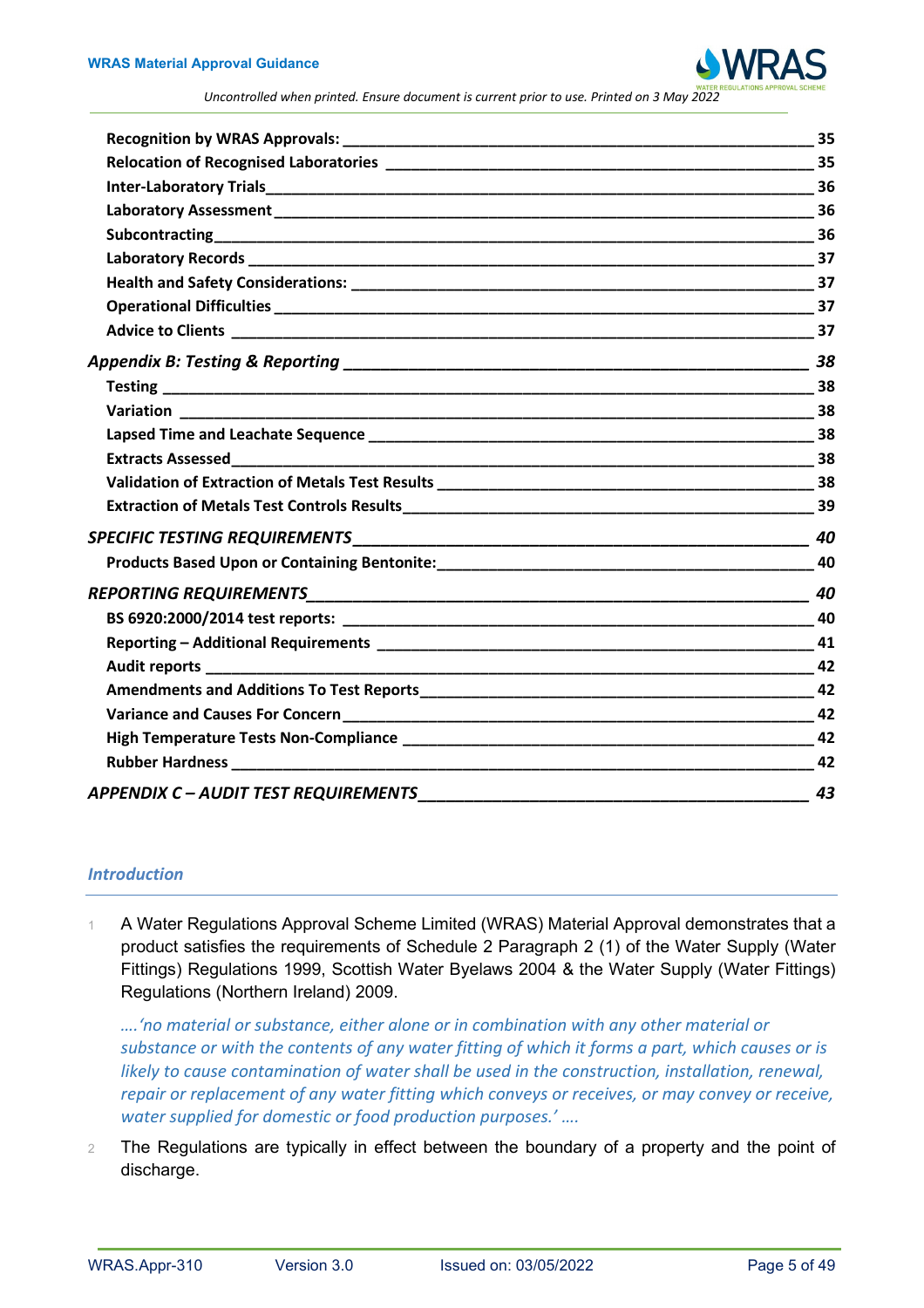| | |
|---|---|
| **Recognition by WRAS Approvals:** | 35 |
| **Relocation of Recognised Laboratories** | 35 |
| **Inter-Laboratory Trials** | 36 |
| **Laboratory Assessment** | 36 |
| **Subcontracting** | 36 |
| **Laboratory Records** | 37 |
| **Health and Safety Considerations:** | 37 |
| **Operational Difficulties** | 37 |
| **Advice to Clients** | 37 |
| ***Appendix B: Testing & Reporting*** | ***38*** |
| **Testing** | 38 |
| **Variation** | 38 |
| **Lapsed Time and Leachate Sequence** | 38 |
| **Extracts Assessed** | 38 |
| **Validation of Extraction of Metals Test Results** | 38 |
| **Extraction of Metals Test Controls Results** | 39 |
| ***SPECIFIC TESTING REQUIREMENTS*** | ***40*** |
| **Products Based Upon or Containing Bentonite:** | 40 |
| ***REPORTING REQUIREMENTS*** | ***40*** |
| **BS 6920:2000/2014 test reports:** | 40 |
| **Reporting – Additional Requirements** | 41 |
| **Audit reports** | 42 |
| **Amendments and Additions To Test Reports** | 42 |
| **Variance and Causes For Concern** | 42 |
| **High Temperature Tests Non-Compliance** | 42 |
| **Rubber Hardness** | 42 |
| ***APPENDIX C – AUDIT TEST REQUIREMENTS*** | ***43*** |

## *Introduction*

1. A Water Regulations Approval Scheme Limited (WRAS) Material Approval demonstrates that a product satisfies the requirements of Schedule 2 Paragraph 2 (1) of the Water Supply (Water Fittings) Regulations 1999, Scottish Water Byelaws 2004 & the Water Supply (Water Fittings) Regulations (Northern Ireland) 2009.

   *….'no material or substance, either alone or in combination with any other material or substance or with the contents of any water fitting of which it forms a part, which causes or is likely to cause contamination of water shall be used in the construction, installation, renewal, repair or replacement of any water fitting which conveys or receives, or may convey or receive, water supplied for domestic or food production purposes.' ….*

2. The Regulations are typically in effect between the boundary of a property and the point of discharge.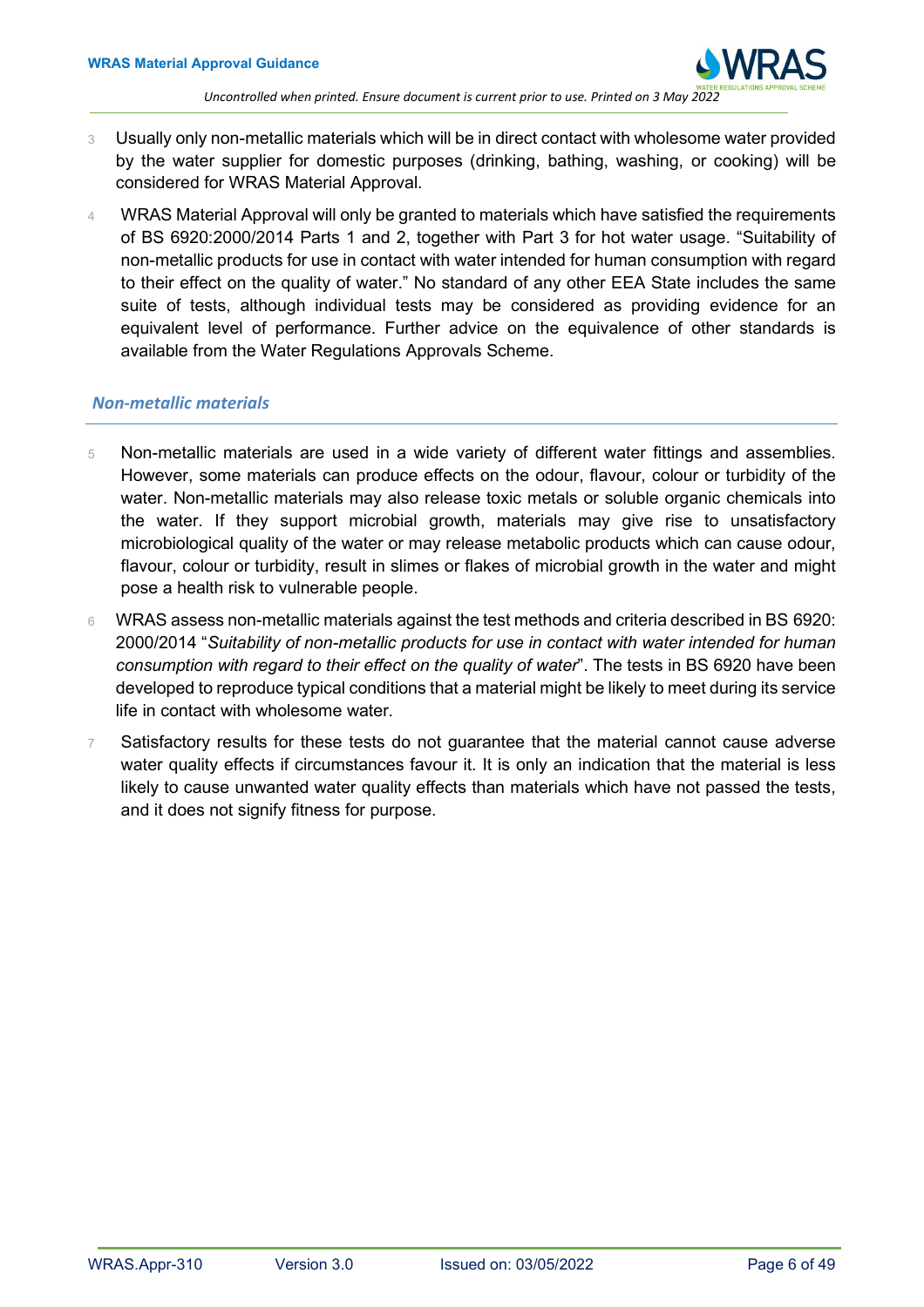3 Usually only non-metallic materials which will be in direct contact with wholesome water provided by the water supplier for domestic purposes (drinking, bathing, washing, or cooking) will be considered for WRAS Material Approval.

4 WRAS Material Approval will only be granted to materials which have satisfied the requirements of BS 6920:2000/2014 Parts 1 and 2, together with Part 3 for hot water usage. "Suitability of non-metallic products for use in contact with water intended for human consumption with regard to their effect on the quality of water." No standard of any other EEA State includes the same suite of tests, although individual tests may be considered as providing evidence for an equivalent level of performance. Further advice on the equivalence of other standards is available from the Water Regulations Approvals Scheme.

## *Non-metallic materials*

5 Non-metallic materials are used in a wide variety of different water fittings and assemblies. However, some materials can produce effects on the odour, flavour, colour or turbidity of the water. Non-metallic materials may also release toxic metals or soluble organic chemicals into the water. If they support microbial growth, materials may give rise to unsatisfactory microbiological quality of the water or may release metabolic products which can cause odour, flavour, colour or turbidity, result in slimes or flakes of microbial growth in the water and might pose a health risk to vulnerable people.

6 WRAS assess non-metallic materials against the test methods and criteria described in BS 6920: 2000/2014 "*Suitability of non-metallic products for use in contact with water intended for human consumption with regard to their effect on the quality of water*". The tests in BS 6920 have been developed to reproduce typical conditions that a material might be likely to meet during its service life in contact with wholesome water.

7 Satisfactory results for these tests do not guarantee that the material cannot cause adverse water quality effects if circumstances favour it. It is only an indication that the material is less likely to cause unwanted water quality effects than materials which have not passed the tests, and it does not signify fitness for purpose.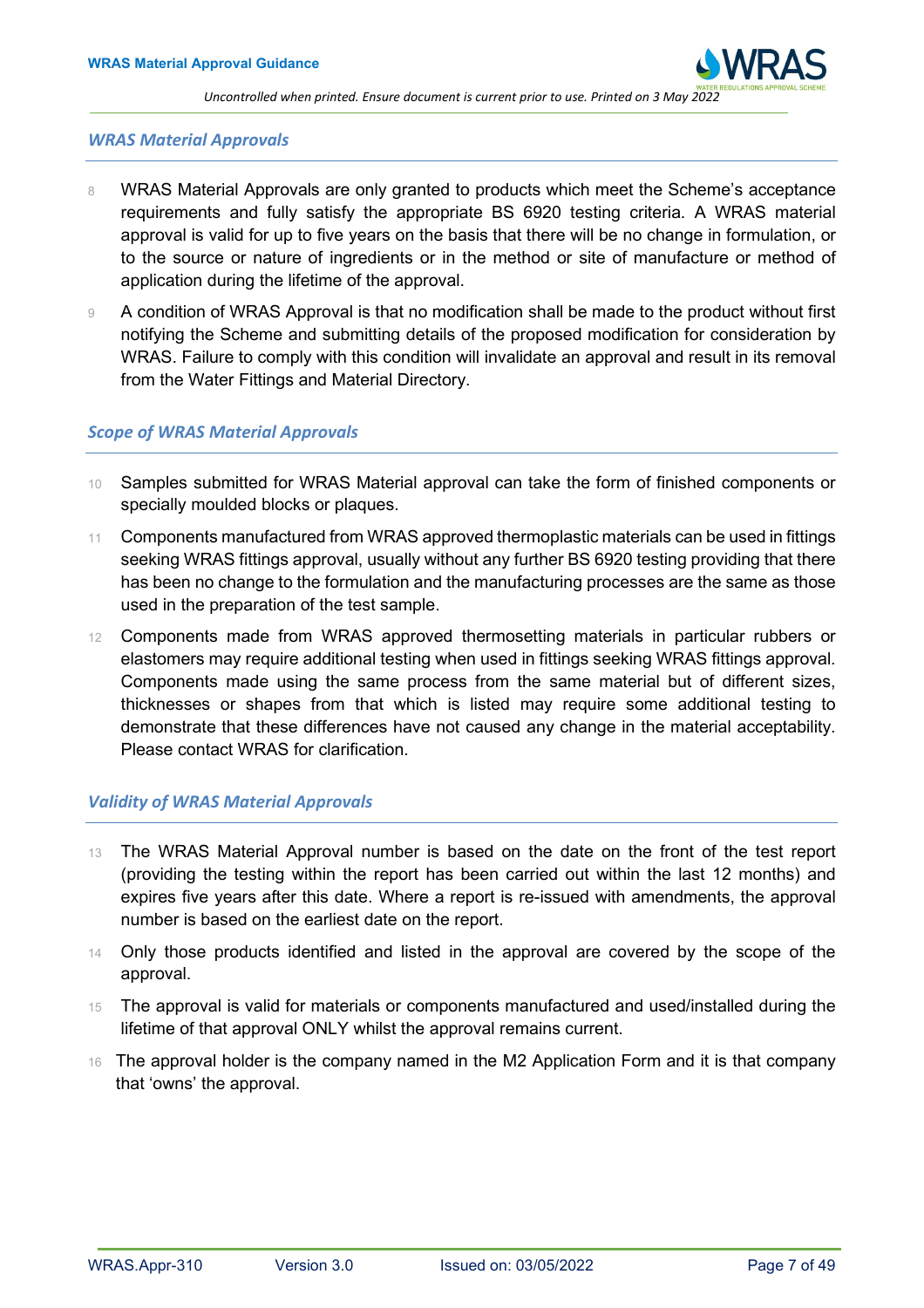## WRAS Material Approvals

8 WRAS Material Approvals are only granted to products which meet the Scheme's acceptance requirements and fully satisfy the appropriate BS 6920 testing criteria. A WRAS material approval is valid for up to five years on the basis that there will be no change in formulation, or to the source or nature of ingredients or in the method or site of manufacture or method of application during the lifetime of the approval.

9 A condition of WRAS Approval is that no modification shall be made to the product without first notifying the Scheme and submitting details of the proposed modification for consideration by WRAS. Failure to comply with this condition will invalidate an approval and result in its removal from the Water Fittings and Material Directory.

## Scope of WRAS Material Approvals

10 Samples submitted for WRAS Material approval can take the form of finished components or specially moulded blocks or plaques.

11 Components manufactured from WRAS approved thermoplastic materials can be used in fittings seeking WRAS fittings approval, usually without any further BS 6920 testing providing that there has been no change to the formulation and the manufacturing processes are the same as those used in the preparation of the test sample.

12 Components made from WRAS approved thermosetting materials in particular rubbers or elastomers may require additional testing when used in fittings seeking WRAS fittings approval. Components made using the same process from the same material but of different sizes, thicknesses or shapes from that which is listed may require some additional testing to demonstrate that these differences have not caused any change in the material acceptability. Please contact WRAS for clarification.

## Validity of WRAS Material Approvals

13 The WRAS Material Approval number is based on the date on the front of the test report (providing the testing within the report has been carried out within the last 12 months) and expires five years after this date. Where a report is re-issued with amendments, the approval number is based on the earliest date on the report.

14 Only those products identified and listed in the approval are covered by the scope of the approval.

15 The approval is valid for materials or components manufactured and used/installed during the lifetime of that approval ONLY whilst the approval remains current.

16 The approval holder is the company named in the M2 Application Form and it is that company that 'owns' the approval.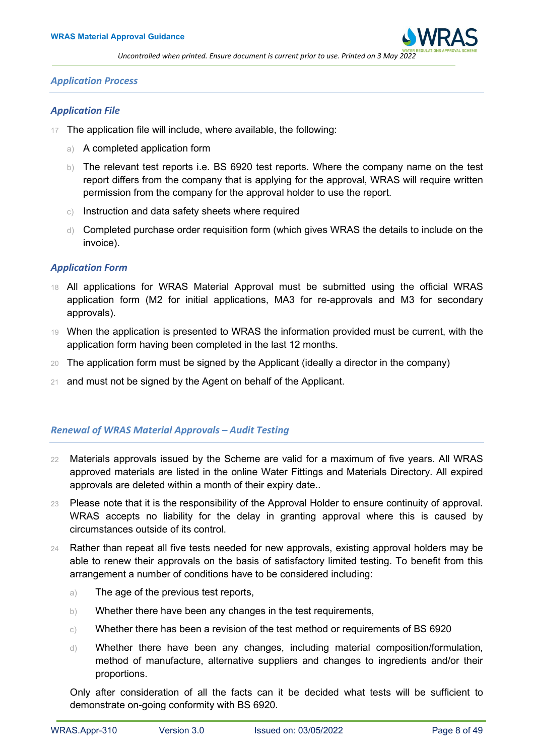## Application Process

### Application File

17 The application file will include, where available, the following:

a) A completed application form

b) The relevant test reports i.e. BS 6920 test reports. Where the company name on the test report differs from the company that is applying for the approval, WRAS will require written permission from the company for the approval holder to use the report.

c) Instruction and data safety sheets where required

d) Completed purchase order requisition form (which gives WRAS the details to include on the invoice).

### Application Form

18 All applications for WRAS Material Approval must be submitted using the official WRAS application form (M2 for initial applications, MA3 for re-approvals and M3 for secondary approvals).

19 When the application is presented to WRAS the information provided must be current, with the application form having been completed in the last 12 months.

20 The application form must be signed by the Applicant (ideally a director in the company)

21 and must not be signed by the Agent on behalf of the Applicant.

## Renewal of WRAS Material Approvals – Audit Testing

22 Materials approvals issued by the Scheme are valid for a maximum of five years. All WRAS approved materials are listed in the online Water Fittings and Materials Directory. All expired approvals are deleted within a month of their expiry date..

23 Please note that it is the responsibility of the Approval Holder to ensure continuity of approval. WRAS accepts no liability for the delay in granting approval where this is caused by circumstances outside of its control.

24 Rather than repeat all five tests needed for new approvals, existing approval holders may be able to renew their approvals on the basis of satisfactory limited testing. To benefit from this arrangement a number of conditions have to be considered including:

a) The age of the previous test reports,

b) Whether there have been any changes in the test requirements,

c) Whether there has been a revision of the test method or requirements of BS 6920

d) Whether there have been any changes, including material composition/formulation, method of manufacture, alternative suppliers and changes to ingredients and/or their proportions.

Only after consideration of all the facts can it be decided what tests will be sufficient to demonstrate on-going conformity with BS 6920.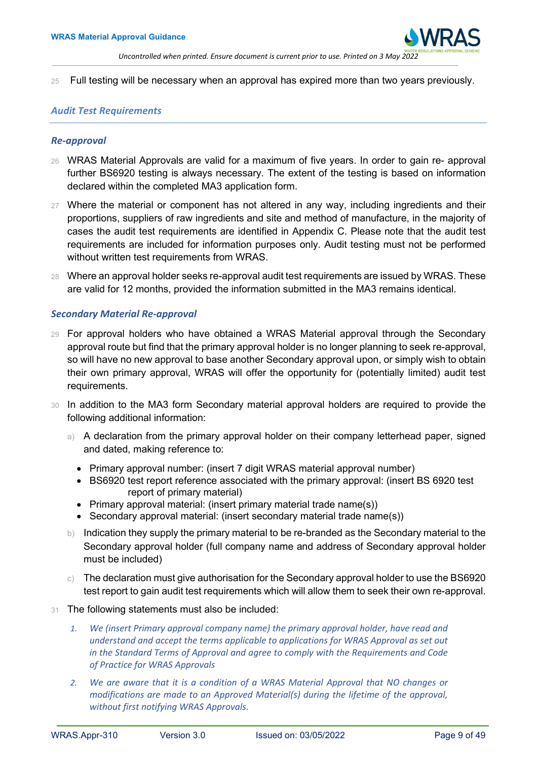25 Full testing will be necessary when an approval has expired more than two years previously.

## *Audit Test Requirements*

### *Re-approval*

26 WRAS Material Approvals are valid for a maximum of five years. In order to gain re- approval further BS6920 testing is always necessary. The extent of the testing is based on information declared within the completed MA3 application form.

27 Where the material or component has not altered in any way, including ingredients and their proportions, suppliers of raw ingredients and site and method of manufacture, in the majority of cases the audit test requirements are identified in Appendix C. Please note that the audit test requirements are included for information purposes only. Audit testing must not be performed without written test requirements from WRAS.

28 Where an approval holder seeks re-approval audit test requirements are issued by WRAS. These are valid for 12 months, provided the information submitted in the MA3 remains identical.

### *Secondary Material Re-approval*

29 For approval holders who have obtained a WRAS Material approval through the Secondary approval route but find that the primary approval holder is no longer planning to seek re-approval, so will have no new approval to base another Secondary approval upon, or simply wish to obtain their own primary approval, WRAS will offer the opportunity for (potentially limited) audit test requirements.

30 In addition to the MA3 form Secondary material approval holders are required to provide the following additional information:

a) A declaration from the primary approval holder on their company letterhead paper, signed and dated, making reference to:

- Primary approval number: (insert 7 digit WRAS material approval number)
- BS6920 test report reference associated with the primary approval: (insert BS 6920 test report of primary material)
- Primary approval material: (insert primary material trade name(s))
- Secondary approval material: (insert secondary material trade name(s))

b) Indication they supply the primary material to be re-branded as the Secondary material to the Secondary approval holder (full company name and address of Secondary approval holder must be included)

c) The declaration must give authorisation for the Secondary approval holder to use the BS6920 test report to gain audit test requirements which will allow them to seek their own re-approval.

31 The following statements must also be included:

1. *We (insert Primary approval company name) the primary approval holder, have read and understand and accept the terms applicable to applications for WRAS Approval as set out in the Standard Terms of Approval and agree to comply with the Requirements and Code of Practice for WRAS Approvals*

2. *We are aware that it is a condition of a WRAS Material Approval that NO changes or modifications are made to an Approved Material(s) during the lifetime of the approval, without first notifying WRAS Approvals.*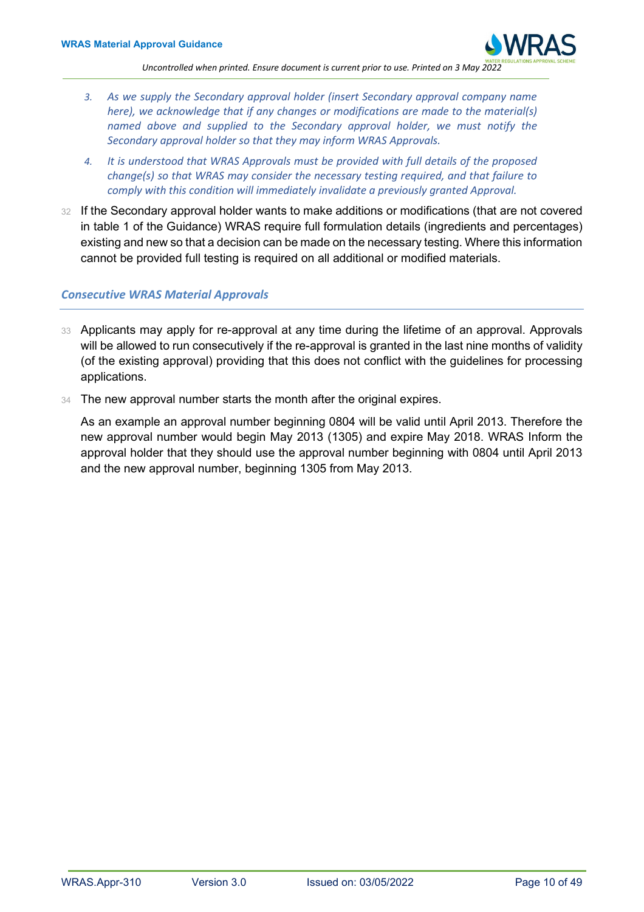3. *As we supply the Secondary approval holder (insert Secondary approval company name here), we acknowledge that if any changes or modifications are made to the material(s) named above and supplied to the Secondary approval holder, we must notify the Secondary approval holder so that they may inform WRAS Approvals.*
4. *It is understood that WRAS Approvals must be provided with full details of the proposed change(s) so that WRAS may consider the necessary testing required, and that failure to comply with this condition will immediately invalidate a previously granted Approval.*

32 If the Secondary approval holder wants to make additions or modifications (that are not covered in table 1 of the Guidance) WRAS require full formulation details (ingredients and percentages) existing and new so that a decision can be made on the necessary testing. Where this information cannot be provided full testing is required on all additional or modified materials.

## *Consecutive WRAS Material Approvals*

33 Applicants may apply for re-approval at any time during the lifetime of an approval. Approvals will be allowed to run consecutively if the re-approval is granted in the last nine months of validity (of the existing approval) providing that this does not conflict with the guidelines for processing applications.

34 The new approval number starts the month after the original expires.

As an example an approval number beginning 0804 will be valid until April 2013. Therefore the new approval number would begin May 2013 (1305) and expire May 2018. WRAS Inform the approval holder that they should use the approval number beginning with 0804 until April 2013 and the new approval number, beginning 1305 from May 2013.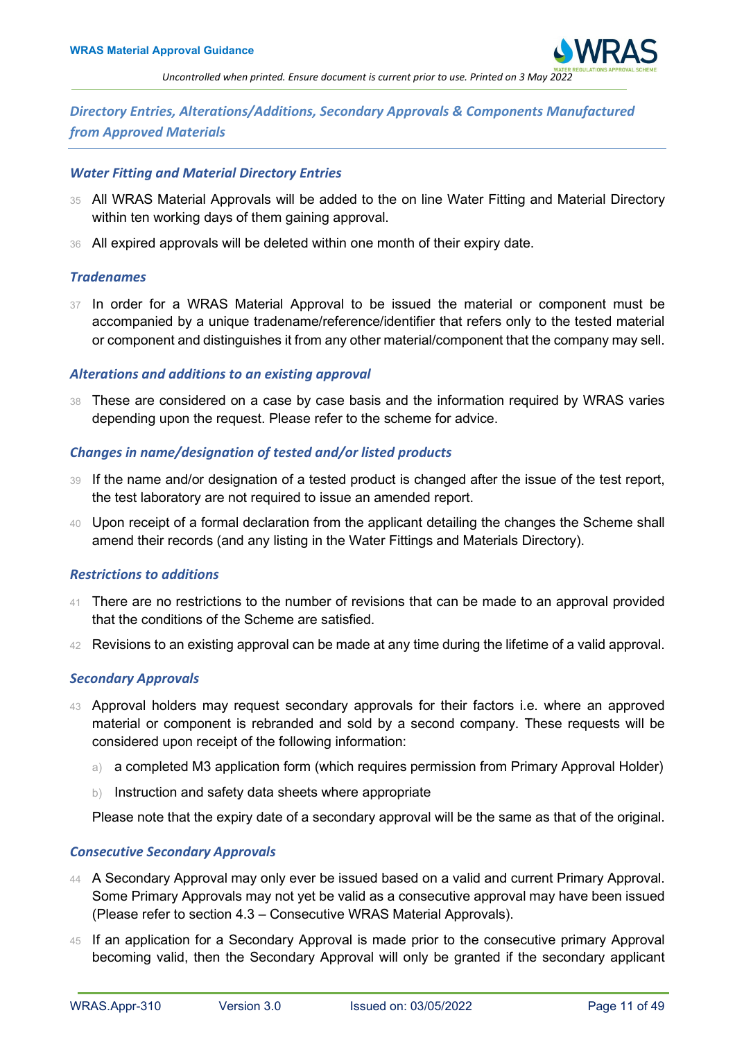## Directory Entries, Alterations/Additions, Secondary Approvals & Components Manufactured from Approved Materials

### Water Fitting and Material Directory Entries

35 All WRAS Material Approvals will be added to the on line Water Fitting and Material Directory within ten working days of them gaining approval.

36 All expired approvals will be deleted within one month of their expiry date.

### Tradenames

37 In order for a WRAS Material Approval to be issued the material or component must be accompanied by a unique tradename/reference/identifier that refers only to the tested material or component and distinguishes it from any other material/component that the company may sell.

### Alterations and additions to an existing approval

38 These are considered on a case by case basis and the information required by WRAS varies depending upon the request. Please refer to the scheme for advice.

### Changes in name/designation of tested and/or listed products

39 If the name and/or designation of a tested product is changed after the issue of the test report, the test laboratory are not required to issue an amended report.

40 Upon receipt of a formal declaration from the applicant detailing the changes the Scheme shall amend their records (and any listing in the Water Fittings and Materials Directory).

### Restrictions to additions

41 There are no restrictions to the number of revisions that can be made to an approval provided that the conditions of the Scheme are satisfied.

42 Revisions to an existing approval can be made at any time during the lifetime of a valid approval.

### Secondary Approvals

43 Approval holders may request secondary approvals for their factors i.e. where an approved material or component is rebranded and sold by a second company. These requests will be considered upon receipt of the following information:

a) a completed M3 application form (which requires permission from Primary Approval Holder)

b) Instruction and safety data sheets where appropriate

Please note that the expiry date of a secondary approval will be the same as that of the original.

### Consecutive Secondary Approvals

44 A Secondary Approval may only ever be issued based on a valid and current Primary Approval. Some Primary Approvals may not yet be valid as a consecutive approval may have been issued (Please refer to section 4.3 – Consecutive WRAS Material Approvals).

45 If an application for a Secondary Approval is made prior to the consecutive primary Approval becoming valid, then the Secondary Approval will only be granted if the secondary applicant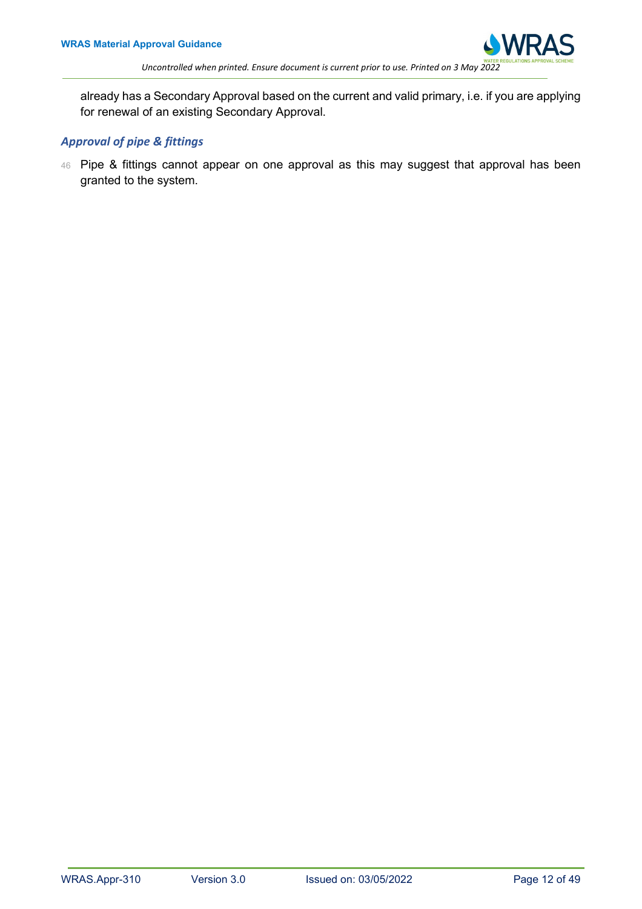already has a Secondary Approval based on the current and valid primary, i.e. if you are applying for renewal of an existing Secondary Approval.

### *Approval of pipe & fittings*

46 Pipe & fittings cannot appear on one approval as this may suggest that approval has been granted to the system.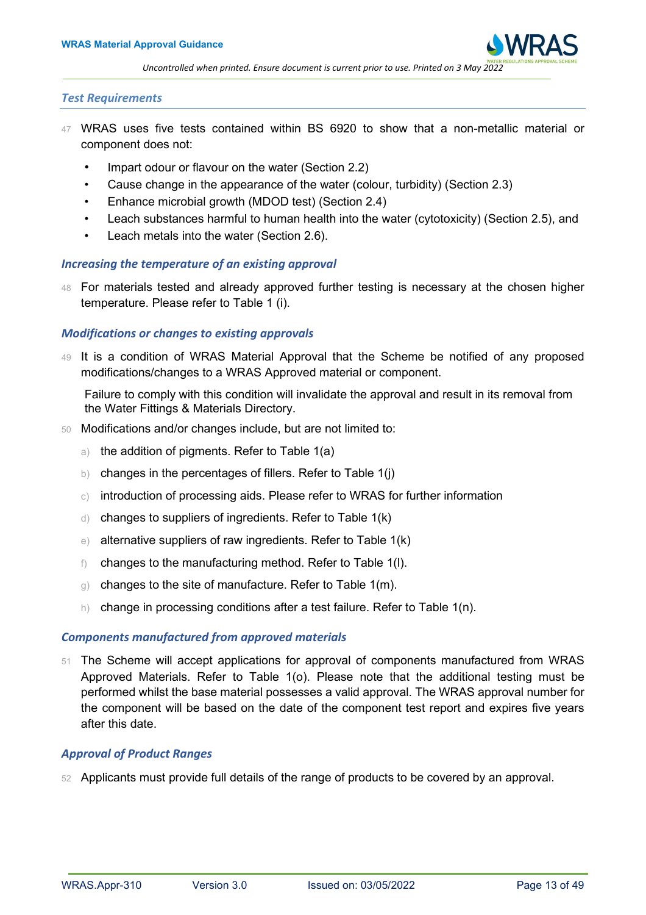### *Test Requirements*

47 WRAS uses five tests contained within BS 6920 to show that a non-metallic material or component does not:

- Impart odour or flavour on the water (Section 2.2)
- Cause change in the appearance of the water (colour, turbidity) (Section 2.3)
- Enhance microbial growth (MDOD test) (Section 2.4)
- Leach substances harmful to human health into the water (cytotoxicity) (Section 2.5), and
- Leach metals into the water (Section 2.6).

### *Increasing the temperature of an existing approval*

48 For materials tested and already approved further testing is necessary at the chosen higher temperature. Please refer to Table 1 (i).

### *Modifications or changes to existing approvals*

49 It is a condition of WRAS Material Approval that the Scheme be notified of any proposed modifications/changes to a WRAS Approved material or component.

Failure to comply with this condition will invalidate the approval and result in its removal from the Water Fittings & Materials Directory.

50 Modifications and/or changes include, but are not limited to:

a) the addition of pigments. Refer to Table 1(a)

b) changes in the percentages of fillers. Refer to Table 1(j)

c) introduction of processing aids. Please refer to WRAS for further information

d) changes to suppliers of ingredients. Refer to Table 1(k)

e) alternative suppliers of raw ingredients. Refer to Table 1(k)

f) changes to the manufacturing method. Refer to Table 1(l).

g) changes to the site of manufacture. Refer to Table 1(m).

h) change in processing conditions after a test failure. Refer to Table 1(n).

### *Components manufactured from approved materials*

51 The Scheme will accept applications for approval of components manufactured from WRAS Approved Materials. Refer to Table 1(o). Please note that the additional testing must be performed whilst the base material possesses a valid approval. The WRAS approval number for the component will be based on the date of the component test report and expires five years after this date.

### *Approval of Product Ranges*

52 Applicants must provide full details of the range of products to be covered by an approval.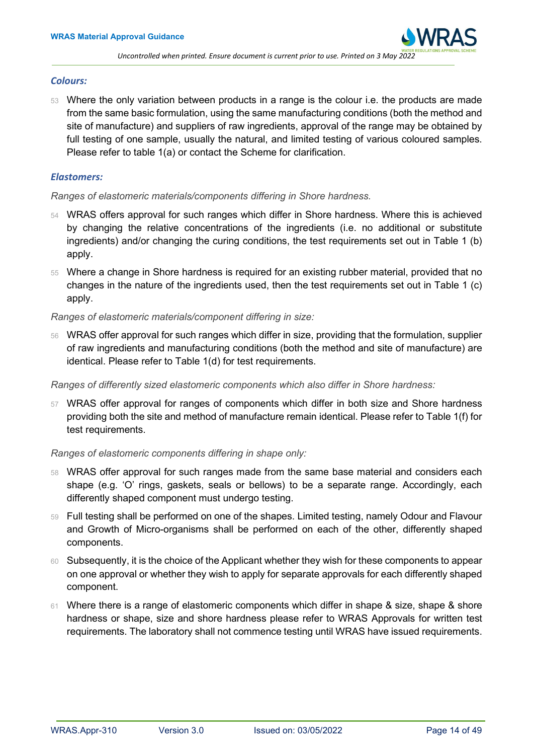### *Colours:*

53 Where the only variation between products in a range is the colour i.e. the products are made from the same basic formulation, using the same manufacturing conditions (both the method and site of manufacture) and suppliers of raw ingredients, approval of the range may be obtained by full testing of one sample, usually the natural, and limited testing of various coloured samples. Please refer to table 1(a) or contact the Scheme for clarification.

### *Elastomers:*

*Ranges of elastomeric materials/components differing in Shore hardness.*

54 WRAS offers approval for such ranges which differ in Shore hardness. Where this is achieved by changing the relative concentrations of the ingredients (i.e. no additional or substitute ingredients) and/or changing the curing conditions, the test requirements set out in Table 1 (b) apply.

55 Where a change in Shore hardness is required for an existing rubber material, provided that no changes in the nature of the ingredients used, then the test requirements set out in Table 1 (c) apply.

*Ranges of elastomeric materials/component differing in size:*

56 WRAS offer approval for such ranges which differ in size, providing that the formulation, supplier of raw ingredients and manufacturing conditions (both the method and site of manufacture) are identical. Please refer to Table 1(d) for test requirements.

*Ranges of differently sized elastomeric components which also differ in Shore hardness:*

57 WRAS offer approval for ranges of components which differ in both size and Shore hardness providing both the site and method of manufacture remain identical. Please refer to Table 1(f) for test requirements.

*Ranges of elastomeric components differing in shape only:*

58 WRAS offer approval for such ranges made from the same base material and considers each shape (e.g. 'O' rings, gaskets, seals or bellows) to be a separate range. Accordingly, each differently shaped component must undergo testing.

59 Full testing shall be performed on one of the shapes. Limited testing, namely Odour and Flavour and Growth of Micro-organisms shall be performed on each of the other, differently shaped components.

60 Subsequently, it is the choice of the Applicant whether they wish for these components to appear on one approval or whether they wish to apply for separate approvals for each differently shaped component.

61 Where there is a range of elastomeric components which differ in shape & size, shape & shore hardness or shape, size and shore hardness please refer to WRAS Approvals for written test requirements. The laboratory shall not commence testing until WRAS have issued requirements.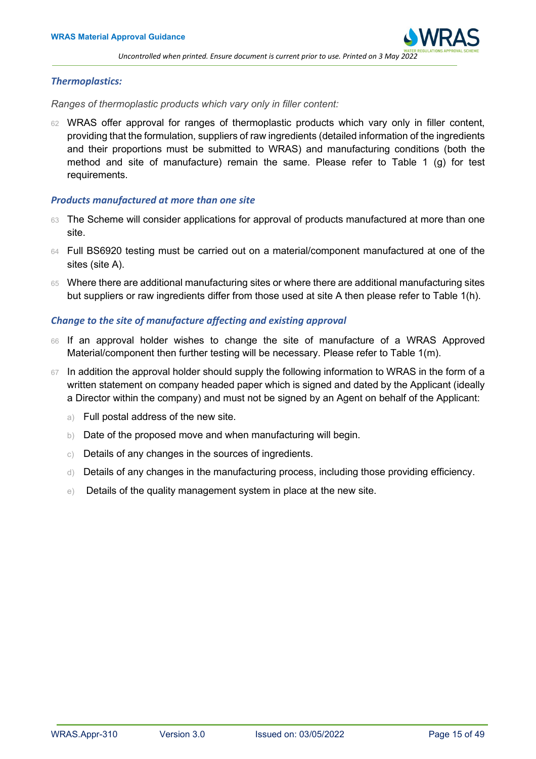### *Thermoplastics:*

*Ranges of thermoplastic products which vary only in filler content:*

62 WRAS offer approval for ranges of thermoplastic products which vary only in filler content, providing that the formulation, suppliers of raw ingredients (detailed information of the ingredients and their proportions must be submitted to WRAS) and manufacturing conditions (both the method and site of manufacture) remain the same. Please refer to Table 1 (g) for test requirements.

### *Products manufactured at more than one site*

63 The Scheme will consider applications for approval of products manufactured at more than one site.

64 Full BS6920 testing must be carried out on a material/component manufactured at one of the sites (site A).

65 Where there are additional manufacturing sites or where there are additional manufacturing sites but suppliers or raw ingredients differ from those used at site A then please refer to Table 1(h).

### *Change to the site of manufacture affecting and existing approval*

66 If an approval holder wishes to change the site of manufacture of a WRAS Approved Material/component then further testing will be necessary. Please refer to Table 1(m).

67 In addition the approval holder should supply the following information to WRAS in the form of a written statement on company headed paper which is signed and dated by the Applicant (ideally a Director within the company) and must not be signed by an Agent on behalf of the Applicant:

a) Full postal address of the new site.

b) Date of the proposed move and when manufacturing will begin.

c) Details of any changes in the sources of ingredients.

d) Details of any changes in the manufacturing process, including those providing efficiency.

e) Details of the quality management system in place at the new site.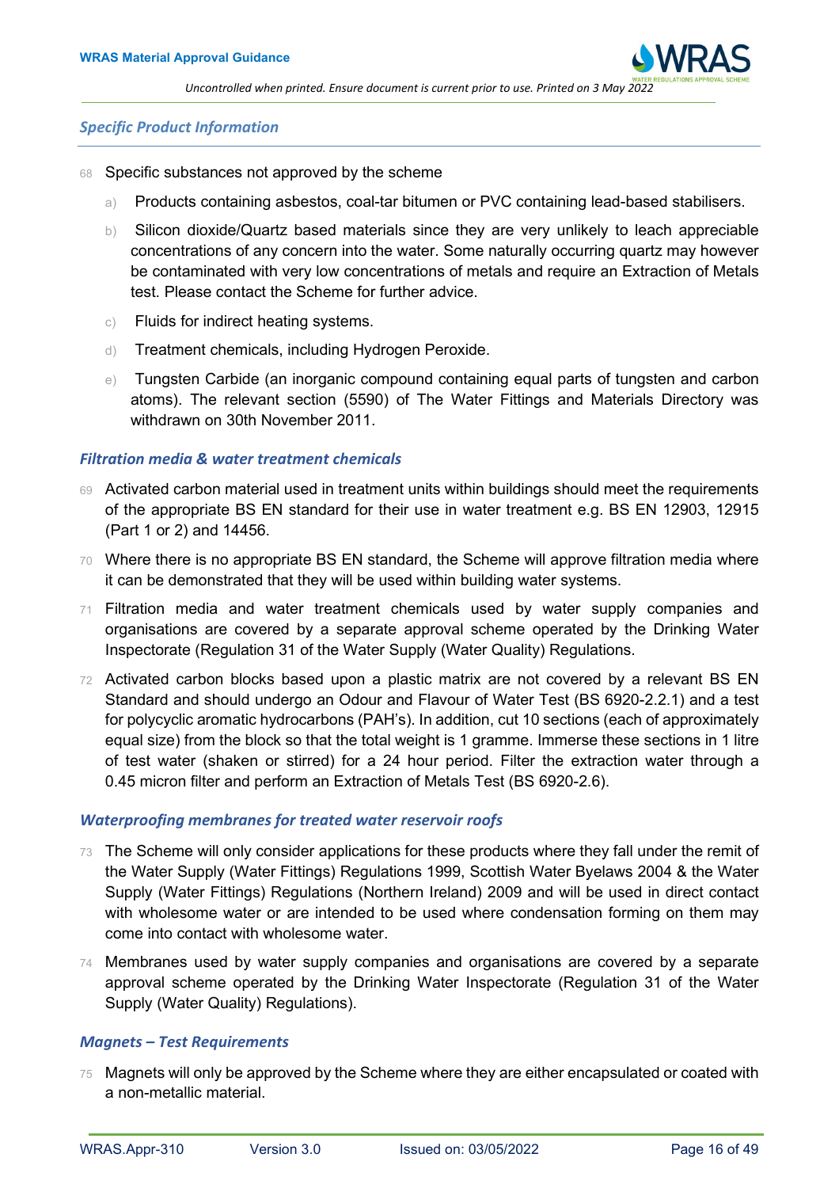### *Specific Product Information*

68 Specific substances not approved by the scheme

a) Products containing asbestos, coal-tar bitumen or PVC containing lead-based stabilisers.

b) Silicon dioxide/Quartz based materials since they are very unlikely to leach appreciable concentrations of any concern into the water. Some naturally occurring quartz may however be contaminated with very low concentrations of metals and require an Extraction of Metals test. Please contact the Scheme for further advice.

c) Fluids for indirect heating systems.

d) Treatment chemicals, including Hydrogen Peroxide.

e) Tungsten Carbide (an inorganic compound containing equal parts of tungsten and carbon atoms). The relevant section (5590) of The Water Fittings and Materials Directory was withdrawn on 30th November 2011.

### *Filtration media & water treatment chemicals*

69 Activated carbon material used in treatment units within buildings should meet the requirements of the appropriate BS EN standard for their use in water treatment e.g. BS EN 12903, 12915 (Part 1 or 2) and 14456.

70 Where there is no appropriate BS EN standard, the Scheme will approve filtration media where it can be demonstrated that they will be used within building water systems.

71 Filtration media and water treatment chemicals used by water supply companies and organisations are covered by a separate approval scheme operated by the Drinking Water Inspectorate (Regulation 31 of the Water Supply (Water Quality) Regulations.

72 Activated carbon blocks based upon a plastic matrix are not covered by a relevant BS EN Standard and should undergo an Odour and Flavour of Water Test (BS 6920-2.2.1) and a test for polycyclic aromatic hydrocarbons (PAH's). In addition, cut 10 sections (each of approximately equal size) from the block so that the total weight is 1 gramme. Immerse these sections in 1 litre of test water (shaken or stirred) for a 24 hour period. Filter the extraction water through a 0.45 micron filter and perform an Extraction of Metals Test (BS 6920-2.6).

### *Waterproofing membranes for treated water reservoir roofs*

73 The Scheme will only consider applications for these products where they fall under the remit of the Water Supply (Water Fittings) Regulations 1999, Scottish Water Byelaws 2004 & the Water Supply (Water Fittings) Regulations (Northern Ireland) 2009 and will be used in direct contact with wholesome water or are intended to be used where condensation forming on them may come into contact with wholesome water.

74 Membranes used by water supply companies and organisations are covered by a separate approval scheme operated by the Drinking Water Inspectorate (Regulation 31 of the Water Supply (Water Quality) Regulations).

### *Magnets – Test Requirements*

75 Magnets will only be approved by the Scheme where they are either encapsulated or coated with a non-metallic material.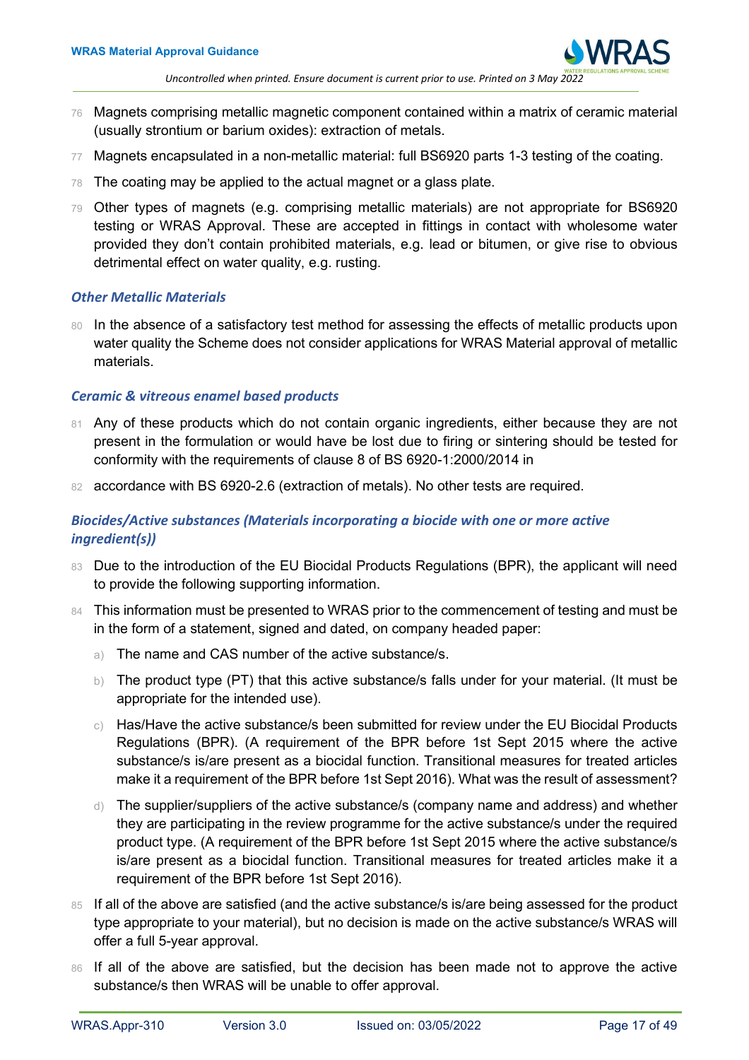76 Magnets comprising metallic magnetic component contained within a matrix of ceramic material (usually strontium or barium oxides): extraction of metals.

77 Magnets encapsulated in a non-metallic material: full BS6920 parts 1-3 testing of the coating.

78 The coating may be applied to the actual magnet or a glass plate.

79 Other types of magnets (e.g. comprising metallic materials) are not appropriate for BS6920 testing or WRAS Approval. These are accepted in fittings in contact with wholesome water provided they don't contain prohibited materials, e.g. lead or bitumen, or give rise to obvious detrimental effect on water quality, e.g. rusting.

### *Other Metallic Materials*

80 In the absence of a satisfactory test method for assessing the effects of metallic products upon water quality the Scheme does not consider applications for WRAS Material approval of metallic materials.

### *Ceramic & vitreous enamel based products*

81 Any of these products which do not contain organic ingredients, either because they are not present in the formulation or would have be lost due to firing or sintering should be tested for conformity with the requirements of clause 8 of BS 6920-1:2000/2014 in

82 accordance with BS 6920-2.6 (extraction of metals). No other tests are required.

### *Biocides/Active substances (Materials incorporating a biocide with one or more active ingredient(s))*

83 Due to the introduction of the EU Biocidal Products Regulations (BPR), the applicant will need to provide the following supporting information.

84 This information must be presented to WRAS prior to the commencement of testing and must be in the form of a statement, signed and dated, on company headed paper:

a) The name and CAS number of the active substance/s.

b) The product type (PT) that this active substance/s falls under for your material. (It must be appropriate for the intended use).

c) Has/Have the active substance/s been submitted for review under the EU Biocidal Products Regulations (BPR). (A requirement of the BPR before 1st Sept 2015 where the active substance/s is/are present as a biocidal function. Transitional measures for treated articles make it a requirement of the BPR before 1st Sept 2016). What was the result of assessment?

d) The supplier/suppliers of the active substance/s (company name and address) and whether they are participating in the review programme for the active substance/s under the required product type. (A requirement of the BPR before 1st Sept 2015 where the active substance/s is/are present as a biocidal function. Transitional measures for treated articles make it a requirement of the BPR before 1st Sept 2016).

85 If all of the above are satisfied (and the active substance/s is/are being assessed for the product type appropriate to your material), but no decision is made on the active substance/s WRAS will offer a full 5-year approval.

86 If all of the above are satisfied, but the decision has been made not to approve the active substance/s then WRAS will be unable to offer approval.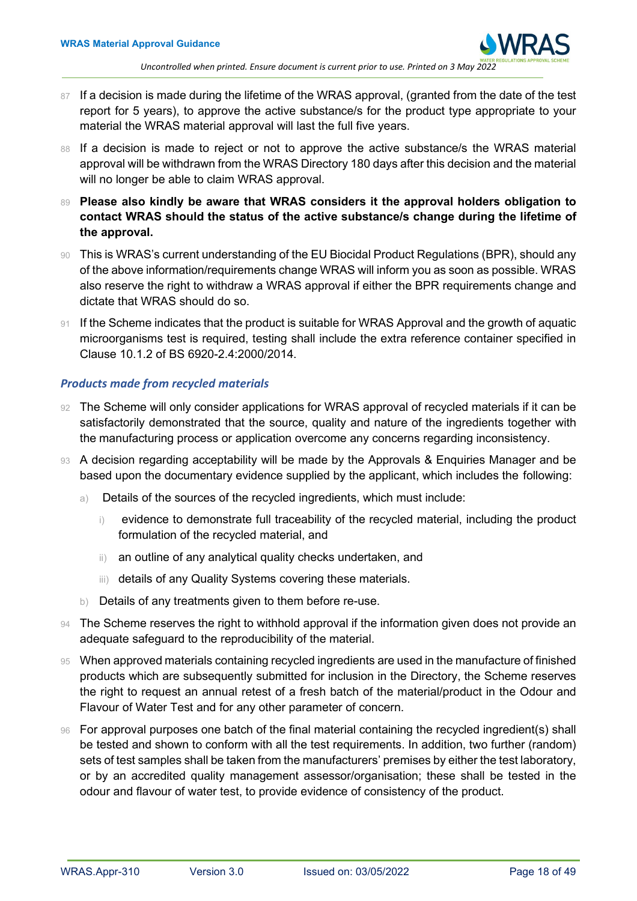87 If a decision is made during the lifetime of the WRAS approval, (granted from the date of the test report for 5 years), to approve the active substance/s for the product type appropriate to your material the WRAS material approval will last the full five years.

88 If a decision is made to reject or not to approve the active substance/s the WRAS material approval will be withdrawn from the WRAS Directory 180 days after this decision and the material will no longer be able to claim WRAS approval.

89 **Please also kindly be aware that WRAS considers it the approval holders obligation to contact WRAS should the status of the active substance/s change during the lifetime of the approval.**

90 This is WRAS's current understanding of the EU Biocidal Product Regulations (BPR), should any of the above information/requirements change WRAS will inform you as soon as possible. WRAS also reserve the right to withdraw a WRAS approval if either the BPR requirements change and dictate that WRAS should do so.

91 If the Scheme indicates that the product is suitable for WRAS Approval and the growth of aquatic microorganisms test is required, testing shall include the extra reference container specified in Clause 10.1.2 of BS 6920-2.4:2000/2014.

### *Products made from recycled materials*

92 The Scheme will only consider applications for WRAS approval of recycled materials if it can be satisfactorily demonstrated that the source, quality and nature of the ingredients together with the manufacturing process or application overcome any concerns regarding inconsistency.

93 A decision regarding acceptability will be made by the Approvals & Enquiries Manager and be based upon the documentary evidence supplied by the applicant, which includes the following:

- a) Details of the sources of the recycled ingredients, which must include:
  - i) evidence to demonstrate full traceability of the recycled material, including the product formulation of the recycled material, and
  - ii) an outline of any analytical quality checks undertaken, and
  - iii) details of any Quality Systems covering these materials.
- b) Details of any treatments given to them before re-use.

94 The Scheme reserves the right to withhold approval if the information given does not provide an adequate safeguard to the reproducibility of the material.

95 When approved materials containing recycled ingredients are used in the manufacture of finished products which are subsequently submitted for inclusion in the Directory, the Scheme reserves the right to request an annual retest of a fresh batch of the material/product in the Odour and Flavour of Water Test and for any other parameter of concern.

96 For approval purposes one batch of the final material containing the recycled ingredient(s) shall be tested and shown to conform with all the test requirements. In addition, two further (random) sets of test samples shall be taken from the manufacturers' premises by either the test laboratory, or by an accredited quality management assessor/organisation; these shall be tested in the odour and flavour of water test, to provide evidence of consistency of the product.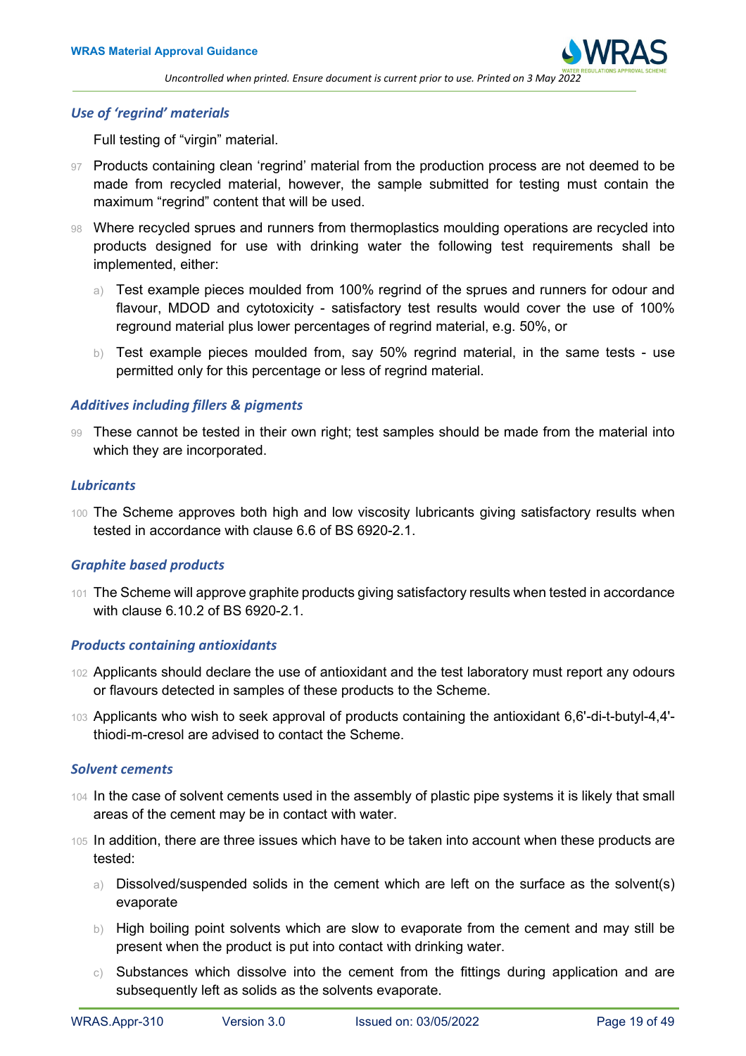### *Use of 'regrind' materials*

Full testing of "virgin" material.

97 Products containing clean 'regrind' material from the production process are not deemed to be made from recycled material, however, the sample submitted for testing must contain the maximum "regrind" content that will be used.

98 Where recycled sprues and runners from thermoplastics moulding operations are recycled into products designed for use with drinking water the following test requirements shall be implemented, either:

a) Test example pieces moulded from 100% regrind of the sprues and runners for odour and flavour, MDOD and cytotoxicity - satisfactory test results would cover the use of 100% reground material plus lower percentages of regrind material, e.g. 50%, or

b) Test example pieces moulded from, say 50% regrind material, in the same tests - use permitted only for this percentage or less of regrind material.

### *Additives including fillers & pigments*

99 These cannot be tested in their own right; test samples should be made from the material into which they are incorporated.

### *Lubricants*

100 The Scheme approves both high and low viscosity lubricants giving satisfactory results when tested in accordance with clause 6.6 of BS 6920-2.1.

### *Graphite based products*

101 The Scheme will approve graphite products giving satisfactory results when tested in accordance with clause 6.10.2 of BS 6920-2.1.

### *Products containing antioxidants*

102 Applicants should declare the use of antioxidant and the test laboratory must report any odours or flavours detected in samples of these products to the Scheme.

103 Applicants who wish to seek approval of products containing the antioxidant 6,6'-di-t-butyl-4,4'-thiodi-m-cresol are advised to contact the Scheme.

### *Solvent cements*

104 In the case of solvent cements used in the assembly of plastic pipe systems it is likely that small areas of the cement may be in contact with water.

105 In addition, there are three issues which have to be taken into account when these products are tested:

a) Dissolved/suspended solids in the cement which are left on the surface as the solvent(s) evaporate

b) High boiling point solvents which are slow to evaporate from the cement and may still be present when the product is put into contact with drinking water.

c) Substances which dissolve into the cement from the fittings during application and are subsequently left as solids as the solvents evaporate.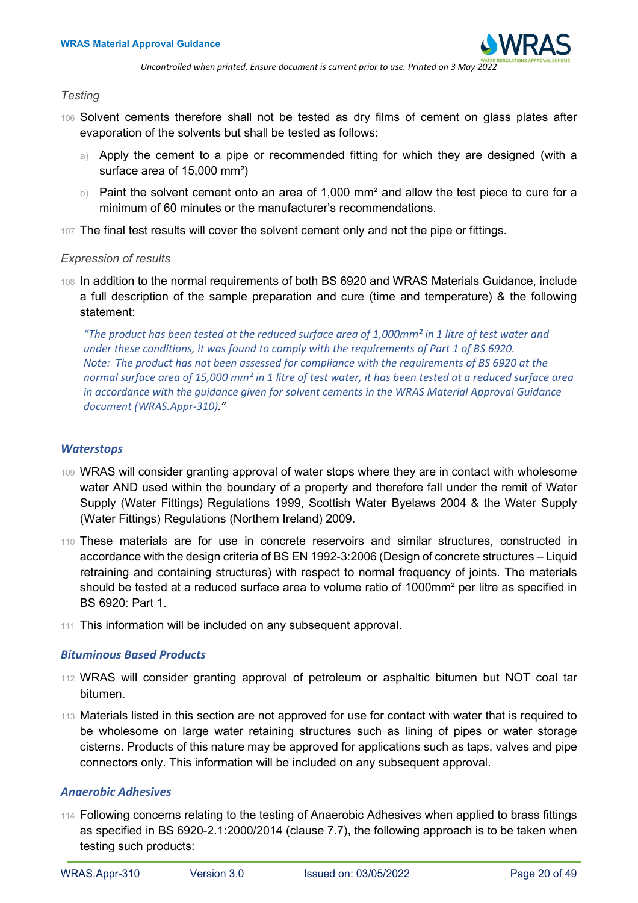*Testing*

106 Solvent cements therefore shall not be tested as dry films of cement on glass plates after evaporation of the solvents but shall be tested as follows:

a) Apply the cement to a pipe or recommended fitting for which they are designed (with a surface area of 15,000 mm²)

b) Paint the solvent cement onto an area of 1,000 mm² and allow the test piece to cure for a minimum of 60 minutes or the manufacturer's recommendations.

107 The final test results will cover the solvent cement only and not the pipe or fittings.

*Expression of results*

108 In addition to the normal requirements of both BS 6920 and WRAS Materials Guidance, include a full description of the sample preparation and cure (time and temperature) & the following statement:

*"The product has been tested at the reduced surface area of 1,000mm² in 1 litre of test water and under these conditions, it was found to comply with the requirements of Part 1 of BS 6920. Note: The product has not been assessed for compliance with the requirements of BS 6920 at the normal surface area of 15,000 mm² in 1 litre of test water, it has been tested at a reduced surface area in accordance with the guidance given for solvent cements in the WRAS Material Approval Guidance document (WRAS.Appr-310)."*

### *Waterstops*

109 WRAS will consider granting approval of water stops where they are in contact with wholesome water AND used within the boundary of a property and therefore fall under the remit of Water Supply (Water Fittings) Regulations 1999, Scottish Water Byelaws 2004 & the Water Supply (Water Fittings) Regulations (Northern Ireland) 2009.

110 These materials are for use in concrete reservoirs and similar structures, constructed in accordance with the design criteria of BS EN 1992-3:2006 (Design of concrete structures – Liquid retraining and containing structures) with respect to normal frequency of joints. The materials should be tested at a reduced surface area to volume ratio of 1000mm² per litre as specified in BS 6920: Part 1.

111 This information will be included on any subsequent approval.

### *Bituminous Based Products*

112 WRAS will consider granting approval of petroleum or asphaltic bitumen but NOT coal tar bitumen.

113 Materials listed in this section are not approved for use for contact with water that is required to be wholesome on large water retaining structures such as lining of pipes or water storage cisterns. Products of this nature may be approved for applications such as taps, valves and pipe connectors only. This information will be included on any subsequent approval.

### *Anaerobic Adhesives*

114 Following concerns relating to the testing of Anaerobic Adhesives when applied to brass fittings as specified in BS 6920-2.1:2000/2014 (clause 7.7), the following approach is to be taken when testing such products: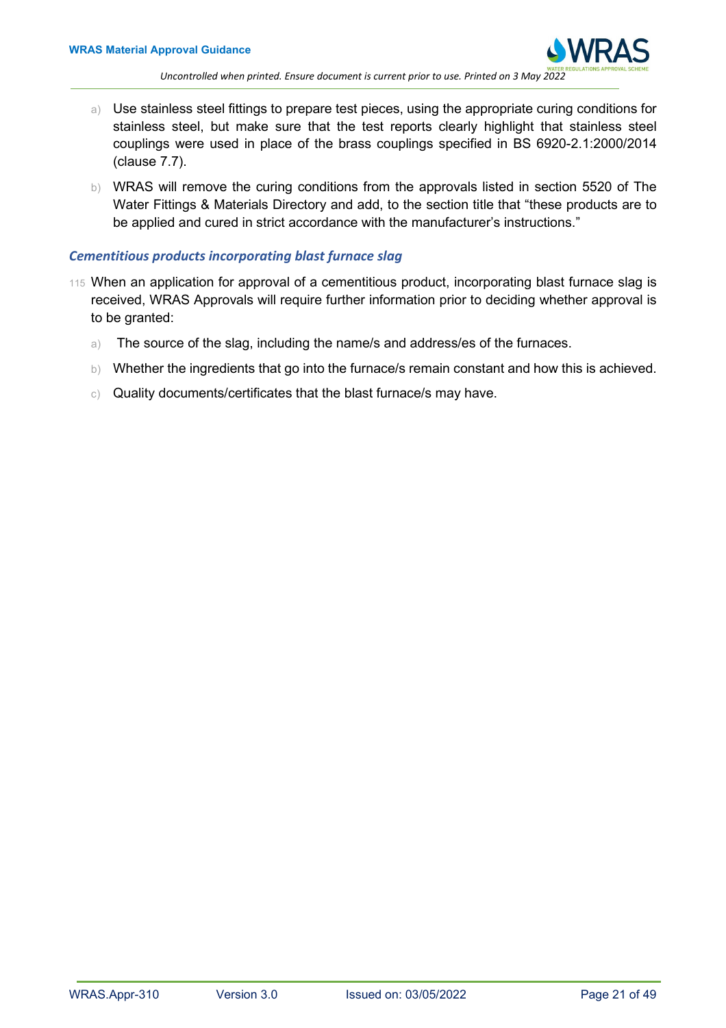a) Use stainless steel fittings to prepare test pieces, using the appropriate curing conditions for stainless steel, but make sure that the test reports clearly highlight that stainless steel couplings were used in place of the brass couplings specified in BS 6920-2.1:2000/2014 (clause 7.7).

b) WRAS will remove the curing conditions from the approvals listed in section 5520 of The Water Fittings & Materials Directory and add, to the section title that "these products are to be applied and cured in strict accordance with the manufacturer's instructions."

### *Cementitious products incorporating blast furnace slag*

115 When an application for approval of a cementitious product, incorporating blast furnace slag is received, WRAS Approvals will require further information prior to deciding whether approval is to be granted:

a) The source of the slag, including the name/s and address/es of the furnaces.

b) Whether the ingredients that go into the furnace/s remain constant and how this is achieved.

c) Quality documents/certificates that the blast furnace/s may have.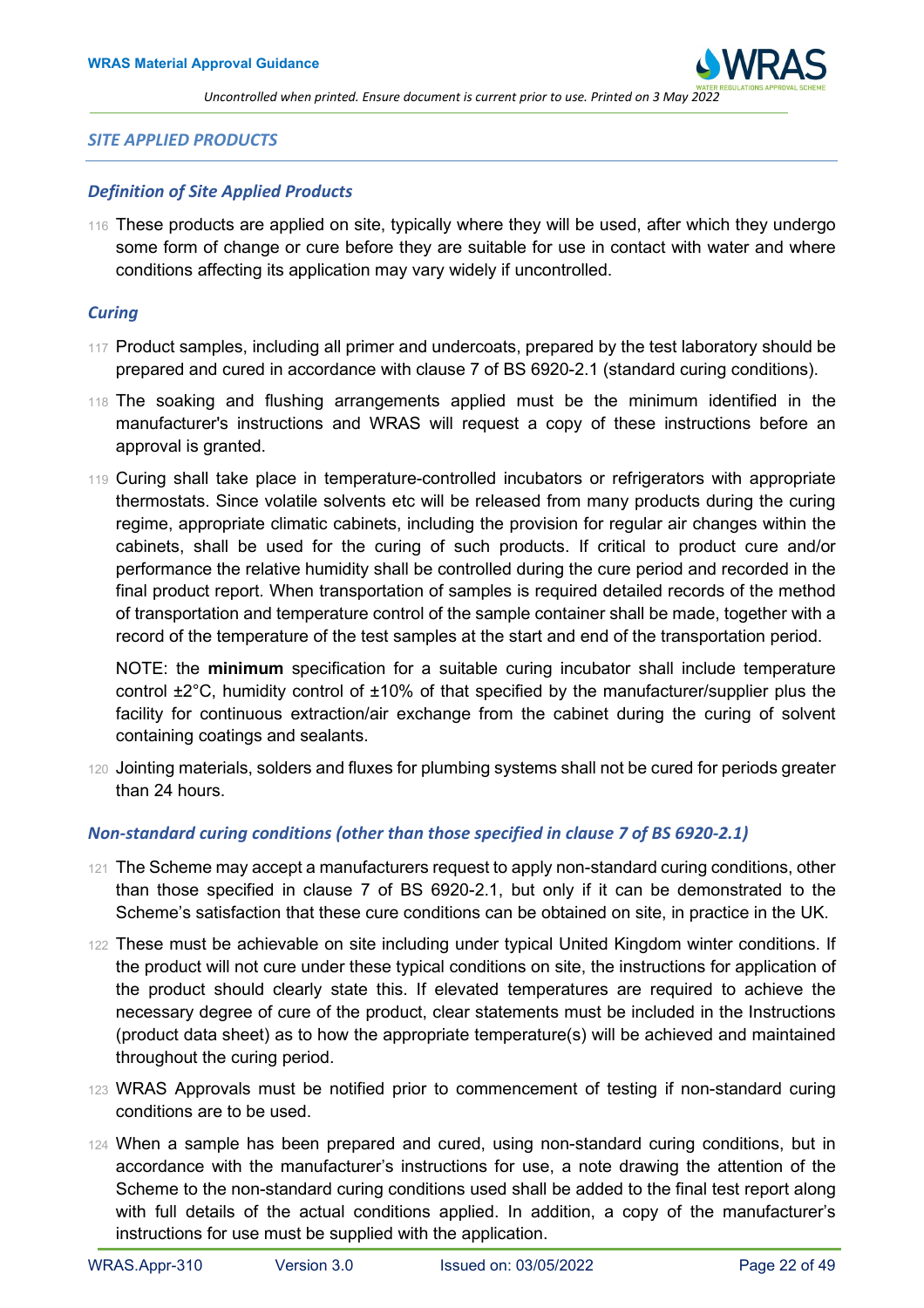## *SITE APPLIED PRODUCTS*

### *Definition of Site Applied Products*

116 These products are applied on site, typically where they will be used, after which they undergo some form of change or cure before they are suitable for use in contact with water and where conditions affecting its application may vary widely if uncontrolled.

### *Curing*

117 Product samples, including all primer and undercoats, prepared by the test laboratory should be prepared and cured in accordance with clause 7 of BS 6920-2.1 (standard curing conditions).

118 The soaking and flushing arrangements applied must be the minimum identified in the manufacturer's instructions and WRAS will request a copy of these instructions before an approval is granted.

119 Curing shall take place in temperature-controlled incubators or refrigerators with appropriate thermostats. Since volatile solvents etc will be released from many products during the curing regime, appropriate climatic cabinets, including the provision for regular air changes within the cabinets, shall be used for the curing of such products. If critical to product cure and/or performance the relative humidity shall be controlled during the cure period and recorded in the final product report. When transportation of samples is required detailed records of the method of transportation and temperature control of the sample container shall be made, together with a record of the temperature of the test samples at the start and end of the transportation period.

NOTE: the **minimum** specification for a suitable curing incubator shall include temperature control ±2°C, humidity control of ±10% of that specified by the manufacturer/supplier plus the facility for continuous extraction/air exchange from the cabinet during the curing of solvent containing coatings and sealants.

120 Jointing materials, solders and fluxes for plumbing systems shall not be cured for periods greater than 24 hours.

### *Non-standard curing conditions (other than those specified in clause 7 of BS 6920-2.1)*

121 The Scheme may accept a manufacturers request to apply non-standard curing conditions, other than those specified in clause 7 of BS 6920-2.1, but only if it can be demonstrated to the Scheme's satisfaction that these cure conditions can be obtained on site, in practice in the UK.

122 These must be achievable on site including under typical United Kingdom winter conditions. If the product will not cure under these typical conditions on site, the instructions for application of the product should clearly state this. If elevated temperatures are required to achieve the necessary degree of cure of the product, clear statements must be included in the Instructions (product data sheet) as to how the appropriate temperature(s) will be achieved and maintained throughout the curing period.

123 WRAS Approvals must be notified prior to commencement of testing if non-standard curing conditions are to be used.

124 When a sample has been prepared and cured, using non-standard curing conditions, but in accordance with the manufacturer's instructions for use, a note drawing the attention of the Scheme to the non-standard curing conditions used shall be added to the final test report along with full details of the actual conditions applied. In addition, a copy of the manufacturer's instructions for use must be supplied with the application.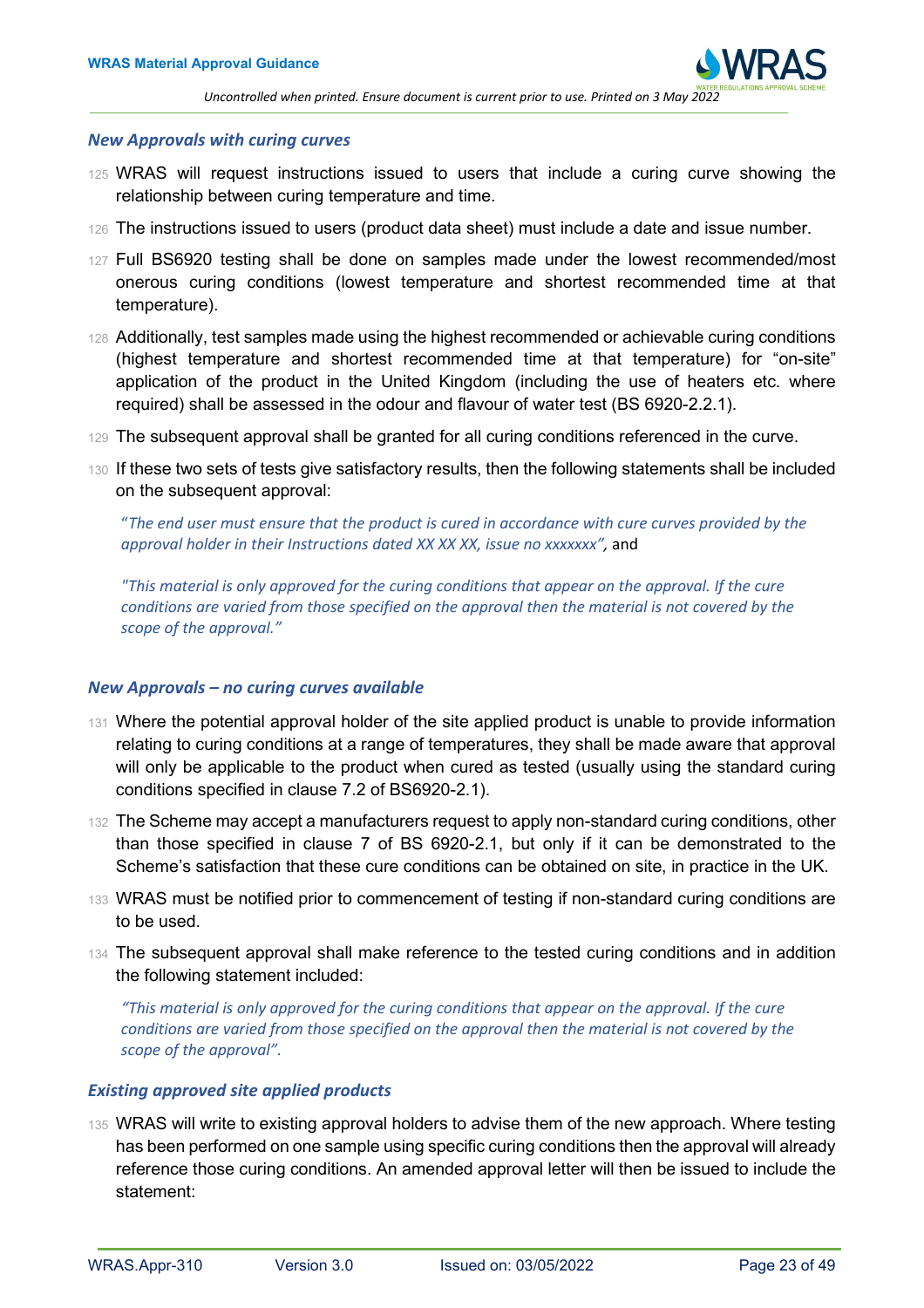### *New Approvals with curing curves*

125 WRAS will request instructions issued to users that include a curing curve showing the relationship between curing temperature and time.

126 The instructions issued to users (product data sheet) must include a date and issue number.

127 Full BS6920 testing shall be done on samples made under the lowest recommended/most onerous curing conditions (lowest temperature and shortest recommended time at that temperature).

128 Additionally, test samples made using the highest recommended or achievable curing conditions (highest temperature and shortest recommended time at that temperature) for "on-site" application of the product in the United Kingdom (including the use of heaters etc. where required) shall be assessed in the odour and flavour of water test (BS 6920-2.2.1).

129 The subsequent approval shall be granted for all curing conditions referenced in the curve.

130 If these two sets of tests give satisfactory results, then the following statements shall be included on the subsequent approval:

> *"The end user must ensure that the product is cured in accordance with cure curves provided by the approval holder in their Instructions dated XX XX XX, issue no xxxxxxx",* and
>
> *"This material is only approved for the curing conditions that appear on the approval. If the cure conditions are varied from those specified on the approval then the material is not covered by the scope of the approval."*

### *New Approvals – no curing curves available*

131 Where the potential approval holder of the site applied product is unable to provide information relating to curing conditions at a range of temperatures, they shall be made aware that approval will only be applicable to the product when cured as tested (usually using the standard curing conditions specified in clause 7.2 of BS6920-2.1).

132 The Scheme may accept a manufacturers request to apply non-standard curing conditions, other than those specified in clause 7 of BS 6920-2.1, but only if it can be demonstrated to the Scheme's satisfaction that these cure conditions can be obtained on site, in practice in the UK.

133 WRAS must be notified prior to commencement of testing if non-standard curing conditions are to be used.

134 The subsequent approval shall make reference to the tested curing conditions and in addition the following statement included:

> *"This material is only approved for the curing conditions that appear on the approval. If the cure conditions are varied from those specified on the approval then the material is not covered by the scope of the approval".*

### *Existing approved site applied products*

135 WRAS will write to existing approval holders to advise them of the new approach. Where testing has been performed on one sample using specific curing conditions then the approval will already reference those curing conditions. An amended approval letter will then be issued to include the statement: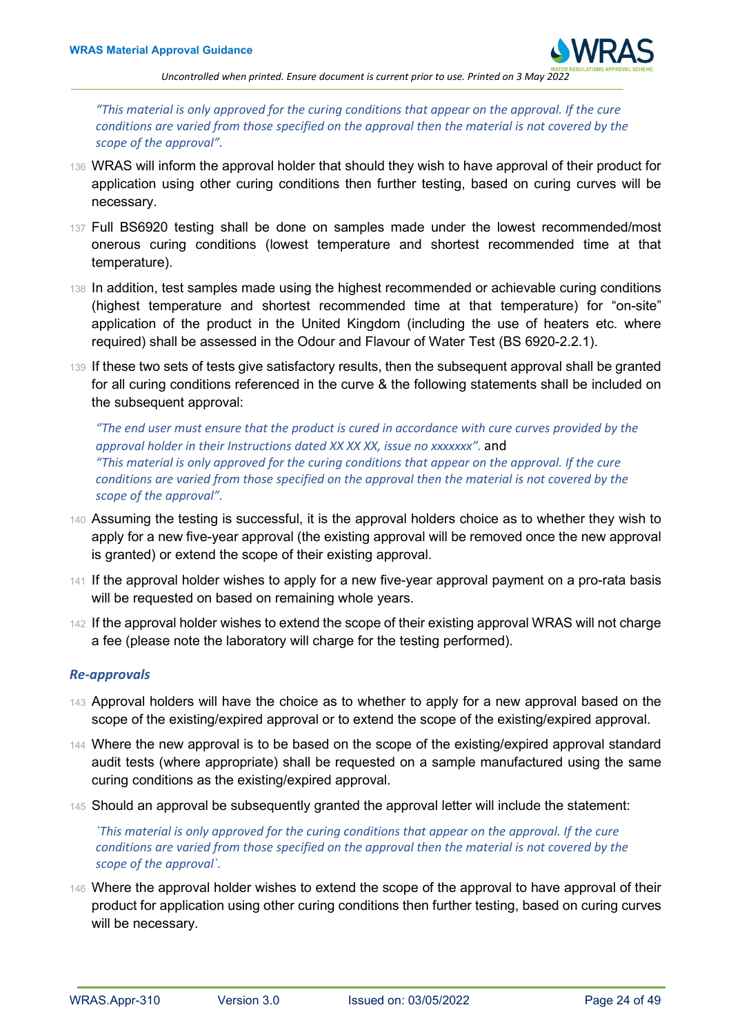*"This material is only approved for the curing conditions that appear on the approval. If the cure conditions are varied from those specified on the approval then the material is not covered by the scope of the approval".*

136 WRAS will inform the approval holder that should they wish to have approval of their product for application using other curing conditions then further testing, based on curing curves will be necessary.

137 Full BS6920 testing shall be done on samples made under the lowest recommended/most onerous curing conditions (lowest temperature and shortest recommended time at that temperature).

138 In addition, test samples made using the highest recommended or achievable curing conditions (highest temperature and shortest recommended time at that temperature) for "on-site" application of the product in the United Kingdom (including the use of heaters etc. where required) shall be assessed in the Odour and Flavour of Water Test (BS 6920-2.2.1).

139 If these two sets of tests give satisfactory results, then the subsequent approval shall be granted for all curing conditions referenced in the curve & the following statements shall be included on the subsequent approval:

*"The end user must ensure that the product is cured in accordance with cure curves provided by the approval holder in their Instructions dated XX XX XX, issue no xxxxxxx".* and
*"This material is only approved for the curing conditions that appear on the approval. If the cure conditions are varied from those specified on the approval then the material is not covered by the scope of the approval".*

140 Assuming the testing is successful, it is the approval holders choice as to whether they wish to apply for a new five-year approval (the existing approval will be removed once the new approval is granted) or extend the scope of their existing approval.

141 If the approval holder wishes to apply for a new five-year approval payment on a pro-rata basis will be requested on based on remaining whole years.

142 If the approval holder wishes to extend the scope of their existing approval WRAS will not charge a fee (please note the laboratory will charge for the testing performed).

### *Re-approvals*

143 Approval holders will have the choice as to whether to apply for a new approval based on the scope of the existing/expired approval or to extend the scope of the existing/expired approval.

144 Where the new approval is to be based on the scope of the existing/expired approval standard audit tests (where appropriate) shall be requested on a sample manufactured using the same curing conditions as the existing/expired approval.

145 Should an approval be subsequently granted the approval letter will include the statement:

*`This material is only approved for the curing conditions that appear on the approval. If the cure conditions are varied from those specified on the approval then the material is not covered by the scope of the approval`.*

146 Where the approval holder wishes to extend the scope of the approval to have approval of their product for application using other curing conditions then further testing, based on curing curves will be necessary.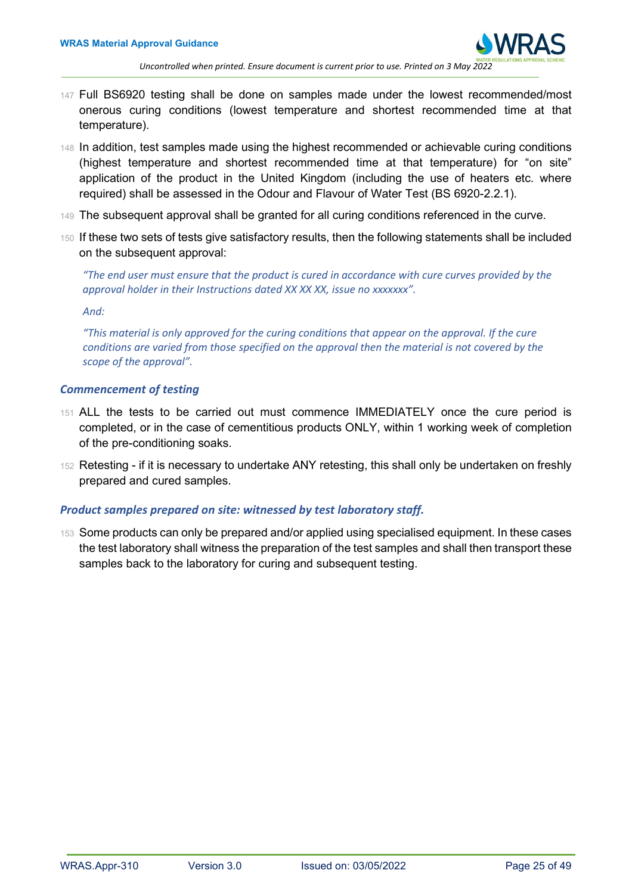147 Full BS6920 testing shall be done on samples made under the lowest recommended/most onerous curing conditions (lowest temperature and shortest recommended time at that temperature).

148 In addition, test samples made using the highest recommended or achievable curing conditions (highest temperature and shortest recommended time at that temperature) for "on site" application of the product in the United Kingdom (including the use of heaters etc. where required) shall be assessed in the Odour and Flavour of Water Test (BS 6920-2.2.1).

149 The subsequent approval shall be granted for all curing conditions referenced in the curve.

150 If these two sets of tests give satisfactory results, then the following statements shall be included on the subsequent approval:

*"The end user must ensure that the product is cured in accordance with cure curves provided by the approval holder in their Instructions dated XX XX XX, issue no xxxxxxx".*

*And:*

*"This material is only approved for the curing conditions that appear on the approval. If the cure conditions are varied from those specified on the approval then the material is not covered by the scope of the approval".*

### *Commencement of testing*

151 ALL the tests to be carried out must commence IMMEDIATELY once the cure period is completed, or in the case of cementitious products ONLY, within 1 working week of completion of the pre-conditioning soaks.

152 Retesting - if it is necessary to undertake ANY retesting, this shall only be undertaken on freshly prepared and cured samples.

### *Product samples prepared on site: witnessed by test laboratory staff.*

153 Some products can only be prepared and/or applied using specialised equipment. In these cases the test laboratory shall witness the preparation of the test samples and shall then transport these samples back to the laboratory for curing and subsequent testing.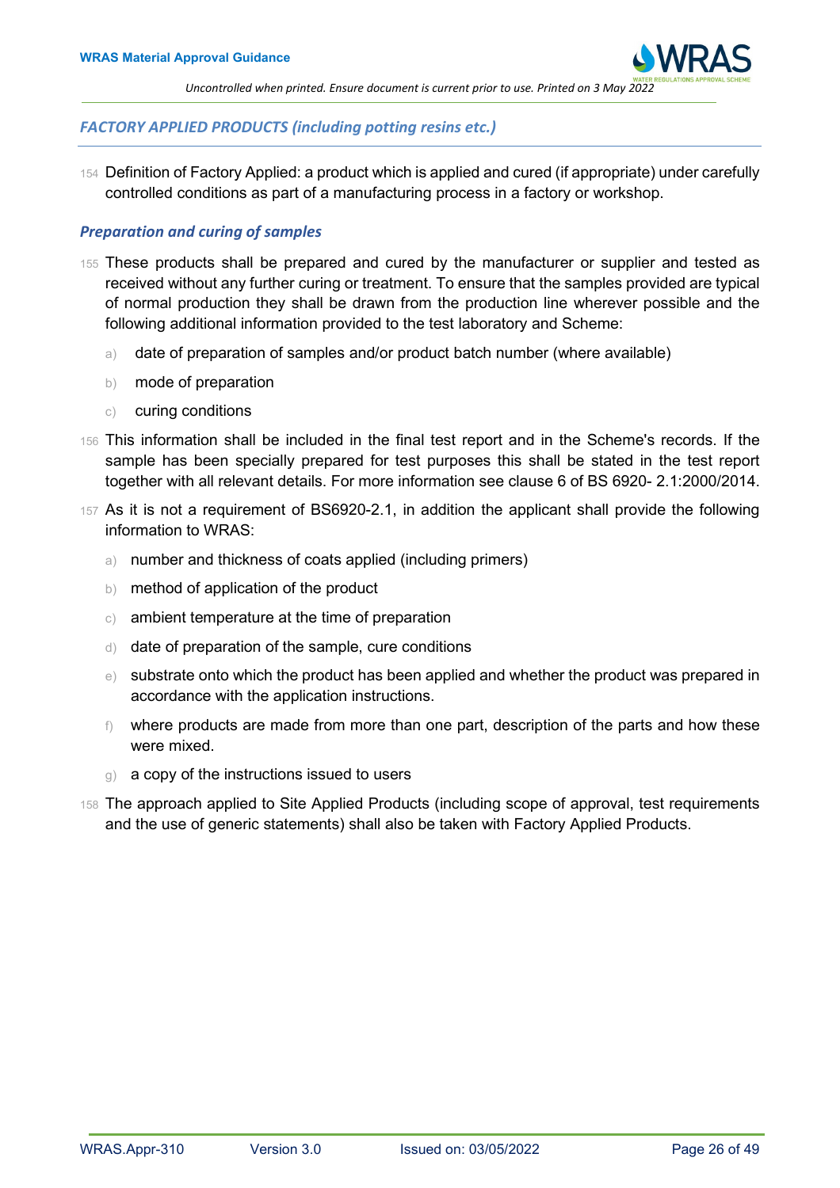## *FACTORY APPLIED PRODUCTS (including potting resins etc.)*

154 Definition of Factory Applied: a product which is applied and cured (if appropriate) under carefully controlled conditions as part of a manufacturing process in a factory or workshop.

### *Preparation and curing of samples*

155 These products shall be prepared and cured by the manufacturer or supplier and tested as received without any further curing or treatment. To ensure that the samples provided are typical of normal production they shall be drawn from the production line wherever possible and the following additional information provided to the test laboratory and Scheme:

a) date of preparation of samples and/or product batch number (where available)

b) mode of preparation

c) curing conditions

156 This information shall be included in the final test report and in the Scheme's records. If the sample has been specially prepared for test purposes this shall be stated in the test report together with all relevant details. For more information see clause 6 of BS 6920- 2.1:2000/2014.

157 As it is not a requirement of BS6920-2.1, in addition the applicant shall provide the following information to WRAS:

a) number and thickness of coats applied (including primers)

b) method of application of the product

c) ambient temperature at the time of preparation

d) date of preparation of the sample, cure conditions

e) substrate onto which the product has been applied and whether the product was prepared in accordance with the application instructions.

f) where products are made from more than one part, description of the parts and how these were mixed.

g) a copy of the instructions issued to users

158 The approach applied to Site Applied Products (including scope of approval, test requirements and the use of generic statements) shall also be taken with Factory Applied Products.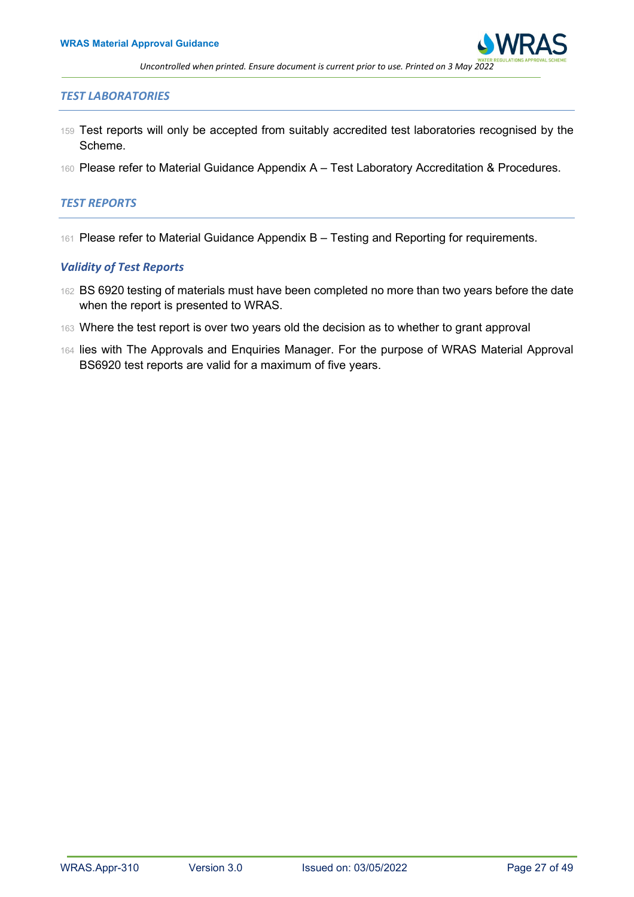## *TEST LABORATORIES*

159 Test reports will only be accepted from suitably accredited test laboratories recognised by the Scheme.

160 Please refer to Material Guidance Appendix A – Test Laboratory Accreditation & Procedures.

## *TEST REPORTS*

161 Please refer to Material Guidance Appendix B – Testing and Reporting for requirements.

### *Validity of Test Reports*

162 BS 6920 testing of materials must have been completed no more than two years before the date when the report is presented to WRAS.

163 Where the test report is over two years old the decision as to whether to grant approval

164 lies with The Approvals and Enquiries Manager. For the purpose of WRAS Material Approval BS6920 test reports are valid for a maximum of five years.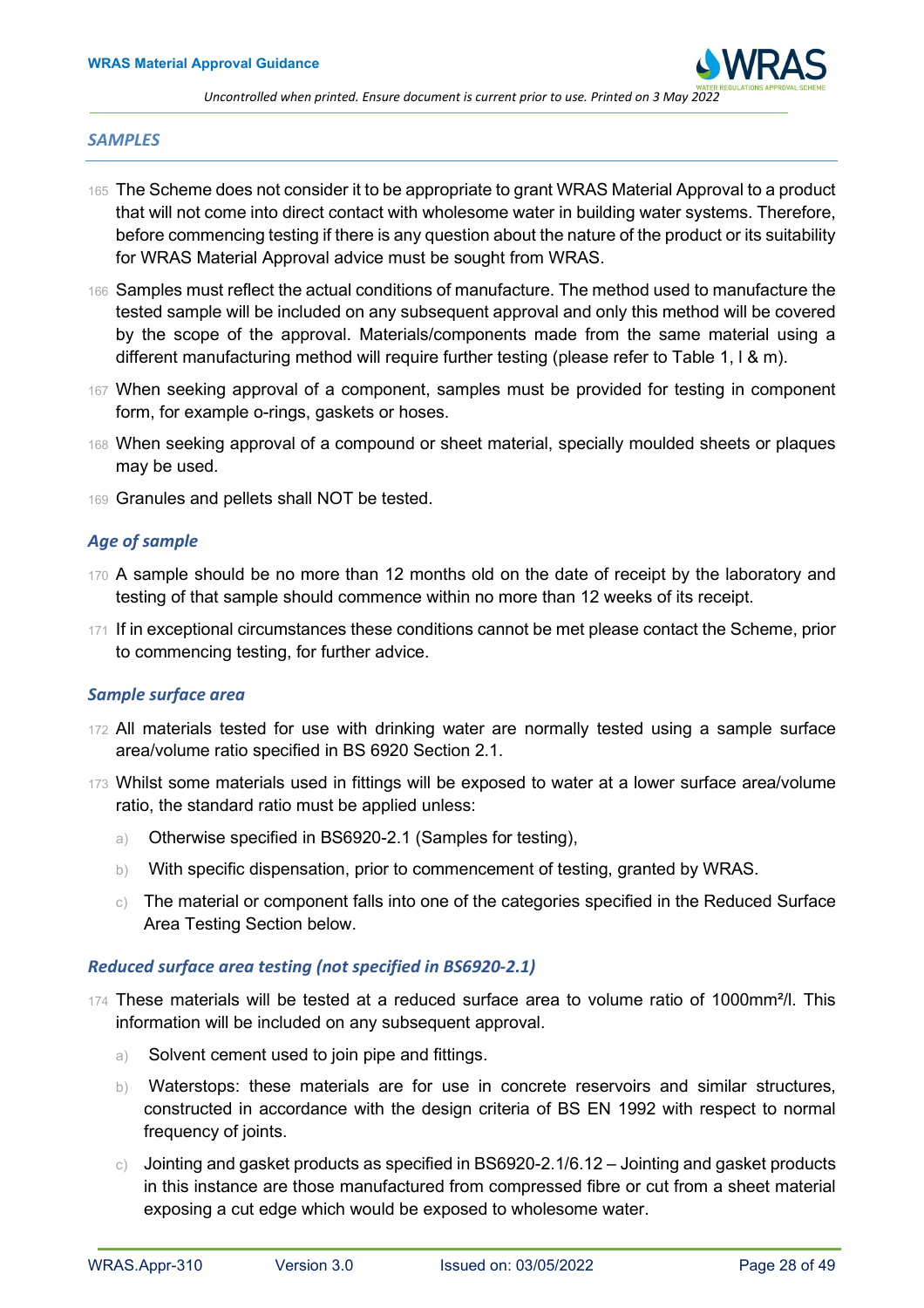### *SAMPLES*

165 The Scheme does not consider it to be appropriate to grant WRAS Material Approval to a product that will not come into direct contact with wholesome water in building water systems. Therefore, before commencing testing if there is any question about the nature of the product or its suitability for WRAS Material Approval advice must be sought from WRAS.

166 Samples must reflect the actual conditions of manufacture. The method used to manufacture the tested sample will be included on any subsequent approval and only this method will be covered by the scope of the approval. Materials/components made from the same material using a different manufacturing method will require further testing (please refer to Table 1, l & m).

167 When seeking approval of a component, samples must be provided for testing in component form, for example o-rings, gaskets or hoses.

168 When seeking approval of a compound or sheet material, specially moulded sheets or plaques may be used.

169 Granules and pellets shall NOT be tested.

#### *Age of sample*

170 A sample should be no more than 12 months old on the date of receipt by the laboratory and testing of that sample should commence within no more than 12 weeks of its receipt.

171 If in exceptional circumstances these conditions cannot be met please contact the Scheme, prior to commencing testing, for further advice.

#### *Sample surface area*

172 All materials tested for use with drinking water are normally tested using a sample surface area/volume ratio specified in BS 6920 Section 2.1.

173 Whilst some materials used in fittings will be exposed to water at a lower surface area/volume ratio, the standard ratio must be applied unless:

a) Otherwise specified in BS6920-2.1 (Samples for testing),

b) With specific dispensation, prior to commencement of testing, granted by WRAS.

c) The material or component falls into one of the categories specified in the Reduced Surface Area Testing Section below.

#### *Reduced surface area testing (not specified in BS6920-2.1)*

174 These materials will be tested at a reduced surface area to volume ratio of 1000mm²/l. This information will be included on any subsequent approval.

a) Solvent cement used to join pipe and fittings.

b) Waterstops: these materials are for use in concrete reservoirs and similar structures, constructed in accordance with the design criteria of BS EN 1992 with respect to normal frequency of joints.

c) Jointing and gasket products as specified in BS6920-2.1/6.12 – Jointing and gasket products in this instance are those manufactured from compressed fibre or cut from a sheet material exposing a cut edge which would be exposed to wholesome water.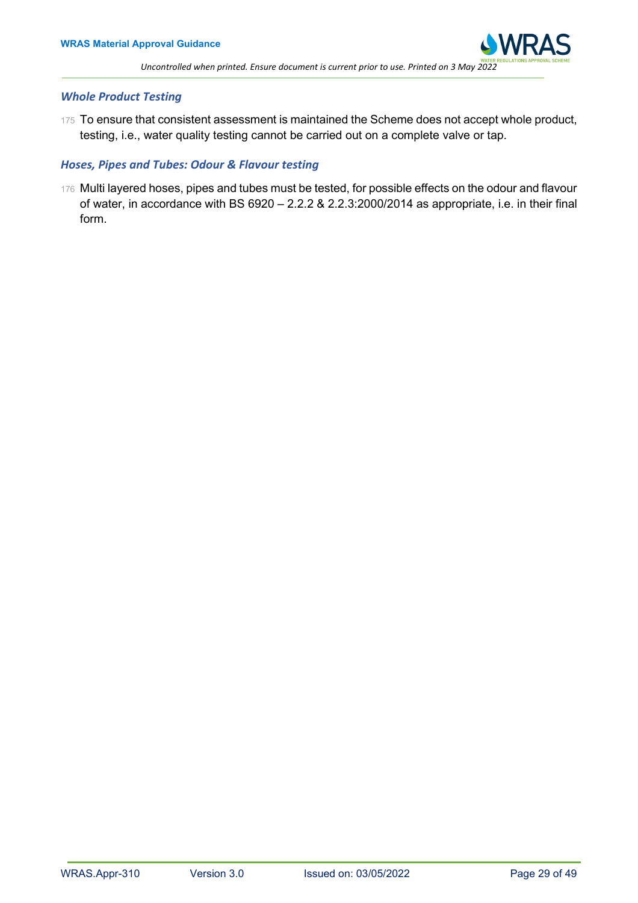### *Whole Product Testing*

175 To ensure that consistent assessment is maintained the Scheme does not accept whole product, testing, i.e., water quality testing cannot be carried out on a complete valve or tap.

### *Hoses, Pipes and Tubes: Odour & Flavour testing*

176 Multi layered hoses, pipes and tubes must be tested, for possible effects on the odour and flavour of water, in accordance with BS 6920 – 2.2.2 & 2.2.3:2000/2014 as appropriate, i.e. in their final form.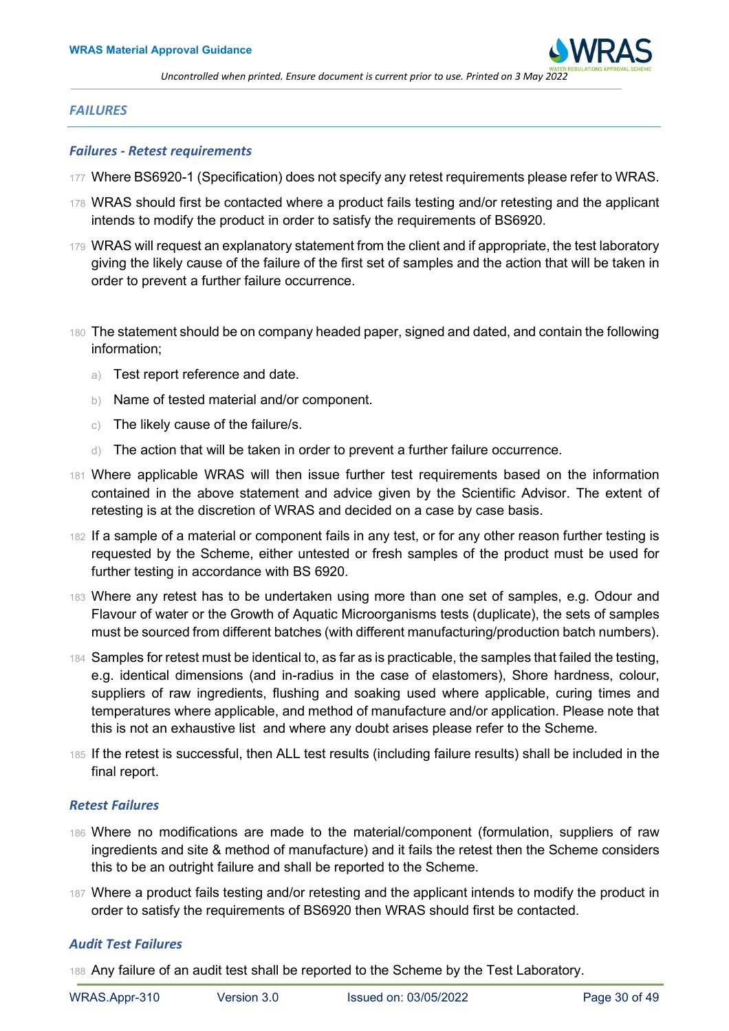## *FAILURES*

### *Failures - Retest requirements*

177 Where BS6920-1 (Specification) does not specify any retest requirements please refer to WRAS.

178 WRAS should first be contacted where a product fails testing and/or retesting and the applicant intends to modify the product in order to satisfy the requirements of BS6920.

179 WRAS will request an explanatory statement from the client and if appropriate, the test laboratory giving the likely cause of the failure of the first set of samples and the action that will be taken in order to prevent a further failure occurrence.

180 The statement should be on company headed paper, signed and dated, and contain the following information;

a) Test report reference and date.

b) Name of tested material and/or component.

c) The likely cause of the failure/s.

d) The action that will be taken in order to prevent a further failure occurrence.

181 Where applicable WRAS will then issue further test requirements based on the information contained in the above statement and advice given by the Scientific Advisor. The extent of retesting is at the discretion of WRAS and decided on a case by case basis.

182 If a sample of a material or component fails in any test, or for any other reason further testing is requested by the Scheme, either untested or fresh samples of the product must be used for further testing in accordance with BS 6920.

183 Where any retest has to be undertaken using more than one set of samples, e.g. Odour and Flavour of water or the Growth of Aquatic Microorganisms tests (duplicate), the sets of samples must be sourced from different batches (with different manufacturing/production batch numbers).

184 Samples for retest must be identical to, as far as is practicable, the samples that failed the testing, e.g. identical dimensions (and in-radius in the case of elastomers), Shore hardness, colour, suppliers of raw ingredients, flushing and soaking used where applicable, curing times and temperatures where applicable, and method of manufacture and/or application. Please note that this is not an exhaustive list and where any doubt arises please refer to the Scheme.

185 If the retest is successful, then ALL test results (including failure results) shall be included in the final report.

### *Retest Failures*

186 Where no modifications are made to the material/component (formulation, suppliers of raw ingredients and site & method of manufacture) and it fails the retest then the Scheme considers this to be an outright failure and shall be reported to the Scheme.

187 Where a product fails testing and/or retesting and the applicant intends to modify the product in order to satisfy the requirements of BS6920 then WRAS should first be contacted.

### *Audit Test Failures*

188 Any failure of an audit test shall be reported to the Scheme by the Test Laboratory.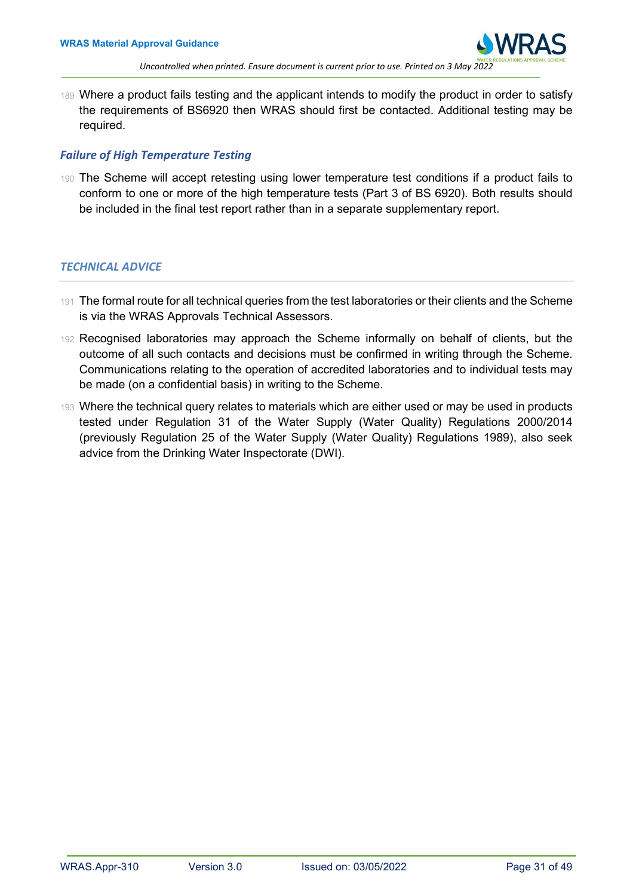189 Where a product fails testing and the applicant intends to modify the product in order to satisfy the requirements of BS6920 then WRAS should first be contacted. Additional testing may be required.

### *Failure of High Temperature Testing*

190 The Scheme will accept retesting using lower temperature test conditions if a product fails to conform to one or more of the high temperature tests (Part 3 of BS 6920). Both results should be included in the final test report rather than in a separate supplementary report.

## *TECHNICAL ADVICE*

191 The formal route for all technical queries from the test laboratories or their clients and the Scheme is via the WRAS Approvals Technical Assessors.

192 Recognised laboratories may approach the Scheme informally on behalf of clients, but the outcome of all such contacts and decisions must be confirmed in writing through the Scheme. Communications relating to the operation of accredited laboratories and to individual tests may be made (on a confidential basis) in writing to the Scheme.

193 Where the technical query relates to materials which are either used or may be used in products tested under Regulation 31 of the Water Supply (Water Quality) Regulations 2000/2014 (previously Regulation 25 of the Water Supply (Water Quality) Regulations 1989), also seek advice from the Drinking Water Inspectorate (DWI).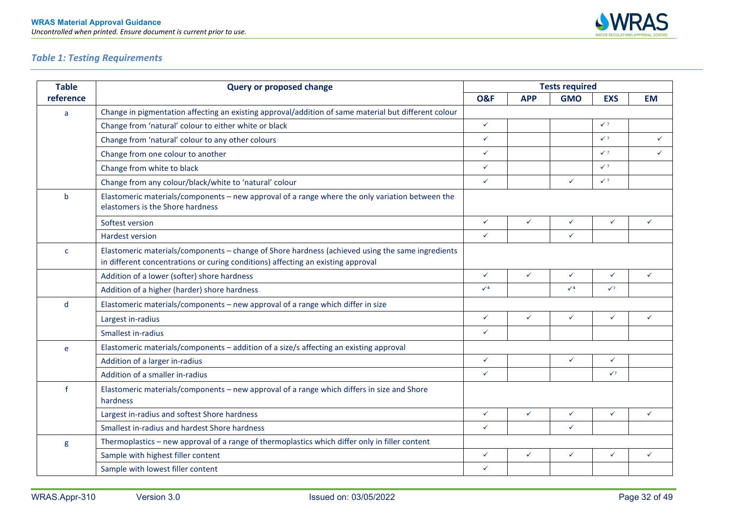### *Table 1: Testing Requirements*

| Table reference | Query or proposed change | Tests required | | | | |
|---|---|---|---|---|---|---|
| | | O&F | APP | GMO | EXS | EM |
| a | Change in pigmentation affecting an existing approval/addition of same material but different colour | | | | | |
| | Change from 'natural' colour to either white or black | ✓ | | | ✓[7] | |
| | Change from 'natural' colour to any other colours | ✓ | | | ✓[7] | ✓ |
| | Change from one colour to another | ✓ | | | ✓[7] | ✓ |
| | Change from white to black | ✓ | | | ✓[7] | |
| | Change from any colour/black/white to 'natural' colour | ✓ | | ✓ | ✓[7] | |
| b | Elastomeric materials/components – new approval of a range where the only variation between the elastomers is the Shore hardness | | | | | |
| | Softest version | ✓ | ✓ | ✓ | ✓ | ✓ |
| | Hardest version | ✓ | | ✓ | | |
| c | Elastomeric materials/components – change of Shore hardness (achieved using the same ingredients in different concentrations or curing conditions) affecting an existing approval | | | | | |
| | Addition of a lower (softer) shore hardness | ✓ | ✓ | ✓ | ✓ | ✓ |
| | Addition of a higher (harder) shore hardness | ✓[4] | | ✓[4] | ✓[7] | |
| d | Elastomeric materials/components – new approval of a range which differ in size | | | | | |
| | Largest in-radius | ✓ | ✓ | ✓ | ✓ | ✓ |
| | Smallest in-radius | ✓ | | | | |
| e | Elastomeric materials/components – addition of a size/s affecting an existing approval | | | | | |
| | Addition of a larger in-radius | ✓ | | ✓ | ✓ | |
| | Addition of a smaller in-radius | ✓ | | | ✓[7] | |
| f | Elastomeric materials/components – new approval of a range which differs in size and Shore hardness | | | | | |
| | Largest in-radius and softest Shore hardness | ✓ | ✓ | ✓ | ✓ | ✓ |
| | Smallest in-radius and hardest Shore hardness | ✓ | | ✓ | | |
| g | Thermoplastics – new approval of a range of thermoplastics which differ only in filler content | | | | | |
| | Sample with highest filler content | ✓ | ✓ | ✓ | ✓ | ✓ |
| | Sample with lowest filler content | ✓ | | | | |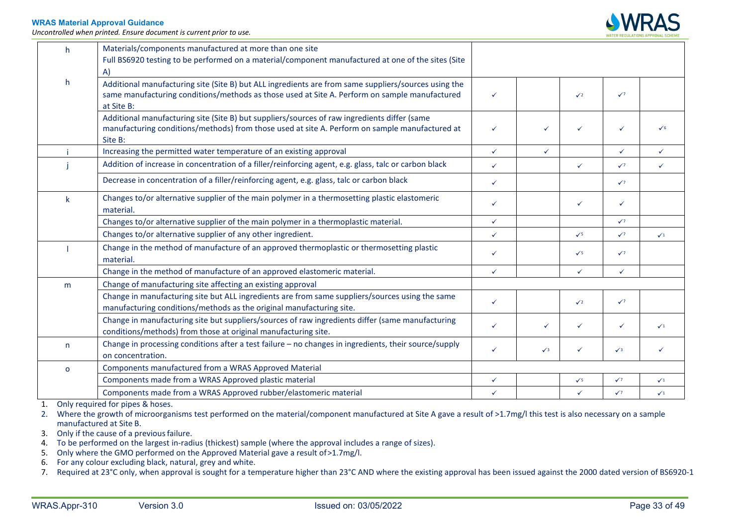| | | | | | | |
|---|---|---|---|---|---|---|
| h | Materials/components manufactured at more than one site<br>Full BS6920 testing to be performed on a material/component manufactured at one of the sites (Site A) | | | | | |
| h | Additional manufacturing site (Site B) but ALL ingredients are from same suppliers/sources using the same manufacturing conditions/methods as those used at Site A. Perform on sample manufactured at Site B: | ✓ | | ✓2 | ✓7 | |
| | Additional manufacturing site (Site B) but suppliers/sources of raw ingredients differ (same manufacturing conditions/methods) from those used at site A. Perform on sample manufactured at Site B: | ✓ | ✓ | ✓ | ✓ | ✓6 |
| i | Increasing the permitted water temperature of an existing approval | ✓ | ✓ | | ✓ | ✓ |
| j | Addition of increase in concentration of a filler/reinforcing agent, e.g. glass, talc or carbon black | ✓ | | ✓ | ✓7 | ✓ |
| | Decrease in concentration of a filler/reinforcing agent, e.g. glass, talc or carbon black | ✓ | | | ✓7 | |
| k | Changes to/or alternative supplier of the main polymer in a thermosetting plastic elastomeric material. | ✓ | | ✓ | ✓ | |
| | Changes to/or alternative supplier of the main polymer in a thermoplastic material. | ✓ | | | ✓7 | |
| | Changes to/or alternative supplier of any other ingredient. | ✓ | | ✓5 | ✓7 | ✓1 |
| l | Change in the method of manufacture of an approved thermoplastic or thermosetting plastic material. | ✓ | | ✓5 | ✓7 | |
| | Change in the method of manufacture of an approved elastomeric material. | ✓ | | ✓ | ✓ | |
| m | Change of manufacturing site affecting an existing approval | | | | | |
| | Change in manufacturing site but ALL ingredients are from same suppliers/sources using the same manufacturing conditions/methods as the original manufacturing site. | ✓ | | ✓2 | ✓7 | |
| | Change in manufacturing site but suppliers/sources of raw ingredients differ (same manufacturing conditions/methods) from those at original manufacturing site. | ✓ | ✓ | ✓ | ✓ | ✓1 |
| n | Change in processing conditions after a test failure – no changes in ingredients, their source/supply on concentration. | ✓ | ✓3 | ✓ | ✓3 | ✓ |
| o | Components manufactured from a WRAS Approved Material | | | | | |
| | Components made from a WRAS Approved plastic material | ✓ | | ✓5 | ✓7 | ✓1 |
| | Components made from a WRAS Approved rubber/elastomeric material | ✓ | | ✓ | ✓7 | ✓1 |

1. Only required for pipes & hoses.
2. Where the growth of microorganisms test performed on the material/component manufactured at Site A gave a result of >1.7mg/l this test is also necessary on a sample manufactured at Site B.
3. Only if the cause of a previous failure.
4. To be performed on the largest in-radius (thickest) sample (where the approval includes a range of sizes).
5. Only where the GMO performed on the Approved Material gave a result of >1.7mg/l.
6. For any colour excluding black, natural, grey and white.
7. Required at 23°C only, when approval is sought for a temperature higher than 23°C AND where the existing approval has been issued against the 2000 dated version of BS6920-1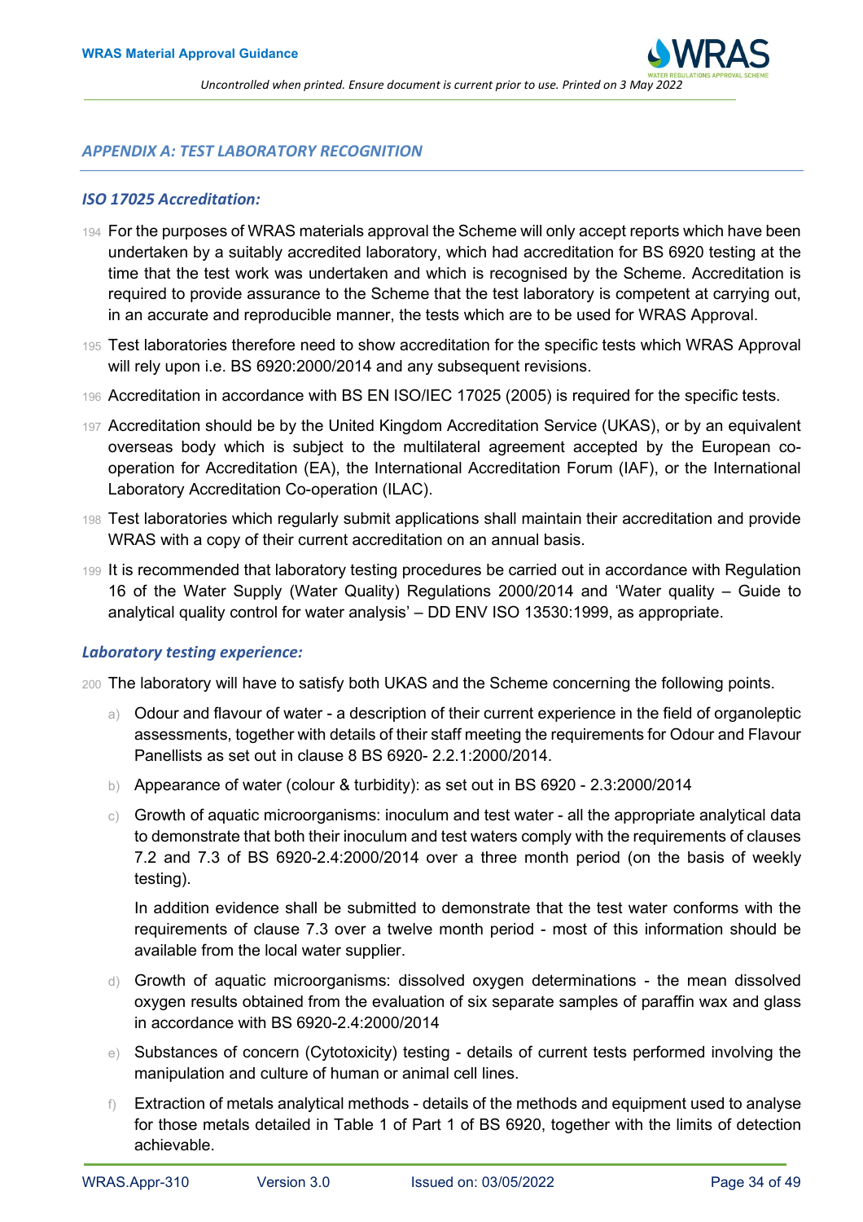## *APPENDIX A: TEST LABORATORY RECOGNITION*

### *ISO 17025 Accreditation:*

194 For the purposes of WRAS materials approval the Scheme will only accept reports which have been undertaken by a suitably accredited laboratory, which had accreditation for BS 6920 testing at the time that the test work was undertaken and which is recognised by the Scheme. Accreditation is required to provide assurance to the Scheme that the test laboratory is competent at carrying out, in an accurate and reproducible manner, the tests which are to be used for WRAS Approval.

195 Test laboratories therefore need to show accreditation for the specific tests which WRAS Approval will rely upon i.e. BS 6920:2000/2014 and any subsequent revisions.

196 Accreditation in accordance with BS EN ISO/IEC 17025 (2005) is required for the specific tests.

197 Accreditation should be by the United Kingdom Accreditation Service (UKAS), or by an equivalent overseas body which is subject to the multilateral agreement accepted by the European co-operation for Accreditation (EA), the International Accreditation Forum (IAF), or the International Laboratory Accreditation Co-operation (ILAC).

198 Test laboratories which regularly submit applications shall maintain their accreditation and provide WRAS with a copy of their current accreditation on an annual basis.

199 It is recommended that laboratory testing procedures be carried out in accordance with Regulation 16 of the Water Supply (Water Quality) Regulations 2000/2014 and 'Water quality – Guide to analytical quality control for water analysis' – DD ENV ISO 13530:1999, as appropriate.

### *Laboratory testing experience:*

200 The laboratory will have to satisfy both UKAS and the Scheme concerning the following points.

a) Odour and flavour of water - a description of their current experience in the field of organoleptic assessments, together with details of their staff meeting the requirements for Odour and Flavour Panellists as set out in clause 8 BS 6920- 2.2.1:2000/2014.

b) Appearance of water (colour & turbidity): as set out in BS 6920 - 2.3:2000/2014

c) Growth of aquatic microorganisms: inoculum and test water - all the appropriate analytical data to demonstrate that both their inoculum and test waters comply with the requirements of clauses 7.2 and 7.3 of BS 6920-2.4:2000/2014 over a three month period (on the basis of weekly testing).

   In addition evidence shall be submitted to demonstrate that the test water conforms with the requirements of clause 7.3 over a twelve month period - most of this information should be available from the local water supplier.

d) Growth of aquatic microorganisms: dissolved oxygen determinations - the mean dissolved oxygen results obtained from the evaluation of six separate samples of paraffin wax and glass in accordance with BS 6920-2.4:2000/2014

e) Substances of concern (Cytotoxicity) testing - details of current tests performed involving the manipulation and culture of human or animal cell lines.

f) Extraction of metals analytical methods - details of the methods and equipment used to analyse for those metals detailed in Table 1 of Part 1 of BS 6920, together with the limits of detection achievable.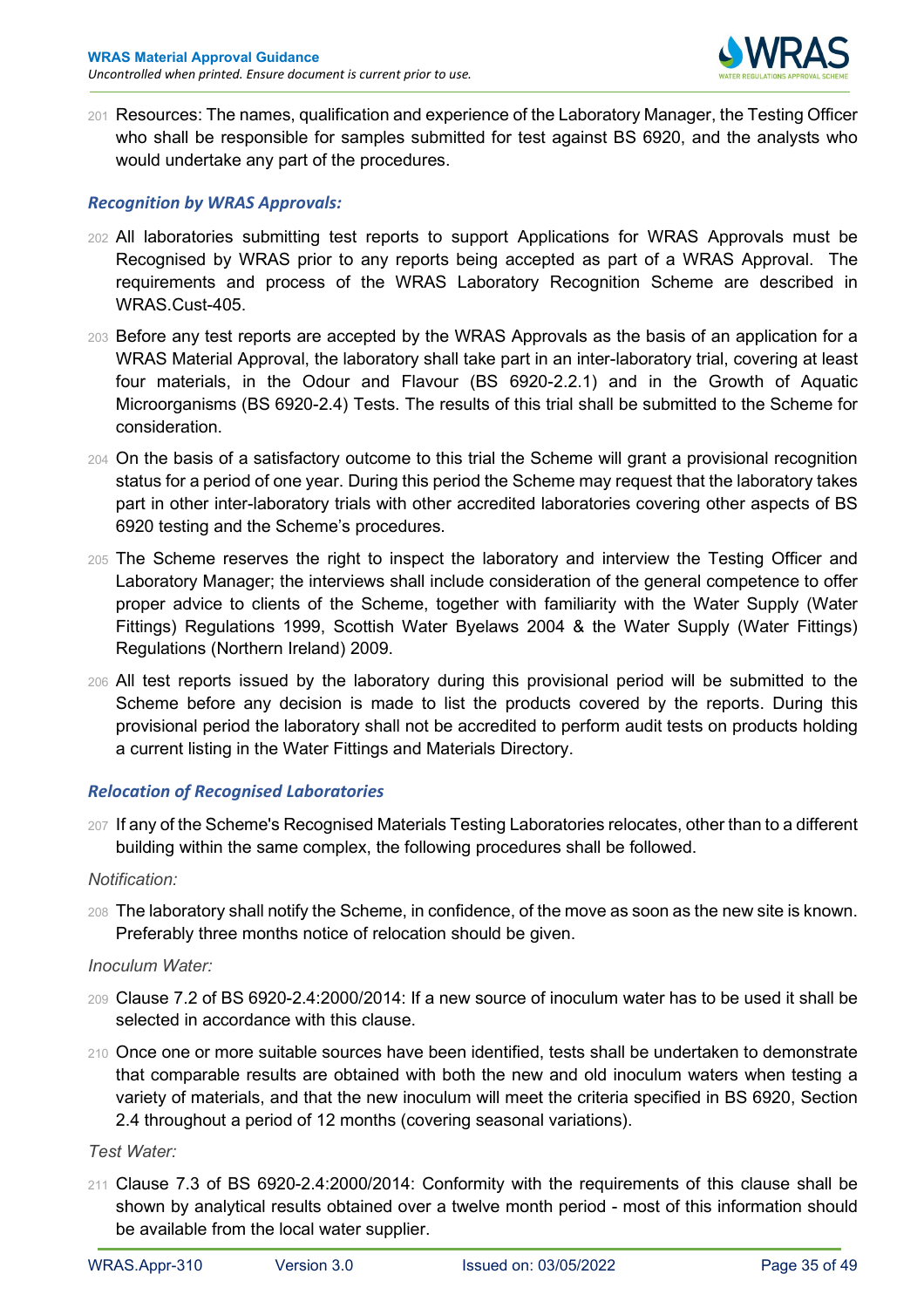201 Resources: The names, qualification and experience of the Laboratory Manager, the Testing Officer who shall be responsible for samples submitted for test against BS 6920, and the analysts who would undertake any part of the procedures.

### *Recognition by WRAS Approvals:*

202 All laboratories submitting test reports to support Applications for WRAS Approvals must be Recognised by WRAS prior to any reports being accepted as part of a WRAS Approval. The requirements and process of the WRAS Laboratory Recognition Scheme are described in WRAS.Cust-405.

203 Before any test reports are accepted by the WRAS Approvals as the basis of an application for a WRAS Material Approval, the laboratory shall take part in an inter-laboratory trial, covering at least four materials, in the Odour and Flavour (BS 6920-2.2.1) and in the Growth of Aquatic Microorganisms (BS 6920-2.4) Tests. The results of this trial shall be submitted to the Scheme for consideration.

204 On the basis of a satisfactory outcome to this trial the Scheme will grant a provisional recognition status for a period of one year. During this period the Scheme may request that the laboratory takes part in other inter-laboratory trials with other accredited laboratories covering other aspects of BS 6920 testing and the Scheme's procedures.

205 The Scheme reserves the right to inspect the laboratory and interview the Testing Officer and Laboratory Manager; the interviews shall include consideration of the general competence to offer proper advice to clients of the Scheme, together with familiarity with the Water Supply (Water Fittings) Regulations 1999, Scottish Water Byelaws 2004 & the Water Supply (Water Fittings) Regulations (Northern Ireland) 2009.

206 All test reports issued by the laboratory during this provisional period will be submitted to the Scheme before any decision is made to list the products covered by the reports. During this provisional period the laboratory shall not be accredited to perform audit tests on products holding a current listing in the Water Fittings and Materials Directory.

### *Relocation of Recognised Laboratories*

207 If any of the Scheme's Recognised Materials Testing Laboratories relocates, other than to a different building within the same complex, the following procedures shall be followed.

*Notification:*

208 The laboratory shall notify the Scheme, in confidence, of the move as soon as the new site is known. Preferably three months notice of relocation should be given.

*Inoculum Water:*

209 Clause 7.2 of BS 6920-2.4:2000/2014: If a new source of inoculum water has to be used it shall be selected in accordance with this clause.

210 Once one or more suitable sources have been identified, tests shall be undertaken to demonstrate that comparable results are obtained with both the new and old inoculum waters when testing a variety of materials, and that the new inoculum will meet the criteria specified in BS 6920, Section 2.4 throughout a period of 12 months (covering seasonal variations).

*Test Water:*

211 Clause 7.3 of BS 6920-2.4:2000/2014: Conformity with the requirements of this clause shall be shown by analytical results obtained over a twelve month period - most of this information should be available from the local water supplier.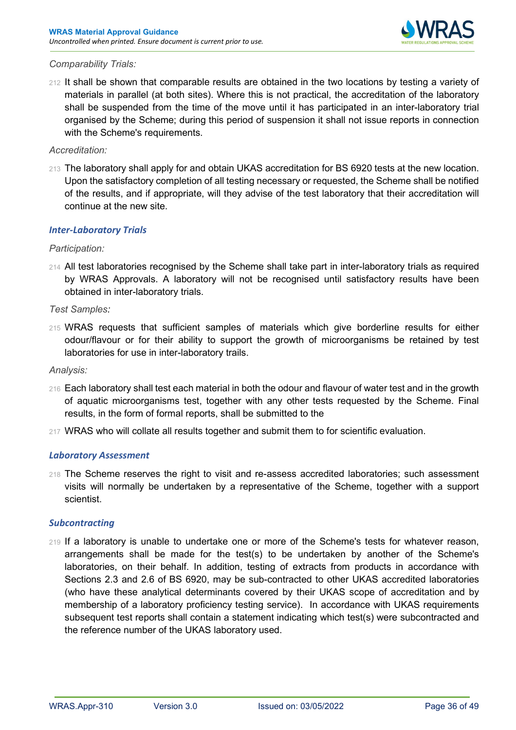*Comparability Trials:*

212 It shall be shown that comparable results are obtained in the two locations by testing a variety of materials in parallel (at both sites). Where this is not practical, the accreditation of the laboratory shall be suspended from the time of the move until it has participated in an inter-laboratory trial organised by the Scheme; during this period of suspension it shall not issue reports in connection with the Scheme's requirements.

*Accreditation:*

213 The laboratory shall apply for and obtain UKAS accreditation for BS 6920 tests at the new location. Upon the satisfactory completion of all testing necessary or requested, the Scheme shall be notified of the results, and if appropriate, will they advise of the test laboratory that their accreditation will continue at the new site.

### *Inter-Laboratory Trials*

*Participation:*

214 All test laboratories recognised by the Scheme shall take part in inter-laboratory trials as required by WRAS Approvals. A laboratory will not be recognised until satisfactory results have been obtained in inter-laboratory trials.

*Test Samples:*

215 WRAS requests that sufficient samples of materials which give borderline results for either odour/flavour or for their ability to support the growth of microorganisms be retained by test laboratories for use in inter-laboratory trails.

*Analysis:*

216 Each laboratory shall test each material in both the odour and flavour of water test and in the growth of aquatic microorganisms test, together with any other tests requested by the Scheme. Final results, in the form of formal reports, shall be submitted to the

217 WRAS who will collate all results together and submit them to for scientific evaluation.

### *Laboratory Assessment*

218 The Scheme reserves the right to visit and re-assess accredited laboratories; such assessment visits will normally be undertaken by a representative of the Scheme, together with a support scientist.

### *Subcontracting*

219 If a laboratory is unable to undertake one or more of the Scheme's tests for whatever reason, arrangements shall be made for the test(s) to be undertaken by another of the Scheme's laboratories, on their behalf. In addition, testing of extracts from products in accordance with Sections 2.3 and 2.6 of BS 6920, may be sub-contracted to other UKAS accredited laboratories (who have these analytical determinants covered by their UKAS scope of accreditation and by membership of a laboratory proficiency testing service). In accordance with UKAS requirements subsequent test reports shall contain a statement indicating which test(s) were subcontracted and the reference number of the UKAS laboratory used.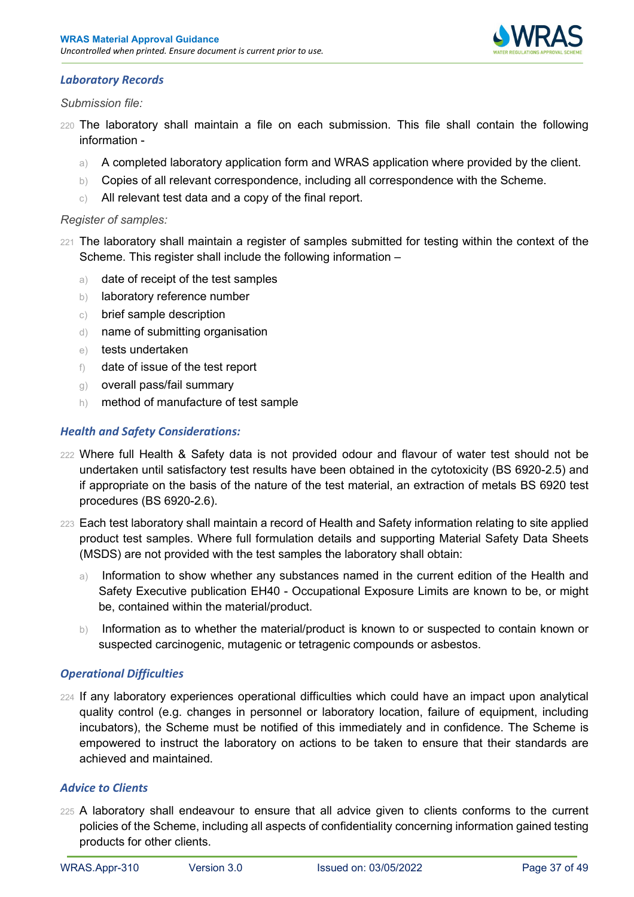### *Laboratory Records*

*Submission file:*

220 The laboratory shall maintain a file on each submission. This file shall contain the following information -

a) A completed laboratory application form and WRAS application where provided by the client.
b) Copies of all relevant correspondence, including all correspondence with the Scheme.
c) All relevant test data and a copy of the final report.

*Register of samples:*

221 The laboratory shall maintain a register of samples submitted for testing within the context of the Scheme. This register shall include the following information –

a) date of receipt of the test samples
b) laboratory reference number
c) brief sample description
d) name of submitting organisation
e) tests undertaken
f) date of issue of the test report
g) overall pass/fail summary
h) method of manufacture of test sample

### *Health and Safety Considerations:*

222 Where full Health & Safety data is not provided odour and flavour of water test should not be undertaken until satisfactory test results have been obtained in the cytotoxicity (BS 6920-2.5) and if appropriate on the basis of the nature of the test material, an extraction of metals BS 6920 test procedures (BS 6920-2.6).

223 Each test laboratory shall maintain a record of Health and Safety information relating to site applied product test samples. Where full formulation details and supporting Material Safety Data Sheets (MSDS) are not provided with the test samples the laboratory shall obtain:

a) Information to show whether any substances named in the current edition of the Health and Safety Executive publication EH40 - Occupational Exposure Limits are known to be, or might be, contained within the material/product.
b) Information as to whether the material/product is known to or suspected to contain known or suspected carcinogenic, mutagenic or tetragenic compounds or asbestos.

### *Operational Difficulties*

224 If any laboratory experiences operational difficulties which could have an impact upon analytical quality control (e.g. changes in personnel or laboratory location, failure of equipment, including incubators), the Scheme must be notified of this immediately and in confidence. The Scheme is empowered to instruct the laboratory on actions to be taken to ensure that their standards are achieved and maintained.

### *Advice to Clients*

225 A laboratory shall endeavour to ensure that all advice given to clients conforms to the current policies of the Scheme, including all aspects of confidentiality concerning information gained testing products for other clients.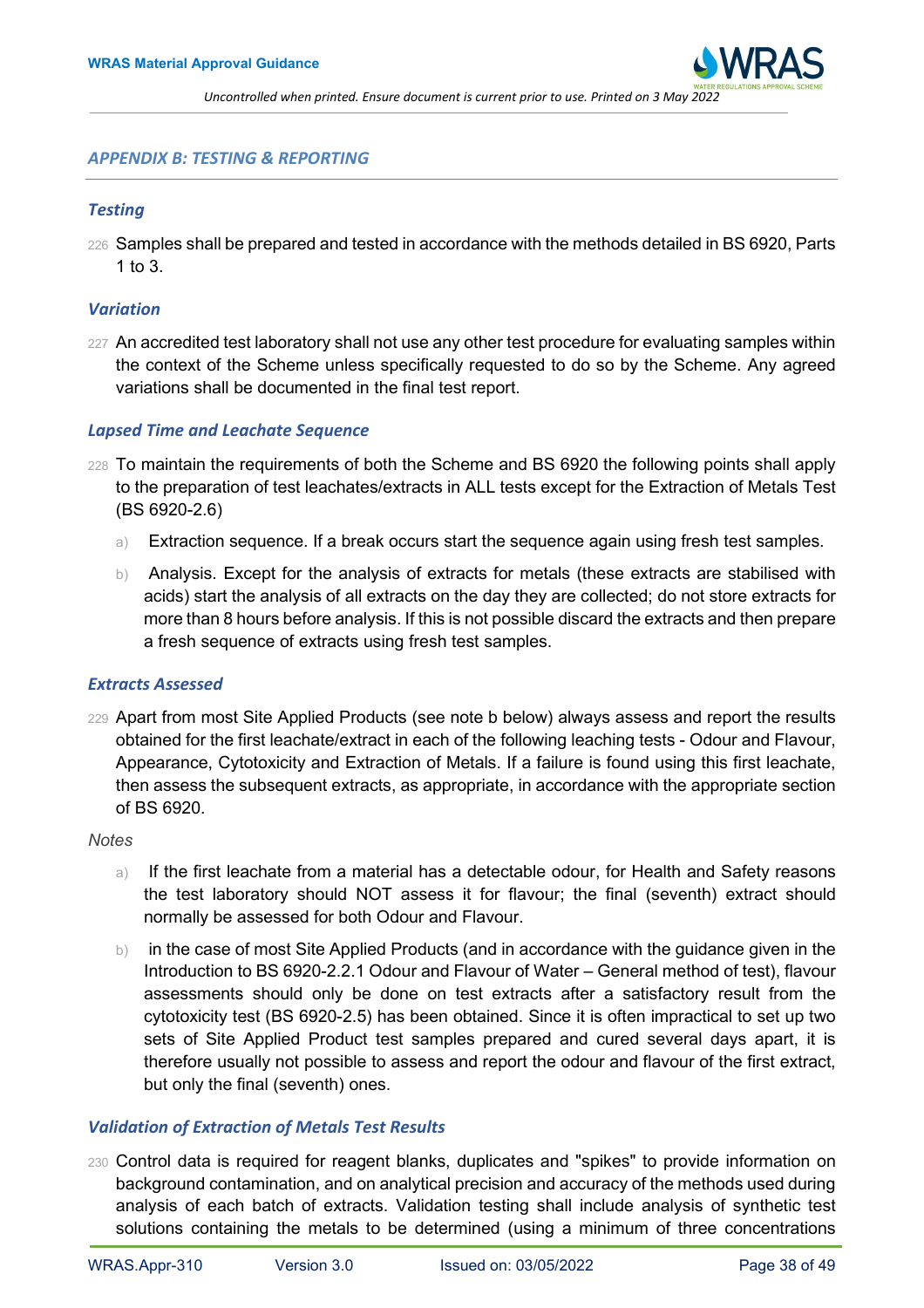## *APPENDIX B: TESTING & REPORTING*

### *Testing*

226 Samples shall be prepared and tested in accordance with the methods detailed in BS 6920, Parts 1 to 3.

### *Variation*

227 An accredited test laboratory shall not use any other test procedure for evaluating samples within the context of the Scheme unless specifically requested to do so by the Scheme. Any agreed variations shall be documented in the final test report.

### *Lapsed Time and Leachate Sequence*

228 To maintain the requirements of both the Scheme and BS 6920 the following points shall apply to the preparation of test leachates/extracts in ALL tests except for the Extraction of Metals Test (BS 6920-2.6)

a) Extraction sequence. If a break occurs start the sequence again using fresh test samples.

b) Analysis. Except for the analysis of extracts for metals (these extracts are stabilised with acids) start the analysis of all extracts on the day they are collected; do not store extracts for more than 8 hours before analysis. If this is not possible discard the extracts and then prepare a fresh sequence of extracts using fresh test samples.

### *Extracts Assessed*

229 Apart from most Site Applied Products (see note b below) always assess and report the results obtained for the first leachate/extract in each of the following leaching tests - Odour and Flavour, Appearance, Cytotoxicity and Extraction of Metals. If a failure is found using this first leachate, then assess the subsequent extracts, as appropriate, in accordance with the appropriate section of BS 6920.

*Notes*

a) If the first leachate from a material has a detectable odour, for Health and Safety reasons the test laboratory should NOT assess it for flavour; the final (seventh) extract should normally be assessed for both Odour and Flavour.

b) in the case of most Site Applied Products (and in accordance with the guidance given in the Introduction to BS 6920-2.2.1 Odour and Flavour of Water – General method of test), flavour assessments should only be done on test extracts after a satisfactory result from the cytotoxicity test (BS 6920-2.5) has been obtained. Since it is often impractical to set up two sets of Site Applied Product test samples prepared and cured several days apart, it is therefore usually not possible to assess and report the odour and flavour of the first extract, but only the final (seventh) ones.

### *Validation of Extraction of Metals Test Results*

230 Control data is required for reagent blanks, duplicates and "spikes" to provide information on background contamination, and on analytical precision and accuracy of the methods used during analysis of each batch of extracts. Validation testing shall include analysis of synthetic test solutions containing the metals to be determined (using a minimum of three concentrations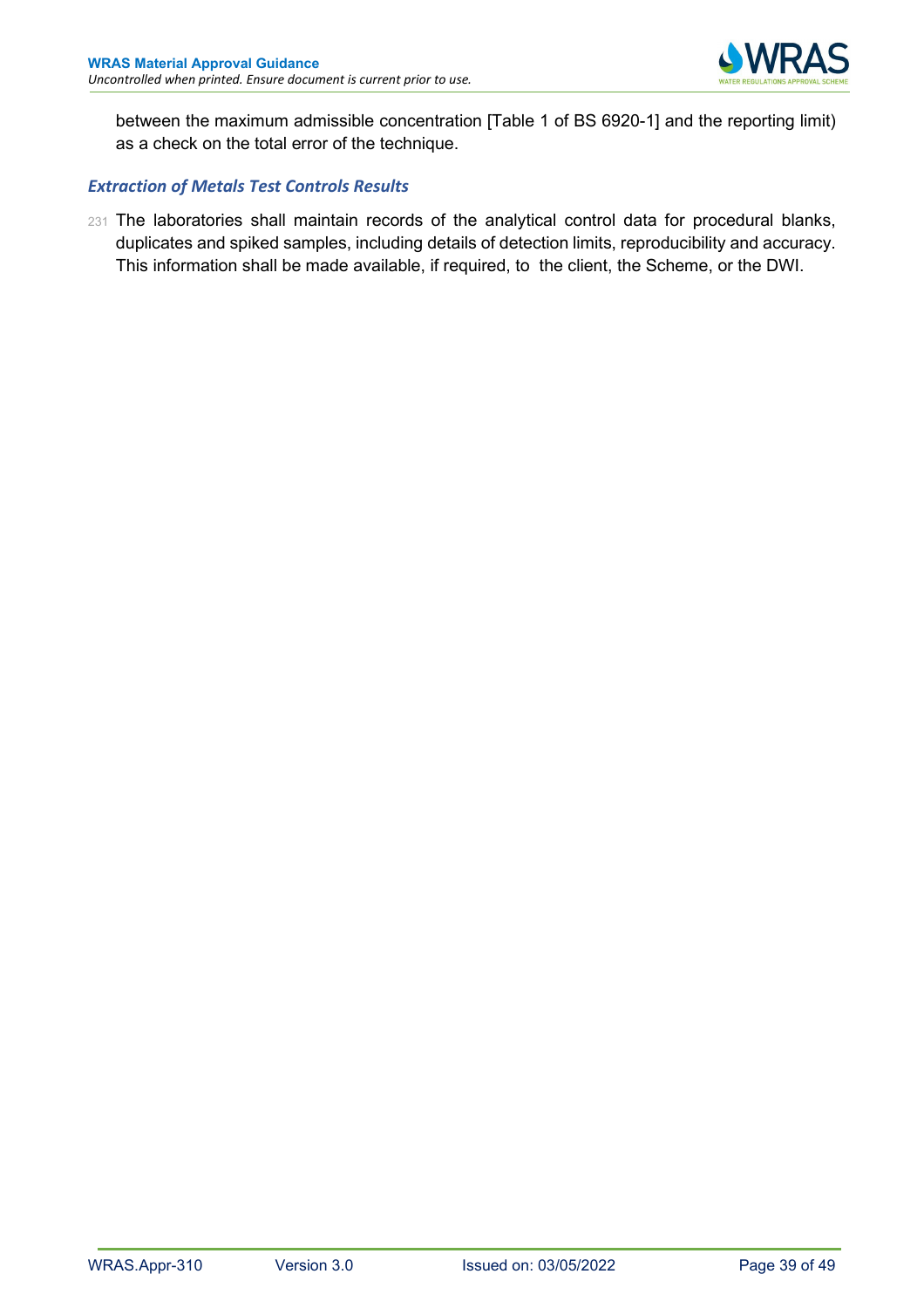between the maximum admissible concentration [Table 1 of BS 6920-1] and the reporting limit) as a check on the total error of the technique.

### *Extraction of Metals Test Controls Results*

231 The laboratories shall maintain records of the analytical control data for procedural blanks, duplicates and spiked samples, including details of detection limits, reproducibility and accuracy. This information shall be made available, if required, to the client, the Scheme, or the DWI.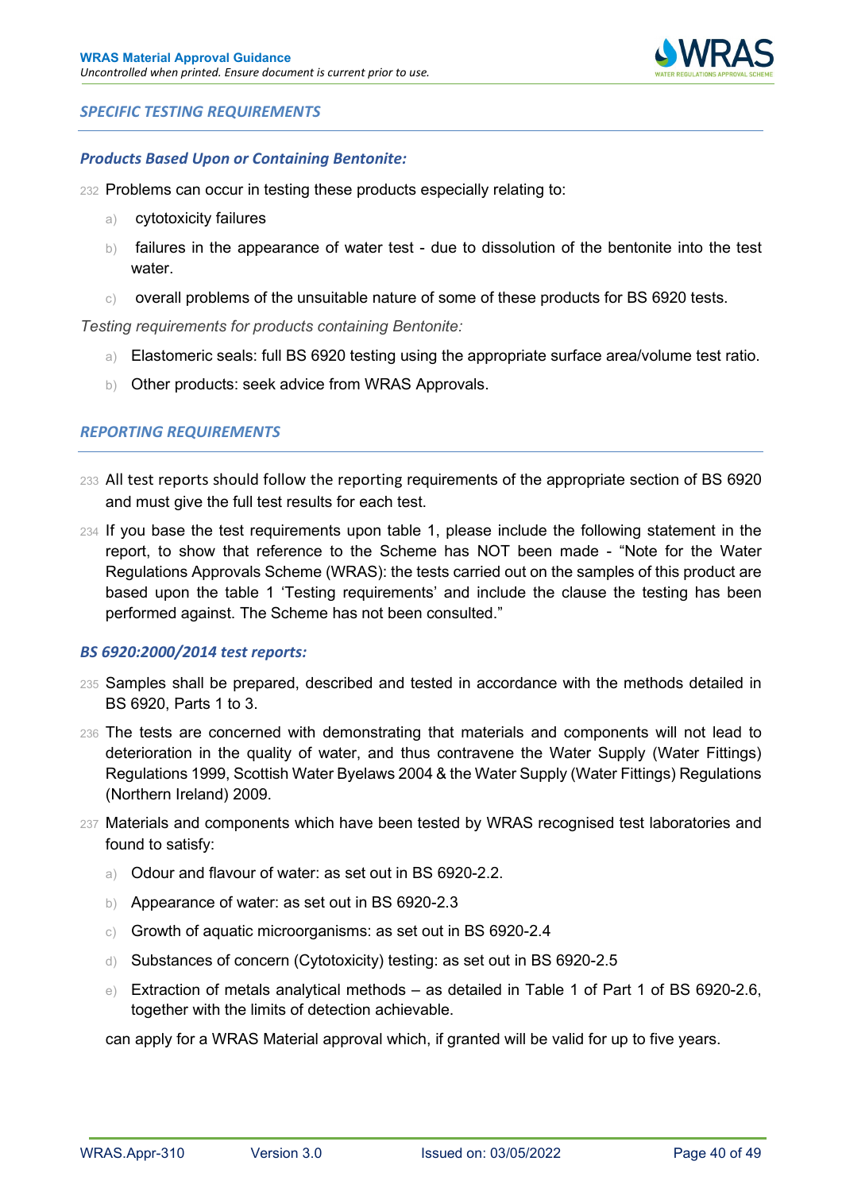## SPECIFIC TESTING REQUIREMENTS

### Products Based Upon or Containing Bentonite:

232 Problems can occur in testing these products especially relating to:

a) cytotoxicity failures

b) failures in the appearance of water test - due to dissolution of the bentonite into the test water.

c) overall problems of the unsuitable nature of some of these products for BS 6920 tests.

*Testing requirements for products containing Bentonite:*

a) Elastomeric seals: full BS 6920 testing using the appropriate surface area/volume test ratio.

b) Other products: seek advice from WRAS Approvals.

## REPORTING REQUIREMENTS

233 All test reports should follow the reporting requirements of the appropriate section of BS 6920 and must give the full test results for each test.

234 If you base the test requirements upon table 1, please include the following statement in the report, to show that reference to the Scheme has NOT been made - "Note for the Water Regulations Approvals Scheme (WRAS): the tests carried out on the samples of this product are based upon the table 1 'Testing requirements' and include the clause the testing has been performed against. The Scheme has not been consulted."

### BS 6920:2000/2014 test reports:

235 Samples shall be prepared, described and tested in accordance with the methods detailed in BS 6920, Parts 1 to 3.

236 The tests are concerned with demonstrating that materials and components will not lead to deterioration in the quality of water, and thus contravene the Water Supply (Water Fittings) Regulations 1999, Scottish Water Byelaws 2004 & the Water Supply (Water Fittings) Regulations (Northern Ireland) 2009.

237 Materials and components which have been tested by WRAS recognised test laboratories and found to satisfy:

a) Odour and flavour of water: as set out in BS 6920-2.2.

b) Appearance of water: as set out in BS 6920-2.3

c) Growth of aquatic microorganisms: as set out in BS 6920-2.4

d) Substances of concern (Cytotoxicity) testing: as set out in BS 6920-2.5

e) Extraction of metals analytical methods – as detailed in Table 1 of Part 1 of BS 6920-2.6, together with the limits of detection achievable.

can apply for a WRAS Material approval which, if granted will be valid for up to five years.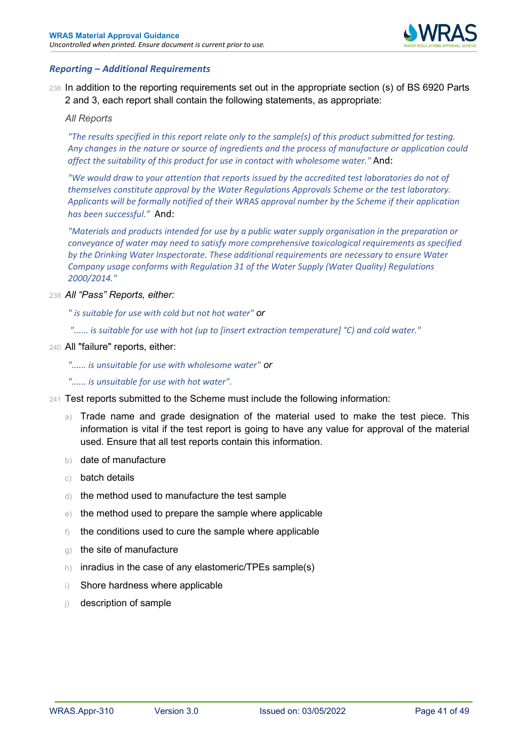### *Reporting – Additional Requirements*

238 In addition to the reporting requirements set out in the appropriate section (s) of BS 6920 Parts 2 and 3, each report shall contain the following statements, as appropriate:

*All Reports*

*"The results specified in this report relate only to the sample(s) of this product submitted for testing. Any changes in the nature or source of ingredients and the process of manufacture or application could affect the suitability of this product for use in contact with wholesome water."* And:

*"We would draw to your attention that reports issued by the accredited test laboratories do not of themselves constitute approval by the Water Regulations Approvals Scheme or the test laboratory. Applicants will be formally notified of their WRAS approval number by the Scheme if their application has been successful."* And:

*"Materials and products intended for use by a public water supply organisation in the preparation or conveyance of water may need to satisfy more comprehensive toxicological requirements as specified by the Drinking Water Inspectorate. These additional requirements are necessary to ensure Water Company usage conforms with Regulation 31 of the Water Supply (Water Quality) Regulations 2000/2014."*

239 *All "Pass" Reports, either:*

*" is suitable for use with cold but not hot water"* or

*"...... is suitable for use with hot (up to [insert extraction temperature] °C) and cold water."*

240 All "failure" reports, either:

*"...... is unsuitable for use with wholesome water"* or

*"...... is unsuitable for use with hot water".*

241 Test reports submitted to the Scheme must include the following information:

a) Trade name and grade designation of the material used to make the test piece. This information is vital if the test report is going to have any value for approval of the material used. Ensure that all test reports contain this information.

b) date of manufacture

c) batch details

d) the method used to manufacture the test sample

e) the method used to prepare the sample where applicable

f) the conditions used to cure the sample where applicable

g) the site of manufacture

h) inradius in the case of any elastomeric/TPEs sample(s)

i) Shore hardness where applicable

j) description of sample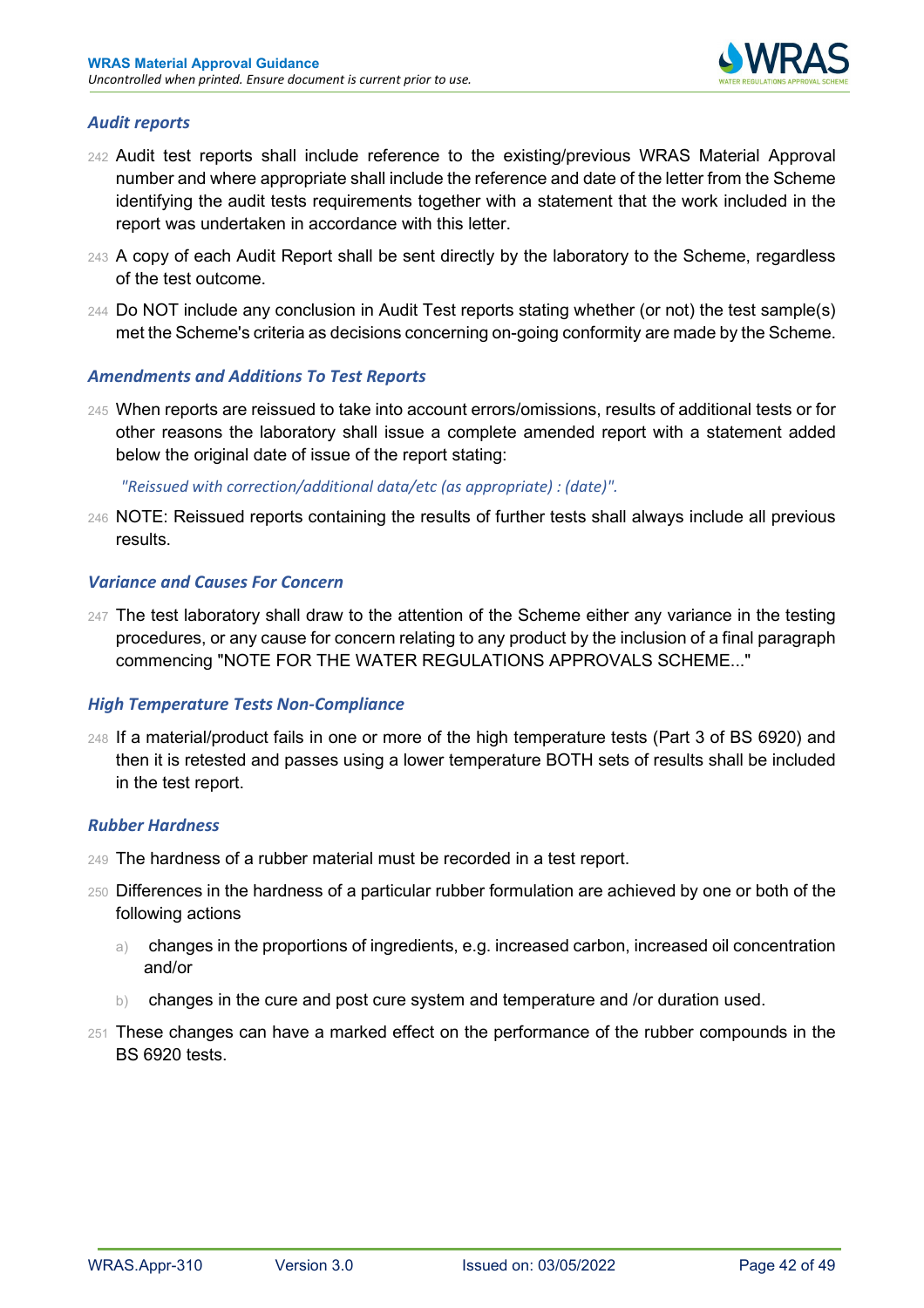### Audit reports

242 Audit test reports shall include reference to the existing/previous WRAS Material Approval number and where appropriate shall include the reference and date of the letter from the Scheme identifying the audit tests requirements together with a statement that the work included in the report was undertaken in accordance with this letter.

243 A copy of each Audit Report shall be sent directly by the laboratory to the Scheme, regardless of the test outcome.

244 Do NOT include any conclusion in Audit Test reports stating whether (or not) the test sample(s) met the Scheme's criteria as decisions concerning on-going conformity are made by the Scheme.

### Amendments and Additions To Test Reports

245 When reports are reissued to take into account errors/omissions, results of additional tests or for other reasons the laboratory shall issue a complete amended report with a statement added below the original date of issue of the report stating:

*"Reissued with correction/additional data/etc (as appropriate) : (date)".*

246 NOTE: Reissued reports containing the results of further tests shall always include all previous results.

### Variance and Causes For Concern

247 The test laboratory shall draw to the attention of the Scheme either any variance in the testing procedures, or any cause for concern relating to any product by the inclusion of a final paragraph commencing "NOTE FOR THE WATER REGULATIONS APPROVALS SCHEME..."

### High Temperature Tests Non-Compliance

248 If a material/product fails in one or more of the high temperature tests (Part 3 of BS 6920) and then it is retested and passes using a lower temperature BOTH sets of results shall be included in the test report.

### Rubber Hardness

249 The hardness of a rubber material must be recorded in a test report.

250 Differences in the hardness of a particular rubber formulation are achieved by one or both of the following actions

a) changes in the proportions of ingredients, e.g. increased carbon, increased oil concentration and/or

b) changes in the cure and post cure system and temperature and /or duration used.

251 These changes can have a marked effect on the performance of the rubber compounds in the BS 6920 tests.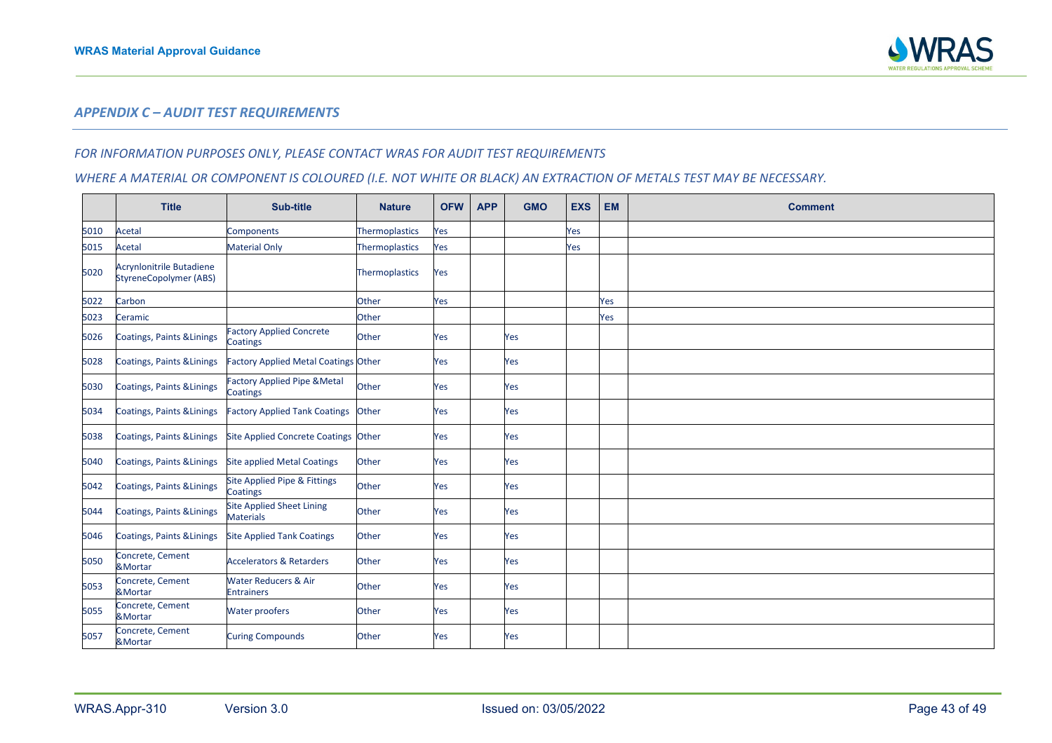## *APPENDIX C – AUDIT TEST REQUIREMENTS*

*FOR INFORMATION PURPOSES ONLY, PLEASE CONTACT WRAS FOR AUDIT TEST REQUIREMENTS*

*WHERE A MATERIAL OR COMPONENT IS COLOURED (I.E. NOT WHITE OR BLACK) AN EXTRACTION OF METALS TEST MAY BE NECESSARY.*

| | Title | Sub-title | Nature | OFW | APP | GMO | EXS | EM | Comment |
|---|---|---|---|---|---|---|---|---|---|
| 5010 | Acetal | Components | Thermoplastics | Yes | | | Yes | | |
| 5015 | Acetal | Material Only | Thermoplastics | Yes | | | Yes | | |
| 5020 | Acrynlonitrile Butadiene StyreneCopolymer (ABS) | | Thermoplastics | Yes | | | | | |
| 5022 | Carbon | | Other | Yes | | | | Yes | |
| 5023 | Ceramic | | Other | | | | | Yes | |
| 5026 | Coatings, Paints &Linings | Factory Applied Concrete Coatings | Other | Yes | | Yes | | | |
| 5028 | Coatings, Paints &Linings | Factory Applied Metal Coatings | Other | Yes | | Yes | | | |
| 5030 | Coatings, Paints &Linings | Factory Applied Pipe &Metal Coatings | Other | Yes | | Yes | | | |
| 5034 | Coatings, Paints &Linings | Factory Applied Tank Coatings | Other | Yes | | Yes | | | |
| 5038 | Coatings, Paints &Linings | Site Applied Concrete Coatings | Other | Yes | | Yes | | | |
| 5040 | Coatings, Paints &Linings | Site applied Metal Coatings | Other | Yes | | Yes | | | |
| 5042 | Coatings, Paints &Linings | Site Applied Pipe & Fittings Coatings | Other | Yes | | Yes | | | |
| 5044 | Coatings, Paints &Linings | Site Applied Sheet Lining Materials | Other | Yes | | Yes | | | |
| 5046 | Coatings, Paints &Linings | Site Applied Tank Coatings | Other | Yes | | Yes | | | |
| 5050 | Concrete, Cement &Mortar | Accelerators & Retarders | Other | Yes | | Yes | | | |
| 5053 | Concrete, Cement &Mortar | Water Reducers & Air Entrainers | Other | Yes | | Yes | | | |
| 5055 | Concrete, Cement &Mortar | Water proofers | Other | Yes | | Yes | | | |
| 5057 | Concrete, Cement &Mortar | Curing Compounds | Other | Yes | | Yes | | | |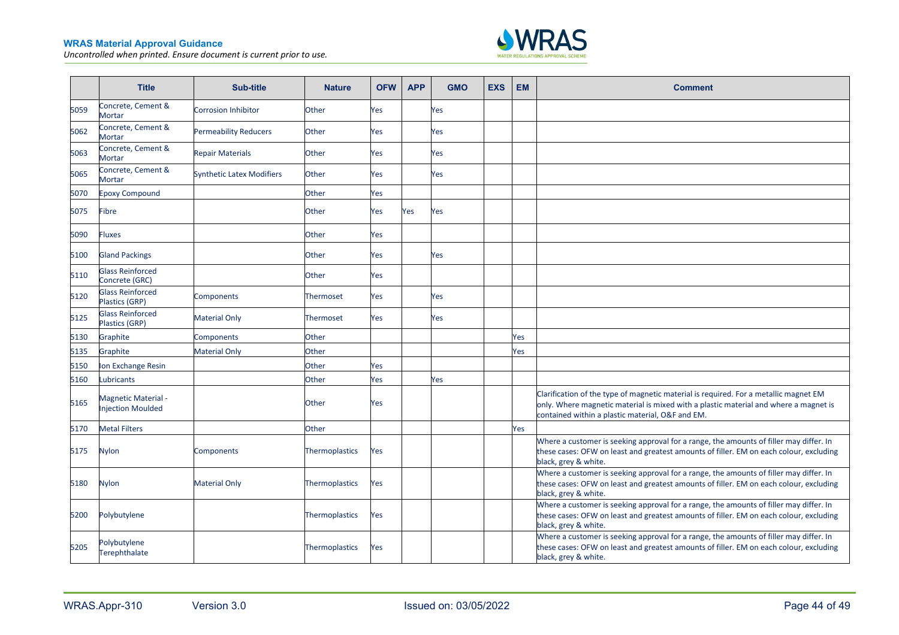| | Title | Sub-title | Nature | OFW | APP | GMO | EXS | EM | Comment |
|---|---|---|---|---|---|---|---|---|---|
| 5059 | Concrete, Cement & Mortar | Corrosion Inhibitor | Other | Yes | | Yes | | | |
| 5062 | Concrete, Cement & Mortar | Permeability Reducers | Other | Yes | | Yes | | | |
| 5063 | Concrete, Cement & Mortar | Repair Materials | Other | Yes | | Yes | | | |
| 5065 | Concrete, Cement & Mortar | Synthetic Latex Modifiers | Other | Yes | | Yes | | | |
| 5070 | Epoxy Compound | | Other | Yes | | | | | |
| 5075 | Fibre | | Other | Yes | Yes | Yes | | | |
| 5090 | Fluxes | | Other | Yes | | | | | |
| 5100 | Gland Packings | | Other | Yes | | Yes | | | |
| 5110 | Glass Reinforced Concrete (GRC) | | Other | Yes | | | | | |
| 5120 | Glass Reinforced Plastics (GRP) | Components | Thermoset | Yes | | Yes | | | |
| 5125 | Glass Reinforced Plastics (GRP) | Material Only | Thermoset | Yes | | Yes | | | |
| 5130 | Graphite | Components | Other | | | | | Yes | |
| 5135 | Graphite | Material Only | Other | | | | | Yes | |
| 5150 | Ion Exchange Resin | | Other | Yes | | | | | |
| 5160 | Lubricants | | Other | Yes | | Yes | | | |
| 5165 | Magnetic Material - Injection Moulded | | Other | Yes | | | | | Clarification of the type of magnetic material is required. For a metallic magnet EM only. Where magnetic material is mixed with a plastic material and where a magnet is contained within a plastic material, O&F and EM. |
| 5170 | Metal Filters | | Other | | | | | Yes | |
| 5175 | Nylon | Components | Thermoplastics | Yes | | | | | Where a customer is seeking approval for a range, the amounts of filler may differ. In these cases: OFW on least and greatest amounts of filler. EM on each colour, excluding black, grey & white. |
| 5180 | Nylon | Material Only | Thermoplastics | Yes | | | | | Where a customer is seeking approval for a range, the amounts of filler may differ. In these cases: OFW on least and greatest amounts of filler. EM on each colour, excluding black, grey & white. |
| 5200 | Polybutylene | | Thermoplastics | Yes | | | | | Where a customer is seeking approval for a range, the amounts of filler may differ. In these cases: OFW on least and greatest amounts of filler. EM on each colour, excluding black, grey & white. |
| 5205 | Polybutylene Terephthalate | | Thermoplastics | Yes | | | | | Where a customer is seeking approval for a range, the amounts of filler may differ. In these cases: OFW on least and greatest amounts of filler. EM on each colour, excluding black, grey & white. |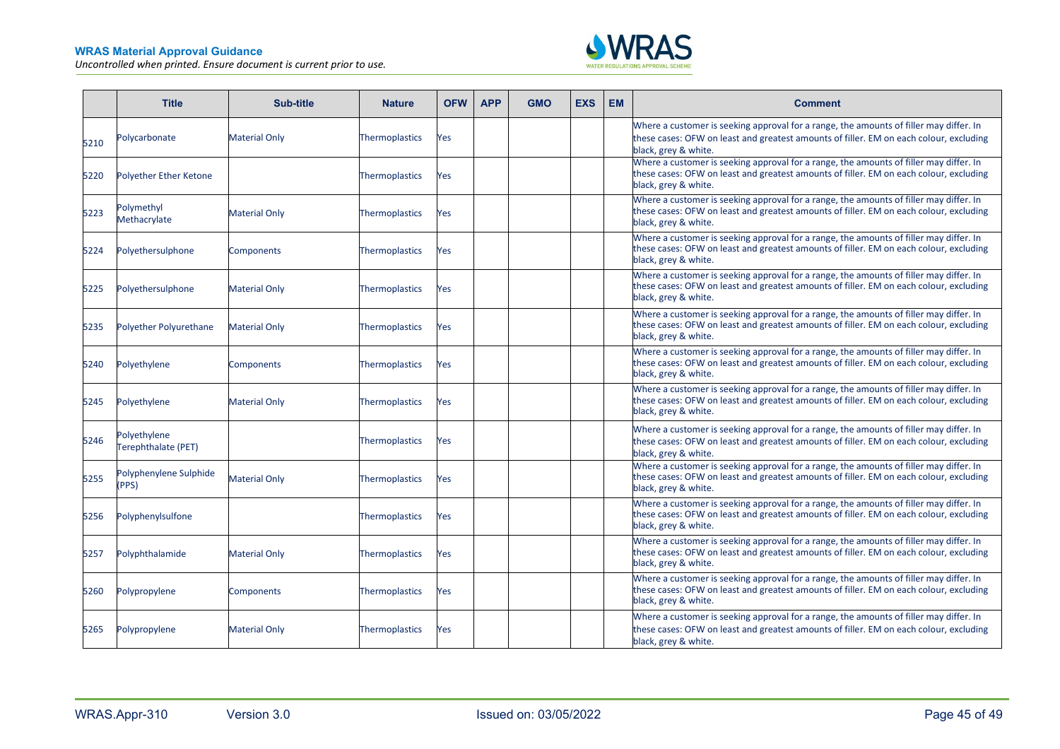| | Title | Sub-title | Nature | OFW | APP | GMO | EXS | EM | Comment |
|---|---|---|---|---|---|---|---|---|---|
| 5210 | Polycarbonate | Material Only | Thermoplastics | Yes | | | | | Where a customer is seeking approval for a range, the amounts of filler may differ. In these cases: OFW on least and greatest amounts of filler. EM on each colour, excluding black, grey & white. |
| 5220 | Polyether Ether Ketone | | Thermoplastics | Yes | | | | | Where a customer is seeking approval for a range, the amounts of filler may differ. In these cases: OFW on least and greatest amounts of filler. EM on each colour, excluding black, grey & white. |
| 5223 | Polymethyl Methacrylate | Material Only | Thermoplastics | Yes | | | | | Where a customer is seeking approval for a range, the amounts of filler may differ. In these cases: OFW on least and greatest amounts of filler. EM on each colour, excluding black, grey & white. |
| 5224 | Polyethersulphone | Components | Thermoplastics | Yes | | | | | Where a customer is seeking approval for a range, the amounts of filler may differ. In these cases: OFW on least and greatest amounts of filler. EM on each colour, excluding black, grey & white. |
| 5225 | Polyethersulphone | Material Only | Thermoplastics | Yes | | | | | Where a customer is seeking approval for a range, the amounts of filler may differ. In these cases: OFW on least and greatest amounts of filler. EM on each colour, excluding black, grey & white. |
| 5235 | Polyether Polyurethane | Material Only | Thermoplastics | Yes | | | | | Where a customer is seeking approval for a range, the amounts of filler may differ. In these cases: OFW on least and greatest amounts of filler. EM on each colour, excluding black, grey & white. |
| 5240 | Polyethylene | Components | Thermoplastics | Yes | | | | | Where a customer is seeking approval for a range, the amounts of filler may differ. In these cases: OFW on least and greatest amounts of filler. EM on each colour, excluding black, grey & white. |
| 5245 | Polyethylene | Material Only | Thermoplastics | Yes | | | | | Where a customer is seeking approval for a range, the amounts of filler may differ. In these cases: OFW on least and greatest amounts of filler. EM on each colour, excluding black, grey & white. |
| 5246 | Polyethylene Terephthalate (PET) | | Thermoplastics | Yes | | | | | Where a customer is seeking approval for a range, the amounts of filler may differ. In these cases: OFW on least and greatest amounts of filler. EM on each colour, excluding black, grey & white. |
| 5255 | Polyphenylene Sulphide (PPS) | Material Only | Thermoplastics | Yes | | | | | Where a customer is seeking approval for a range, the amounts of filler may differ. In these cases: OFW on least and greatest amounts of filler. EM on each colour, excluding black, grey & white. |
| 5256 | Polyphenylsulfone | | Thermoplastics | Yes | | | | | Where a customer is seeking approval for a range, the amounts of filler may differ. In these cases: OFW on least and greatest amounts of filler. EM on each colour, excluding black, grey & white. |
| 5257 | Polyphthalamide | Material Only | Thermoplastics | Yes | | | | | Where a customer is seeking approval for a range, the amounts of filler may differ. In these cases: OFW on least and greatest amounts of filler. EM on each colour, excluding black, grey & white. |
| 5260 | Polypropylene | Components | Thermoplastics | Yes | | | | | Where a customer is seeking approval for a range, the amounts of filler may differ. In these cases: OFW on least and greatest amounts of filler. EM on each colour, excluding black, grey & white. |
| 5265 | Polypropylene | Material Only | Thermoplastics | Yes | | | | | Where a customer is seeking approval for a range, the amounts of filler may differ. In these cases: OFW on least and greatest amounts of filler. EM on each colour, excluding black, grey & white. |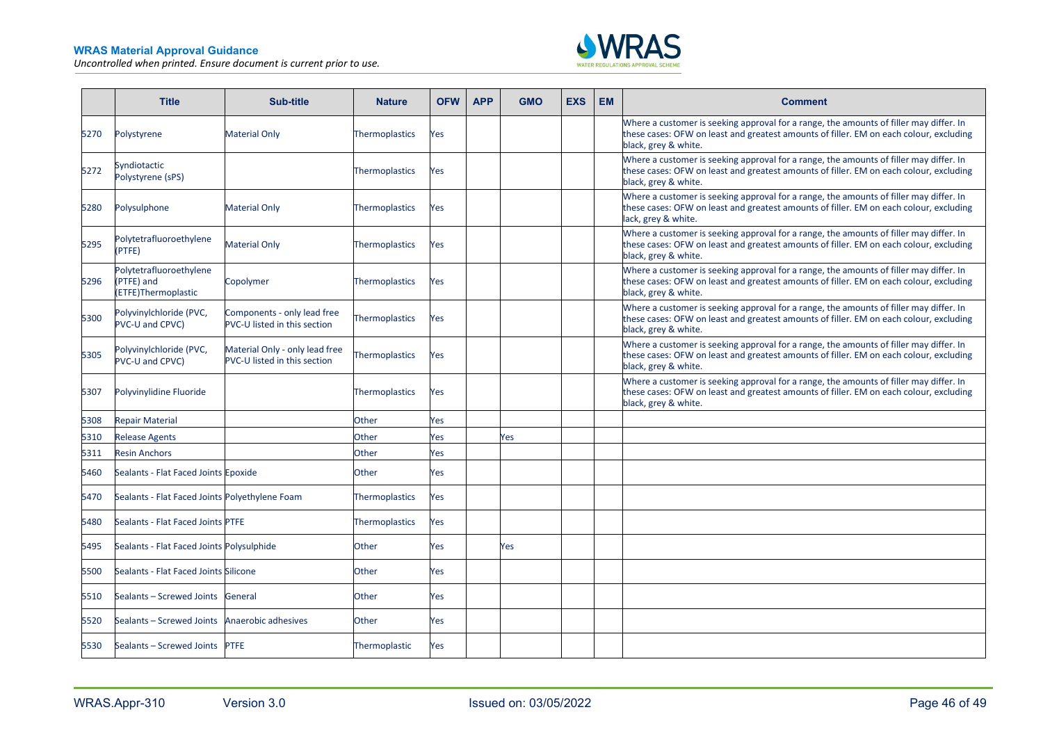| | Title | Sub-title | Nature | OFW | APP | GMO | EXS | EM | Comment |
|---|---|---|---|---|---|---|---|---|---|
| 5270 | Polystyrene | Material Only | Thermoplastics | Yes | | | | | Where a customer is seeking approval for a range, the amounts of filler may differ. In these cases: OFW on least and greatest amounts of filler. EM on each colour, excluding black, grey & white. |
| 5272 | Syndiotactic Polystyrene (sPS) | | Thermoplastics | Yes | | | | | Where a customer is seeking approval for a range, the amounts of filler may differ. In these cases: OFW on least and greatest amounts of filler. EM on each colour, excluding black, grey & white. |
| 5280 | Polysulphone | Material Only | Thermoplastics | Yes | | | | | Where a customer is seeking approval for a range, the amounts of filler may differ. In these cases: OFW on least and greatest amounts of filler. EM on each colour, excluding lack, grey & white. |
| 5295 | Polytetrafluoroethylene (PTFE) | Material Only | Thermoplastics | Yes | | | | | Where a customer is seeking approval for a range, the amounts of filler may differ. In these cases: OFW on least and greatest amounts of filler. EM on each colour, excluding black, grey & white. |
| 5296 | Polytetrafluoroethylene (PTFE) and (ETFE)Thermoplastic | Copolymer | Thermoplastics | Yes | | | | | Where a customer is seeking approval for a range, the amounts of filler may differ. In these cases: OFW on least and greatest amounts of filler. EM on each colour, excluding black, grey & white. |
| 5300 | Polyvinylchloride (PVC, PVC-U and CPVC) | Components - only lead free PVC-U listed in this section | Thermoplastics | Yes | | | | | Where a customer is seeking approval for a range, the amounts of filler may differ. In these cases: OFW on least and greatest amounts of filler. EM on each colour, excluding black, grey & white. |
| 5305 | Polyvinylchloride (PVC, PVC-U and CPVC) | Material Only - only lead free PVC-U listed in this section | Thermoplastics | Yes | | | | | Where a customer is seeking approval for a range, the amounts of filler may differ. In these cases: OFW on least and greatest amounts of filler. EM on each colour, excluding black, grey & white. |
| 5307 | Polyvinylidine Fluoride | | Thermoplastics | Yes | | | | | Where a customer is seeking approval for a range, the amounts of filler may differ. In these cases: OFW on least and greatest amounts of filler. EM on each colour, excluding black, grey & white. |
| 5308 | Repair Material | | Other | Yes | | | | | |
| 5310 | Release Agents | | Other | Yes | | Yes | | | |
| 5311 | Resin Anchors | | Other | Yes | | | | | |
| 5460 | Sealants - Flat Faced Joints | Epoxide | Other | Yes | | | | | |
| 5470 | Sealants - Flat Faced Joints | Polyethylene Foam | Thermoplastics | Yes | | | | | |
| 5480 | Sealants - Flat Faced Joints | PTFE | Thermoplastics | Yes | | | | | |
| 5495 | Sealants - Flat Faced Joints | Polysulphide | Other | Yes | | Yes | | | |
| 5500 | Sealants - Flat Faced Joints | Silicone | Other | Yes | | | | | |
| 5510 | Sealants – Screwed Joints | General | Other | Yes | | | | | |
| 5520 | Sealants – Screwed Joints | Anaerobic adhesives | Other | Yes | | | | | |
| 5530 | Sealants – Screwed Joints | PTFE | Thermoplastic | Yes | | | | | |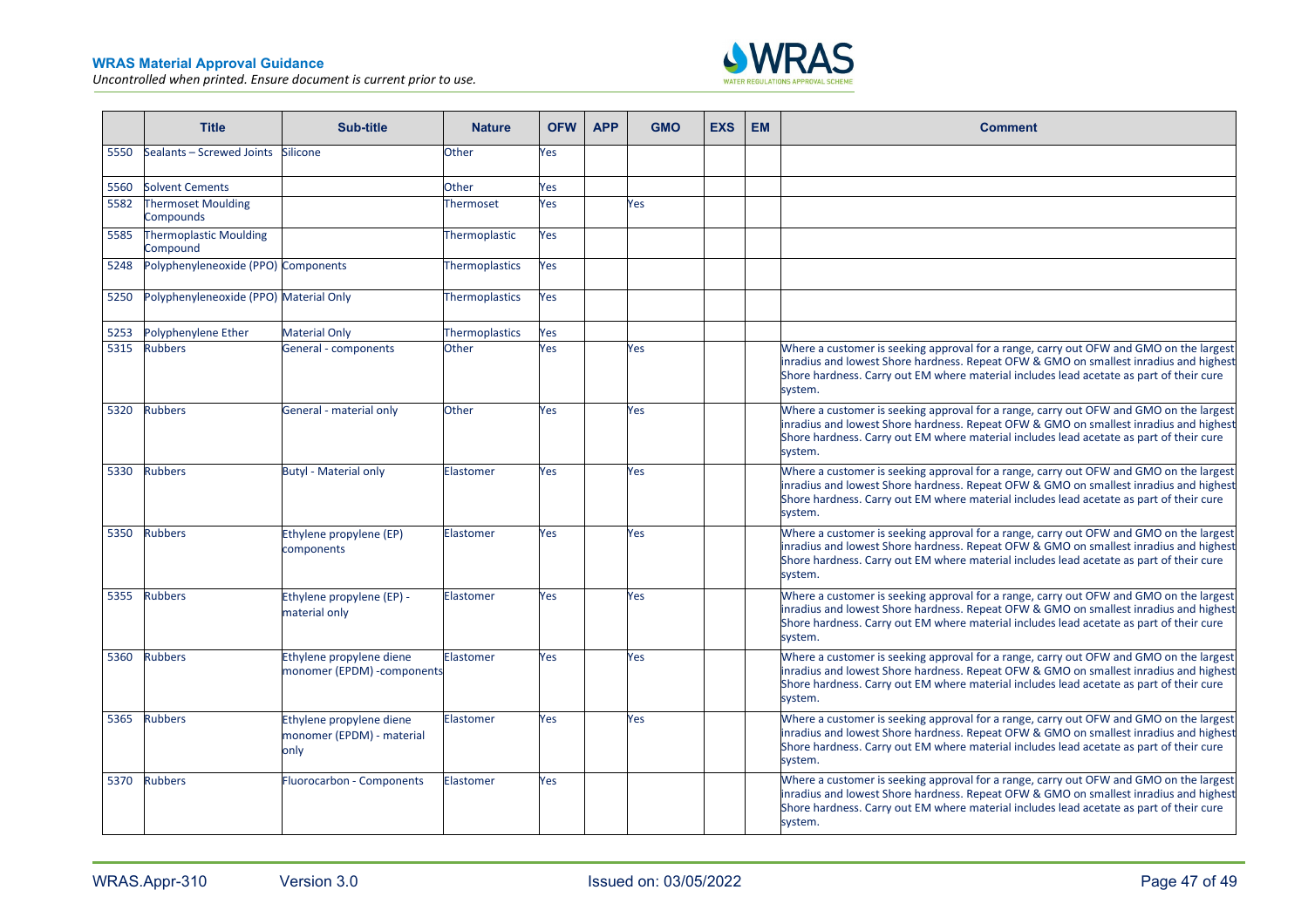| | Title | Sub-title | Nature | OFW | APP | GMO | EXS | EM | Comment |
|---|---|---|---|---|---|---|---|---|---|
| 5550 | Sealants – Screwed Joints | Silicone | Other | Yes | | | | | |
| 5560 | Solvent Cements | | Other | Yes | | | | | |
| 5582 | Thermoset Moulding Compounds | | Thermoset | Yes | | Yes | | | |
| 5585 | Thermoplastic Moulding Compound | | Thermoplastic | Yes | | | | | |
| 5248 | Polyphenyleneoxide (PPO) | Components | Thermoplastics | Yes | | | | | |
| 5250 | Polyphenyleneoxide (PPO) | Material Only | Thermoplastics | Yes | | | | | |
| 5253 | Polyphenylene Ether | Material Only | Thermoplastics | Yes | | | | | |
| 5315 | Rubbers | General - components | Other | Yes | | Yes | | | Where a customer is seeking approval for a range, carry out OFW and GMO on the largest inradius and lowest Shore hardness. Repeat OFW & GMO on smallest inradius and highest Shore hardness. Carry out EM where material includes lead acetate as part of their cure system. |
| 5320 | Rubbers | General - material only | Other | Yes | | Yes | | | Where a customer is seeking approval for a range, carry out OFW and GMO on the largest inradius and lowest Shore hardness. Repeat OFW & GMO on smallest inradius and highest Shore hardness. Carry out EM where material includes lead acetate as part of their cure system. |
| 5330 | Rubbers | Butyl - Material only | Elastomer | Yes | | Yes | | | Where a customer is seeking approval for a range, carry out OFW and GMO on the largest inradius and lowest Shore hardness. Repeat OFW & GMO on smallest inradius and highest Shore hardness. Carry out EM where material includes lead acetate as part of their cure system. |
| 5350 | Rubbers | Ethylene propylene (EP) components | Elastomer | Yes | | Yes | | | Where a customer is seeking approval for a range, carry out OFW and GMO on the largest inradius and lowest Shore hardness. Repeat OFW & GMO on smallest inradius and highest Shore hardness. Carry out EM where material includes lead acetate as part of their cure system. |
| 5355 | Rubbers | Ethylene propylene (EP) - material only | Elastomer | Yes | | Yes | | | Where a customer is seeking approval for a range, carry out OFW and GMO on the largest inradius and lowest Shore hardness. Repeat OFW & GMO on smallest inradius and highest Shore hardness. Carry out EM where material includes lead acetate as part of their cure system. |
| 5360 | Rubbers | Ethylene propylene diene monomer (EPDM) -components | Elastomer | Yes | | Yes | | | Where a customer is seeking approval for a range, carry out OFW and GMO on the largest inradius and lowest Shore hardness. Repeat OFW & GMO on smallest inradius and highest Shore hardness. Carry out EM where material includes lead acetate as part of their cure system. |
| 5365 | Rubbers | Ethylene propylene diene monomer (EPDM) - material only | Elastomer | Yes | | Yes | | | Where a customer is seeking approval for a range, carry out OFW and GMO on the largest inradius and lowest Shore hardness. Repeat OFW & GMO on smallest inradius and highest Shore hardness. Carry out EM where material includes lead acetate as part of their cure system. |
| 5370 | Rubbers | Fluorocarbon - Components | Elastomer | Yes | | | | | Where a customer is seeking approval for a range, carry out OFW and GMO on the largest inradius and lowest Shore hardness. Repeat OFW & GMO on smallest inradius and highest Shore hardness. Carry out EM where material includes lead acetate as part of their cure system. |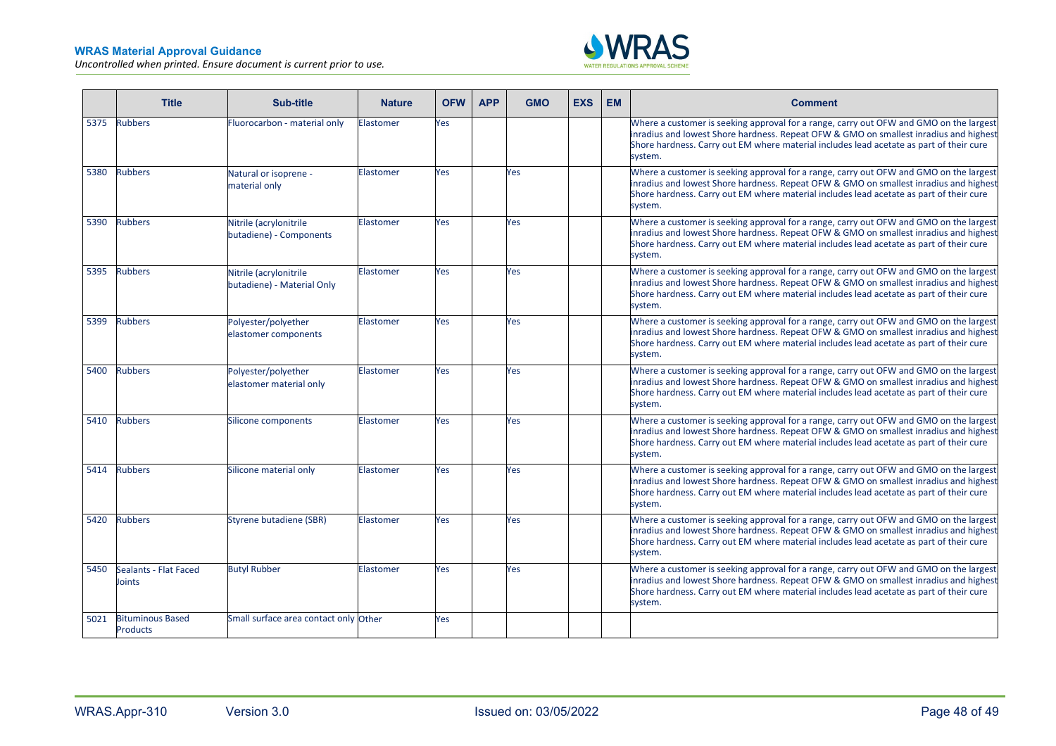| | Title | Sub-title | Nature | OFW | APP | GMO | EXS | EM | Comment |
|---|---|---|---|---|---|---|---|---|---|
| 5375 | Rubbers | Fluorocarbon - material only | Elastomer | Yes | | | | | Where a customer is seeking approval for a range, carry out OFW and GMO on the largest inradius and lowest Shore hardness. Repeat OFW & GMO on smallest inradius and highest Shore hardness. Carry out EM where material includes lead acetate as part of their cure system. |
| 5380 | Rubbers | Natural or isoprene - material only | Elastomer | Yes | | Yes | | | Where a customer is seeking approval for a range, carry out OFW and GMO on the largest inradius and lowest Shore hardness. Repeat OFW & GMO on smallest inradius and highest Shore hardness. Carry out EM where material includes lead acetate as part of their cure system. |
| 5390 | Rubbers | Nitrile (acrylonitrile butadiene) - Components | Elastomer | Yes | | Yes | | | Where a customer is seeking approval for a range, carry out OFW and GMO on the largest inradius and lowest Shore hardness. Repeat OFW & GMO on smallest inradius and highest Shore hardness. Carry out EM where material includes lead acetate as part of their cure system. |
| 5395 | Rubbers | Nitrile (acrylonitrile butadiene) - Material Only | Elastomer | Yes | | Yes | | | Where a customer is seeking approval for a range, carry out OFW and GMO on the largest inradius and lowest Shore hardness. Repeat OFW & GMO on smallest inradius and highest Shore hardness. Carry out EM where material includes lead acetate as part of their cure system. |
| 5399 | Rubbers | Polyester/polyether elastomer components | Elastomer | Yes | | Yes | | | Where a customer is seeking approval for a range, carry out OFW and GMO on the largest inradius and lowest Shore hardness. Repeat OFW & GMO on smallest inradius and highest Shore hardness. Carry out EM where material includes lead acetate as part of their cure system. |
| 5400 | Rubbers | Polyester/polyether elastomer material only | Elastomer | Yes | | Yes | | | Where a customer is seeking approval for a range, carry out OFW and GMO on the largest inradius and lowest Shore hardness. Repeat OFW & GMO on smallest inradius and highest Shore hardness. Carry out EM where material includes lead acetate as part of their cure system. |
| 5410 | Rubbers | Silicone components | Elastomer | Yes | | Yes | | | Where a customer is seeking approval for a range, carry out OFW and GMO on the largest inradius and lowest Shore hardness. Repeat OFW & GMO on smallest inradius and highest Shore hardness. Carry out EM where material includes lead acetate as part of their cure system. |
| 5414 | Rubbers | Silicone material only | Elastomer | Yes | | Yes | | | Where a customer is seeking approval for a range, carry out OFW and GMO on the largest inradius and lowest Shore hardness. Repeat OFW & GMO on smallest inradius and highest Shore hardness. Carry out EM where material includes lead acetate as part of their cure system. |
| 5420 | Rubbers | Styrene butadiene (SBR) | Elastomer | Yes | | Yes | | | Where a customer is seeking approval for a range, carry out OFW and GMO on the largest inradius and lowest Shore hardness. Repeat OFW & GMO on smallest inradius and highest Shore hardness. Carry out EM where material includes lead acetate as part of their cure system. |
| 5450 | Sealants - Flat Faced Joints | Butyl Rubber | Elastomer | Yes | | Yes | | | Where a customer is seeking approval for a range, carry out OFW and GMO on the largest inradius and lowest Shore hardness. Repeat OFW & GMO on smallest inradius and highest Shore hardness. Carry out EM where material includes lead acetate as part of their cure system. |
| 5021 | Bituminous Based Products | Small surface area contact only | Other | Yes | | | | | |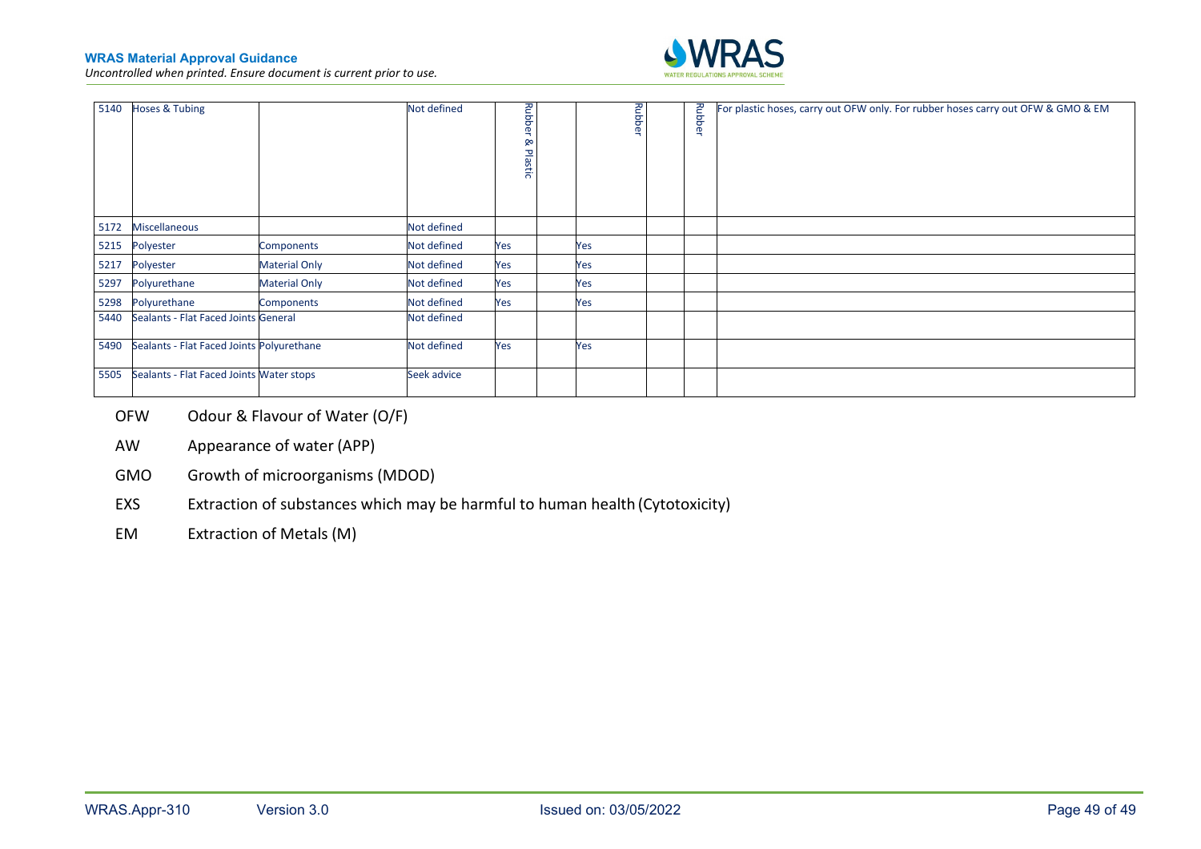| | | | | | | | | | |
|---|---|---|---|---|---|---|---|---|---|
| 5140 | Hoses & Tubing | | Not defined | Rubber & Plastic | | Rubber | | Rubber | For plastic hoses, carry out OFW only. For rubber hoses carry out OFW & GMO & EM |
| 5172 | Miscellaneous | | Not defined | | | | | | |
| 5215 | Polyester | Components | Not defined | Yes | | Yes | | | |
| 5217 | Polyester | Material Only | Not defined | Yes | | Yes | | | |
| 5297 | Polyurethane | Material Only | Not defined | Yes | | Yes | | | |
| 5298 | Polyurethane | Components | Not defined | Yes | | Yes | | | |
| 5440 | Sealants - Flat Faced Joints | General | Not defined | | | | | | |
| 5490 | Sealants - Flat Faced Joints | Polyurethane | Not defined | Yes | | Yes | | | |
| 5505 | Sealants - Flat Faced Joints | Water stops | Seek advice | | | | | | |

OFW Odour & Flavour of Water (O/F)

AW Appearance of water (APP)

GMO Growth of microorganisms (MDOD)

EXS Extraction of substances which may be harmful to human health (Cytotoxicity)

EM Extraction of Metals (M)